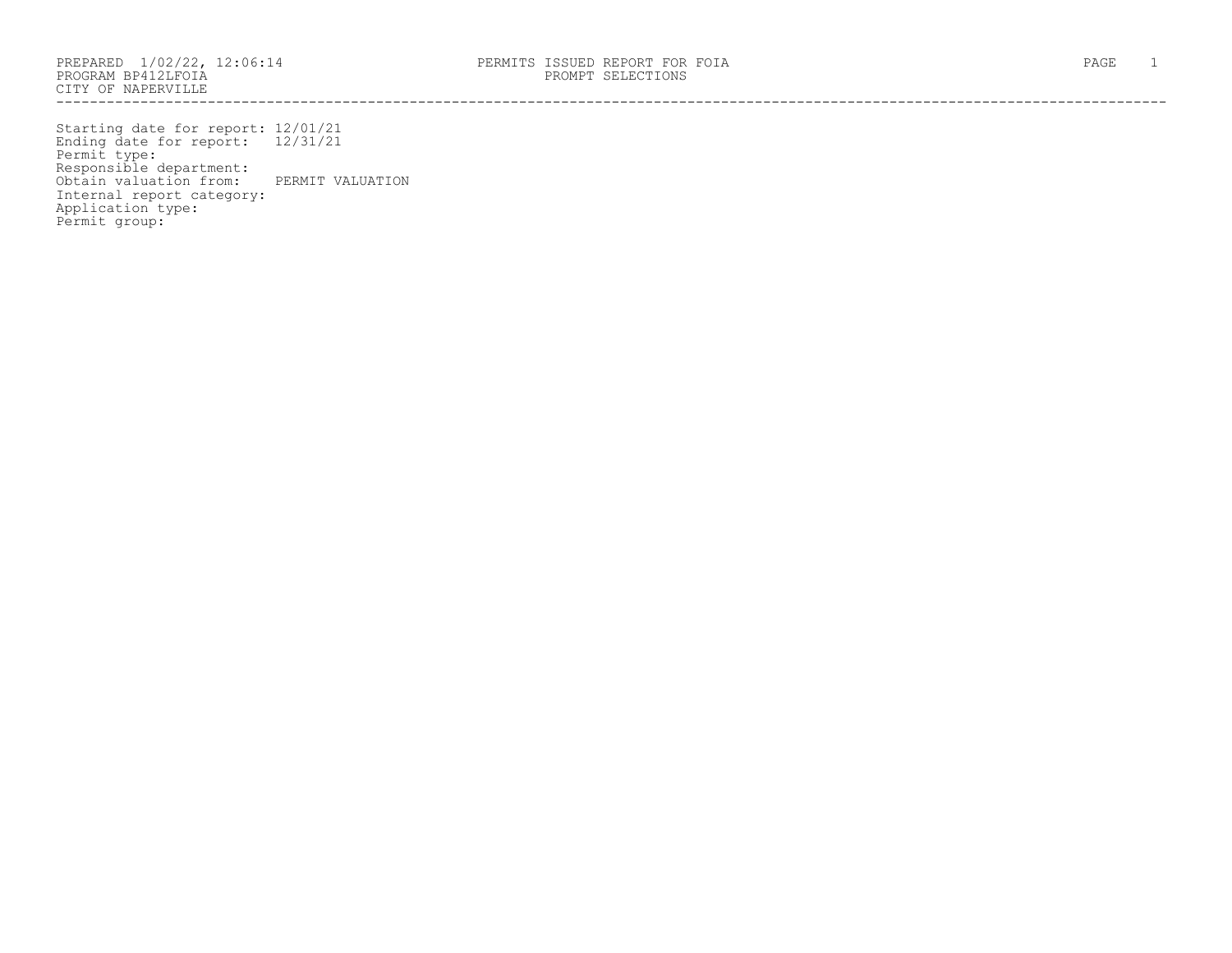PREPARED 1/02/22, 12:06:14
PROGRAM BP412LFOIA
CITY OF NAPERVILLE

PERMITS ISSUED REPORT FOR FOIA
PROMPT SELECTIONS

Starting date for report: 12/01/21
Ending date for report: 12/31/21
Permit type:
Responsible department:
Obtain valuation from: PERMIT VALUATION
Internal report category:
Application type:
Permit group: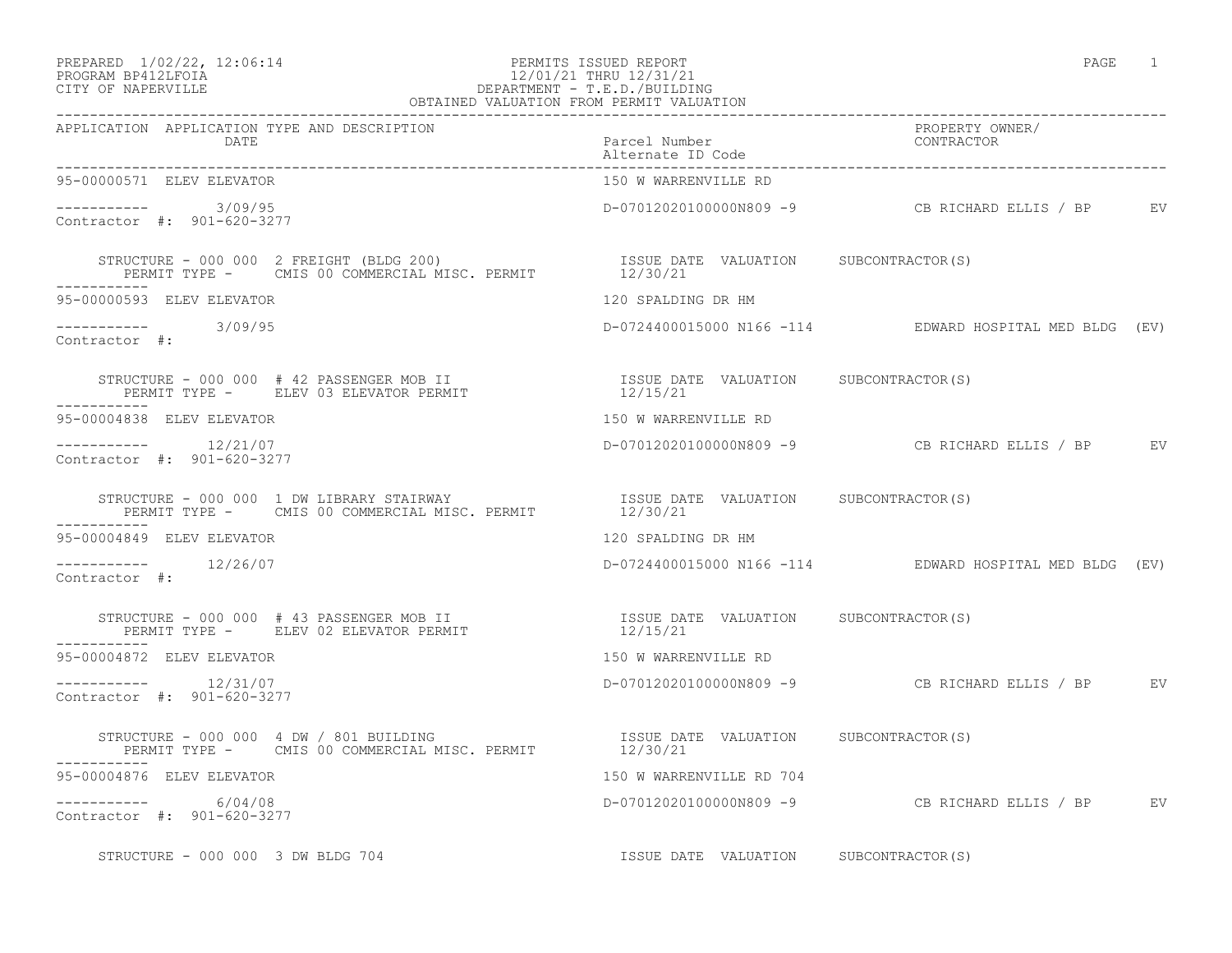PREPARED 1/02/22, 12:06:14
PROGRAM BP412LFOIA
CITY OF NAPERVILLE

PERMITS ISSUED REPORT
12/01/21 THRU 12/31/21
DEPARTMENT - T.E.D./BUILDING
OBTAINED VALUATION FROM PERMIT VALUATION

| APPLICATION | APPLICATION TYPE AND DESCRIPTION DATE | Parcel Number / Alternate ID Code | PROPERTY OWNER/ CONTRACTOR |
|---|---|---|---|

---

**95-00000571** ELEV ELEVATOR — 150 W WARRENVILLE RD

----------- 3/09/95 — D-07012020100000N809 -9 — CB RICHARD ELLIS / BP EV

Contractor #: 901-620-3277

STRUCTURE - 000 000 2 FREIGHT (BLDG 200)
PERMIT TYPE - CMIS 00 COMMERCIAL MISC. PERMIT

ISSUE DATE: 12/30/21 VALUATION SUBCONTRACTOR(S)

---

**95-00000593** ELEV ELEVATOR — 120 SPALDING DR HM

----------- 3/09/95 — D-0724400015000 N166 -114 — EDWARD HOSPITAL MED BLDG (EV)

Contractor #:

STRUCTURE - 000 000 # 42 PASSENGER MOB II
PERMIT TYPE - ELEV 03 ELEVATOR PERMIT

ISSUE DATE: 12/15/21 VALUATION SUBCONTRACTOR(S)

---

**95-00004838** ELEV ELEVATOR — 150 W WARRENVILLE RD

----------- 12/21/07 — D-07012020100000N809 -9 — CB RICHARD ELLIS / BP EV

Contractor #: 901-620-3277

STRUCTURE - 000 000 1 DW LIBRARY STAIRWAY
PERMIT TYPE - CMIS 00 COMMERCIAL MISC. PERMIT

ISSUE DATE: 12/30/21 VALUATION SUBCONTRACTOR(S)

---

**95-00004849** ELEV ELEVATOR — 120 SPALDING DR HM

----------- 12/26/07 — D-0724400015000 N166 -114 — EDWARD HOSPITAL MED BLDG (EV)

Contractor #:

STRUCTURE - 000 000 # 43 PASSENGER MOB II
PERMIT TYPE - ELEV 02 ELEVATOR PERMIT

ISSUE DATE: 12/15/21 VALUATION SUBCONTRACTOR(S)

---

**95-00004872** ELEV ELEVATOR — 150 W WARRENVILLE RD

----------- 12/31/07 — D-07012020100000N809 -9 — CB RICHARD ELLIS / BP EV

Contractor #: 901-620-3277

STRUCTURE - 000 000 4 DW / 801 BUILDING
PERMIT TYPE - CMIS 00 COMMERCIAL MISC. PERMIT

ISSUE DATE: 12/30/21 VALUATION SUBCONTRACTOR(S)

---

**95-00004876** ELEV ELEVATOR — 150 W WARRENVILLE RD 704

----------- 6/04/08 — D-07012020100000N809 -9 — CB RICHARD ELLIS / BP EV

Contractor #: 901-620-3277

STRUCTURE - 000 000 3 DW BLDG 704

ISSUE DATE VALUATION SUBCONTRACTOR(S)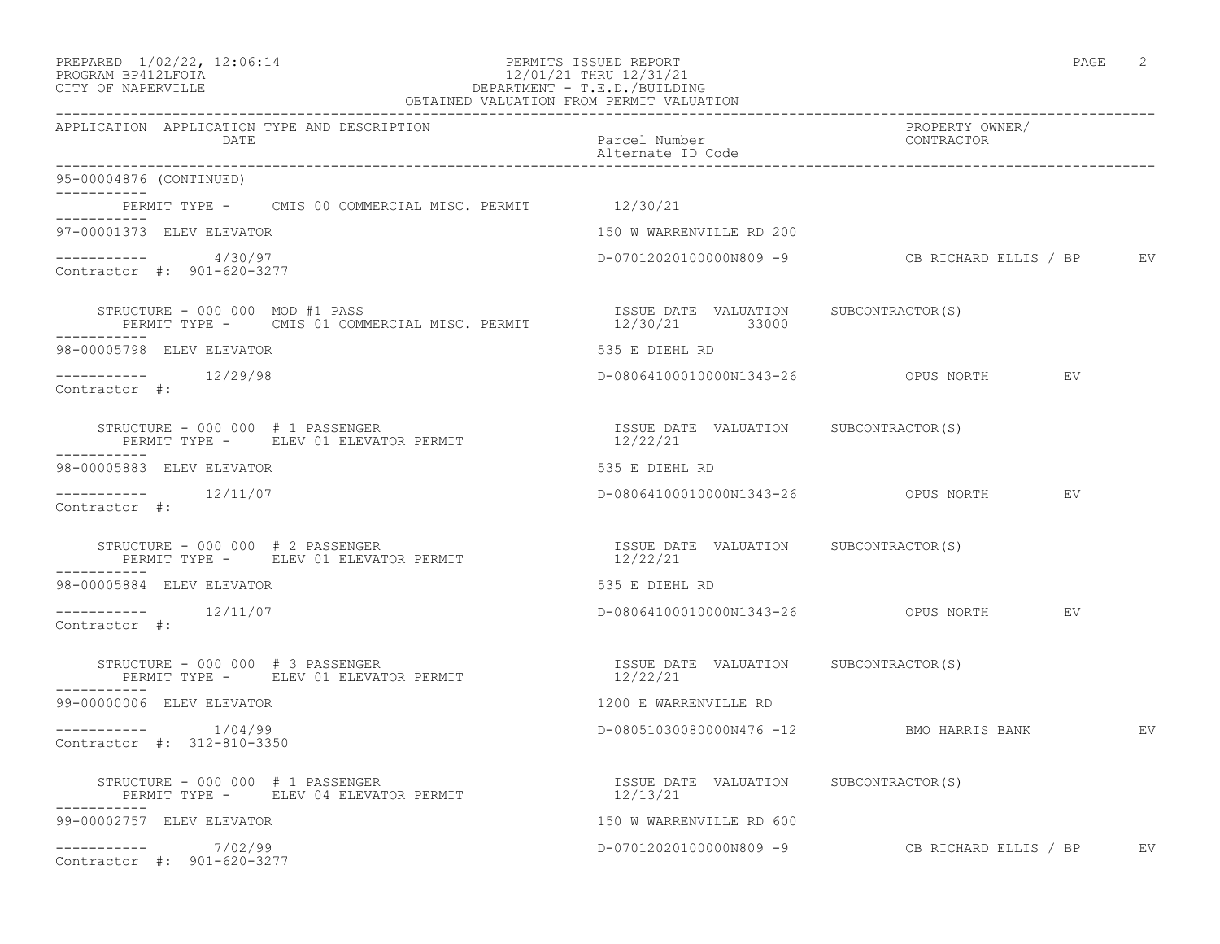PERMITS ISSUED REPORT
12/01/21 THRU 12/31/21
DEPARTMENT - T.E.D./BUILDING
OBTAINED VALUATION FROM PERMIT VALUATION

PREPARED 1/02/22, 12:06:14
PROGRAM BP412LFOIA
CITY OF NAPERVILLE

| APPLICATION | APPLICATION TYPE AND DESCRIPTION / DATE | Parcel Number / Alternate ID Code | PROPERTY OWNER/ CONTRACTOR |
|---|---|---|---|

95-00004876 (CONTINUED)

PERMIT TYPE - CMIS 00 COMMERCIAL MISC. PERMIT 12/30/21

---

97-00001373 ELEV ELEVATOR — 150 W WARRENVILLE RD 200
Date: 4/30/97 — D-07012020100000N809 -9 — CB RICHARD ELLIS / BP — EV
Contractor #: 901-620-3277

STRUCTURE - 000 000 MOD #1 PASS
PERMIT TYPE - CMIS 01 COMMERCIAL MISC. PERMIT

| ISSUE DATE | VALUATION | SUBCONTRACTOR(S) |
|---|---|---|
| 12/30/21 | 33000 | |

---

98-00005798 ELEV ELEVATOR — 535 E DIEHL RD
Date: 12/29/98 — D-08064100010000N1343-26 — OPUS NORTH — EV
Contractor #:

STRUCTURE - 000 000 # 1 PASSENGER
PERMIT TYPE - ELEV 01 ELEVATOR PERMIT

| ISSUE DATE | VALUATION | SUBCONTRACTOR(S) |
|---|---|---|
| 12/22/21 | | |

---

98-00005883 ELEV ELEVATOR — 535 E DIEHL RD
Date: 12/11/07 — D-08064100010000N1343-26 — OPUS NORTH — EV
Contractor #:

STRUCTURE - 000 000 # 2 PASSENGER
PERMIT TYPE - ELEV 01 ELEVATOR PERMIT

| ISSUE DATE | VALUATION | SUBCONTRACTOR(S) |
|---|---|---|
| 12/22/21 | | |

---

98-00005884 ELEV ELEVATOR — 535 E DIEHL RD
Date: 12/11/07 — D-08064100010000N1343-26 — OPUS NORTH — EV
Contractor #:

STRUCTURE - 000 000 # 3 PASSENGER
PERMIT TYPE - ELEV 01 ELEVATOR PERMIT

| ISSUE DATE | VALUATION | SUBCONTRACTOR(S) |
|---|---|---|
| 12/22/21 | | |

---

99-00000006 ELEV ELEVATOR — 1200 E WARRENVILLE RD
Date: 1/04/99 — D-08051030080000N476 -12 — BMO HARRIS BANK — EV
Contractor #: 312-810-3350

STRUCTURE - 000 000 # 1 PASSENGER
PERMIT TYPE - ELEV 04 ELEVATOR PERMIT

| ISSUE DATE | VALUATION | SUBCONTRACTOR(S) |
|---|---|---|
| 12/13/21 | | |

---

99-00002757 ELEV ELEVATOR — 150 W WARRENVILLE RD 600
Date: 7/02/99 — D-07012020100000N809 -9 — CB RICHARD ELLIS / BP — EV
Contractor #: 901-620-3277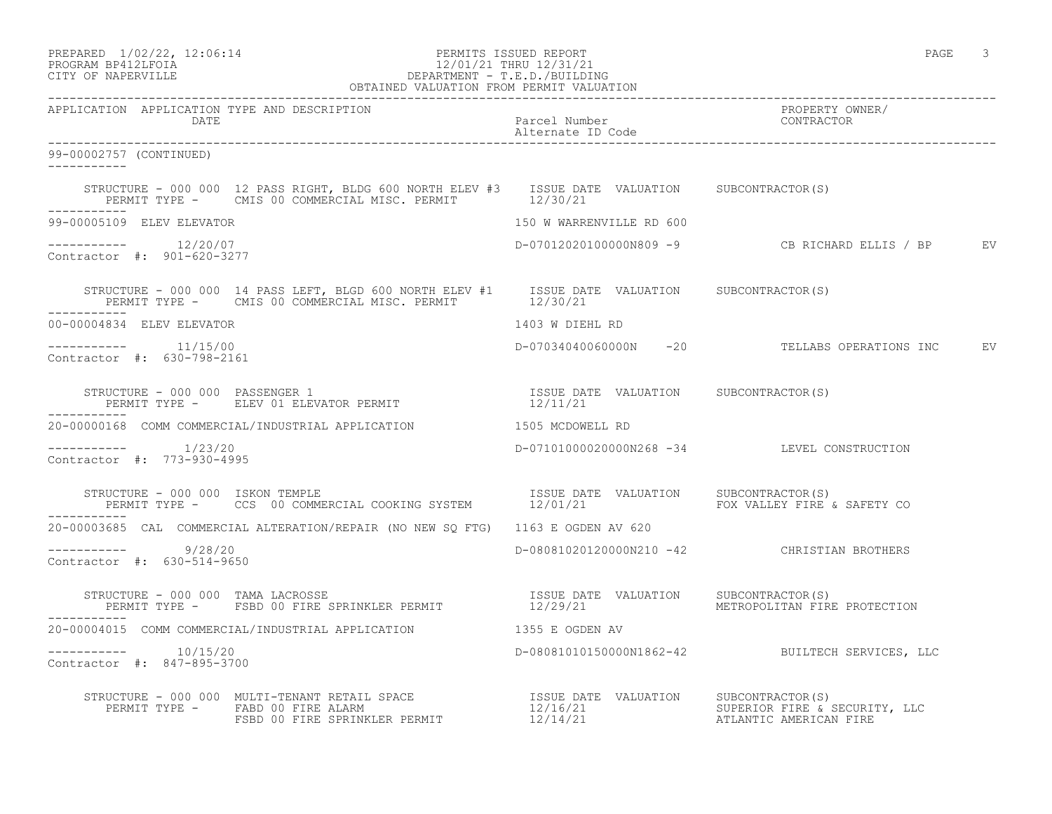PREPARED 1/02/22, 12:06:14
PROGRAM BP412LFOIA
CITY OF NAPERVILLE

PERMITS ISSUED REPORT
12/01/21 THRU 12/31/21
DEPARTMENT - T.E.D./BUILDING
OBTAINED VALUATION FROM PERMIT VALUATION

| APPLICATION | APPLICATION TYPE AND DESCRIPTION DATE | Parcel Number / Alternate ID Code | PROPERTY OWNER/ CONTRACTOR |
|---|---|---|---|

99-00002757 (CONTINUED)

STRUCTURE - 000 000 12 PASS RIGHT, BLDG 600 NORTH ELEV #3 — ISSUE DATE VALUATION SUBCONTRACTOR(S)
PERMIT TYPE - CMIS 00 COMMERCIAL MISC. PERMIT — 12/30/21

99-00005109 ELEV ELEVATOR — 150 W WARRENVILLE RD 600
----------- 12/20/07 — D-07012020100000N809 -9 — CB RICHARD ELLIS / BP EV
Contractor #: 901-620-3277

STRUCTURE - 000 000 14 PASS LEFT, BLGD 600 NORTH ELEV #1 — ISSUE DATE VALUATION SUBCONTRACTOR(S)
PERMIT TYPE - CMIS 00 COMMERCIAL MISC. PERMIT — 12/30/21

00-00004834 ELEV ELEVATOR — 1403 W DIEHL RD
----------- 11/15/00 — D-07034040060000N -20 — TELLABS OPERATIONS INC EV
Contractor #: 630-798-2161

STRUCTURE - 000 000 PASSENGER 1 — ISSUE DATE VALUATION SUBCONTRACTOR(S)
PERMIT TYPE - ELEV 01 ELEVATOR PERMIT — 12/11/21

20-00000168 COMM COMMERCIAL/INDUSTRIAL APPLICATION — 1505 MCDOWELL RD
----------- 1/23/20 — D-07101000020000N268 -34 — LEVEL CONSTRUCTION
Contractor #: 773-930-4995

STRUCTURE - 000 000 ISKON TEMPLE — ISSUE DATE VALUATION SUBCONTRACTOR(S)
PERMIT TYPE - CCS 00 COMMERCIAL COOKING SYSTEM — 12/01/21 — FOX VALLEY FIRE & SAFETY CO

20-00003685 CAL COMMERCIAL ALTERATION/REPAIR (NO NEW SQ FTG) — 1163 E OGDEN AV 620
----------- 9/28/20 — D-08081020120000N210 -42 — CHRISTIAN BROTHERS
Contractor #: 630-514-9650

STRUCTURE - 000 000 TAMA LACROSSE — ISSUE DATE VALUATION SUBCONTRACTOR(S)
PERMIT TYPE - FSBD 00 FIRE SPRINKLER PERMIT — 12/29/21 — METROPOLITAN FIRE PROTECTION

20-00004015 COMM COMMERCIAL/INDUSTRIAL APPLICATION — 1355 E OGDEN AV
----------- 10/15/20 — D-08081010150000N1862-42 — BUILTECH SERVICES, LLC
Contractor #: 847-895-3700

STRUCTURE - 000 000 MULTI-TENANT RETAIL SPACE — ISSUE DATE VALUATION SUBCONTRACTOR(S)
PERMIT TYPE - FABD 00 FIRE ALARM — 12/16/21 — SUPERIOR FIRE & SECURITY, LLC
FSBD 00 FIRE SPRINKLER PERMIT — 12/14/21 — ATLANTIC AMERICAN FIRE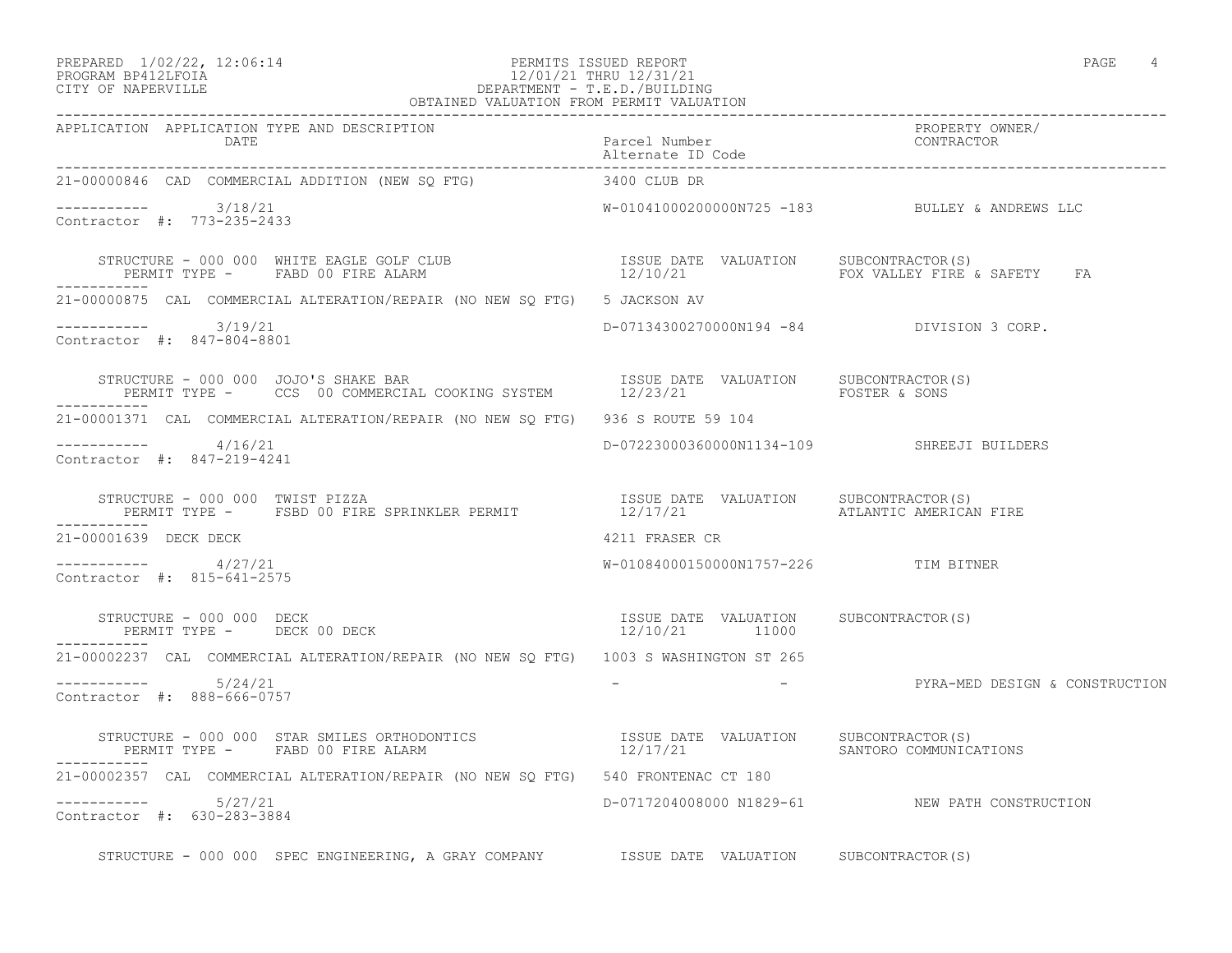PREPARED 1/02/22, 12:06:14 PERMITS ISSUED REPORT
PROGRAM BP412LFOIA 12/01/21 THRU 12/31/21
CITY OF NAPERVILLE DEPARTMENT - T.E.D./BUILDING
OBTAINED VALUATION FROM PERMIT VALUATION

| APPLICATION | APPLICATION TYPE AND DESCRIPTION / DATE | Parcel Number / Alternate ID Code | PROPERTY OWNER/ CONTRACTOR |
|---|---|---|---|
| 21-00000846 | CAD COMMERCIAL ADDITION (NEW SQ FTG) | 3400 CLUB DR | |
| ----------- | 3/18/21 | W-01041000200000N725 -183 | BULLEY & ANDREWS LLC |
| Contractor #: 773-235-2433 | | | |
| STRUCTURE - 000 000 WHITE EAGLE GOLF CLUB | PERMIT TYPE - FABD 00 FIRE ALARM | ISSUE DATE 12/10/21 VALUATION | SUBCONTRACTOR(S) FOX VALLEY FIRE & SAFETY FA |
| 21-00000875 | CAL COMMERCIAL ALTERATION/REPAIR (NO NEW SQ FTG) | 5 JACKSON AV | |
| ----------- | 3/19/21 | D-07134300270000N194 -84 | DIVISION 3 CORP. |
| Contractor #: 847-804-8801 | | | |
| STRUCTURE - 000 000 JOJO'S SHAKE BAR | PERMIT TYPE - CCS 00 COMMERCIAL COOKING SYSTEM | ISSUE DATE 12/23/21 VALUATION | SUBCONTRACTOR(S) FOSTER & SONS |
| 21-00001371 | CAL COMMERCIAL ALTERATION/REPAIR (NO NEW SQ FTG) | 936 S ROUTE 59 104 | |
| ----------- | 4/16/21 | D-07223000360000N1134-109 | SHREEJI BUILDERS |
| Contractor #: 847-219-4241 | | | |
| STRUCTURE - 000 000 TWIST PIZZA | PERMIT TYPE - FSBD 00 FIRE SPRINKLER PERMIT | ISSUE DATE 12/17/21 VALUATION | SUBCONTRACTOR(S) ATLANTIC AMERICAN FIRE |
| 21-00001639 | DECK DECK | 4211 FRASER CR | |
| ----------- | 4/27/21 | W-01084000150000N1757-226 | TIM BITNER |
| Contractor #: 815-641-2575 | | | |
| STRUCTURE - 000 000 DECK | PERMIT TYPE - DECK 00 DECK | ISSUE DATE 12/10/21 VALUATION 11000 | SUBCONTRACTOR(S) |
| 21-00002237 | CAL COMMERCIAL ALTERATION/REPAIR (NO NEW SQ FTG) | 1003 S WASHINGTON ST 265 | |
| ----------- | 5/24/21 | - - | PYRA-MED DESIGN & CONSTRUCTION |
| Contractor #: 888-666-0757 | | | |
| STRUCTURE - 000 000 STAR SMILES ORTHODONTICS | PERMIT TYPE - FABD 00 FIRE ALARM | ISSUE DATE 12/17/21 VALUATION | SUBCONTRACTOR(S) SANTORO COMMUNICATIONS |
| 21-00002357 | CAL COMMERCIAL ALTERATION/REPAIR (NO NEW SQ FTG) | 540 FRONTENAC CT 180 | |
| ----------- | 5/27/21 | D-0717204008000 N1829-61 | NEW PATH CONSTRUCTION |
| Contractor #: 630-283-3884 | | | |
| STRUCTURE - 000 000 SPEC ENGINEERING, A GRAY COMPANY | | ISSUE DATE VALUATION | SUBCONTRACTOR(S) |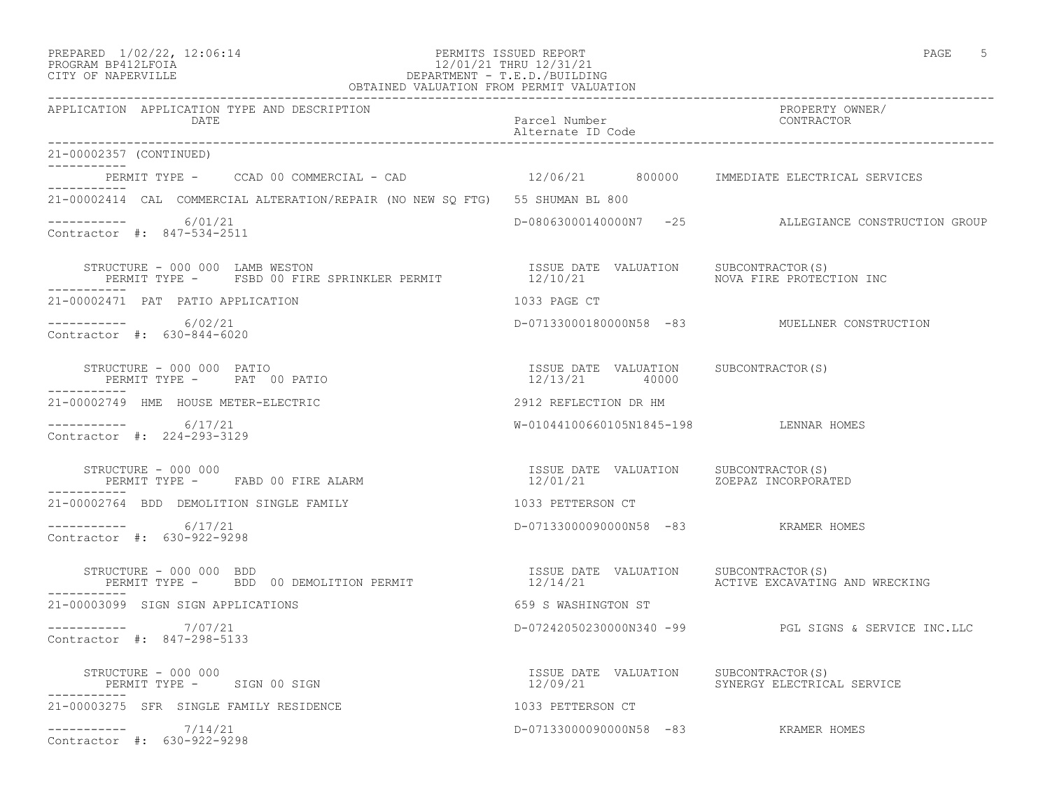PREPARED 1/02/22, 12:06:14
PROGRAM BP412LFOIA
CITY OF NAPERVILLE

PERMITS ISSUED REPORT
12/01/21 THRU 12/31/21
DEPARTMENT - T.E.D./BUILDING
OBTAINED VALUATION FROM PERMIT VALUATION

| APPLICATION | APPLICATION TYPE AND DESCRIPTION / DATE | Parcel Number / Alternate ID Code | PROPERTY OWNER/ CONTRACTOR |
|---|---|---|---|

21-00002357 (CONTINUED)

PERMIT TYPE - CCAD 00 COMMERCIAL - CAD — 12/06/21 — 800000 — IMMEDIATE ELECTRICAL SERVICES

---

21-00002414 CAL COMMERCIAL ALTERATION/REPAIR (NO NEW SQ FTG) — 55 SHUMAN BL 800

6/01/21 — D-08063000140000N7 -25 — ALLEGIANCE CONSTRUCTION GROUP

Contractor #: 847-534-2511

STRUCTURE - 000 000 LAMB WESTON
PERMIT TYPE - FSBD 00 FIRE SPRINKLER PERMIT

| ISSUE DATE | VALUATION | SUBCONTRACTOR(S) |
|---|---|---|
| 12/10/21 | | NOVA FIRE PROTECTION INC |

---

21-00002471 PAT PATIO APPLICATION — 1033 PAGE CT

6/02/21 — D-07133000180000N58 -83 — MUELLNER CONSTRUCTION

Contractor #: 630-844-6020

STRUCTURE - 000 000 PATIO
PERMIT TYPE - PAT 00 PATIO

| ISSUE DATE | VALUATION | SUBCONTRACTOR(S) |
|---|---|---|
| 12/13/21 | 40000 | |

---

21-00002749 HME HOUSE METER-ELECTRIC — 2912 REFLECTION DR HM

6/17/21 — W-01044100660105N1845-198 — LENNAR HOMES

Contractor #: 224-293-3129

STRUCTURE - 000 000
PERMIT TYPE - FABD 00 FIRE ALARM

| ISSUE DATE | VALUATION | SUBCONTRACTOR(S) |
|---|---|---|
| 12/01/21 | | ZOEPAZ INCORPORATED |

---

21-00002764 BDD DEMOLITION SINGLE FAMILY — 1033 PETTERSON CT

6/17/21 — D-07133000090000N58 -83 — KRAMER HOMES

Contractor #: 630-922-9298

STRUCTURE - 000 000 BDD
PERMIT TYPE - BDD 00 DEMOLITION PERMIT

| ISSUE DATE | VALUATION | SUBCONTRACTOR(S) |
|---|---|---|
| 12/14/21 | | ACTIVE EXCAVATING AND WRECKING |

---

21-00003099 SIGN SIGN APPLICATIONS — 659 S WASHINGTON ST

7/07/21 — D-07242050230000N340 -99 — PGL SIGNS & SERVICE INC.LLC

Contractor #: 847-298-5133

STRUCTURE - 000 000
PERMIT TYPE - SIGN 00 SIGN

| ISSUE DATE | VALUATION | SUBCONTRACTOR(S) |
|---|---|---|
| 12/09/21 | | SYNERGY ELECTRICAL SERVICE |

---

21-00003275 SFR SINGLE FAMILY RESIDENCE — 1033 PETTERSON CT

7/14/21 — D-07133000090000N58 -83 — KRAMER HOMES

Contractor #: 630-922-9298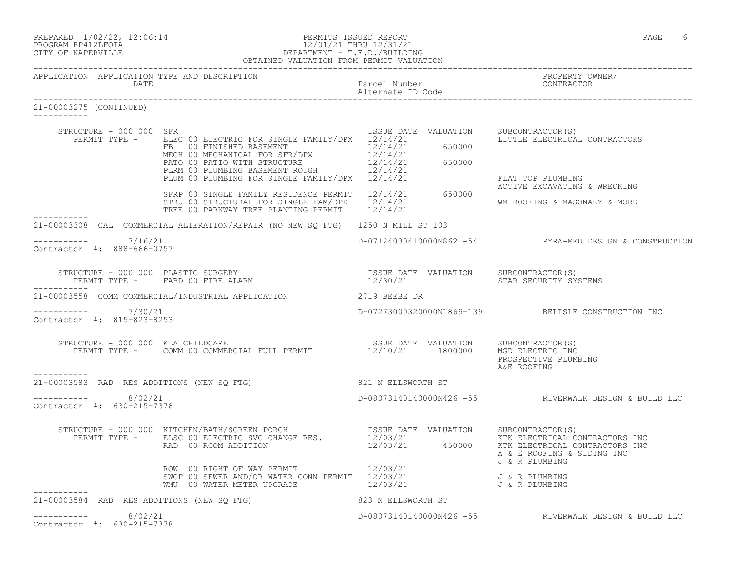PREPARED 1/02/22, 12:06:14 — PERMITS ISSUED REPORT — PAGE 6
PROGRAM BP412LFOIA — 12/01/21 THRU 12/31/21
CITY OF NAPERVILLE — DEPARTMENT - T.E.D./BUILDING
OBTAINED VALUATION FROM PERMIT VALUATION

| APPLICATION | APPLICATION TYPE AND DESCRIPTION / DATE | Parcel Number / Alternate ID Code | PROPERTY OWNER / CONTRACTOR |
|---|---|---|---|

## 21-00003275 (CONTINUED)

STRUCTURE - 000 000 SFR

| PERMIT TYPE | ISSUE DATE | VALUATION | SUBCONTRACTOR(S) |
|---|---|---|---|
| ELEC 00 ELECTRIC FOR SINGLE FAMILY/DPX | 12/14/21 | | LITTLE ELECTRICAL CONTRACTORS |
| FB 00 FINISHED BASEMENT | 12/14/21 | 650000 | |
| MECH 00 MECHANICAL FOR SFR/DPX | 12/14/21 | | |
| PATO 00 PATIO WITH STRUCTURE | 12/14/21 | 650000 | |
| PLRM 00 PLUMBING BASEMENT ROUGH | 12/14/21 | | |
| PLUM 00 PLUMBING FOR SINGLE FAMILY/DPX | 12/14/21 | | FLAT TOP PLUMBING<br>ACTIVE EXCAVATING & WRECKING |
| SFRP 00 SINGLE FAMILY RESIDENCE PERMIT | 12/14/21 | 650000 | |
| STRU 00 STRUCTURAL FOR SINGLE FAM/DPX | 12/14/21 | | WM ROOFING & MASONARY & MORE |
| TREE 00 PARKWAY TREE PLANTING PERMIT | 12/14/21 | | |

## 21-00003308 CAL COMMERCIAL ALTERATION/REPAIR (NO NEW SQ FTG) 1250 N MILL ST 103

7/16/21 — D-07124030410000N862 -54 — PYRA-MED DESIGN & CONSTRUCTION
Contractor #: 888-666-0757

STRUCTURE - 000 000 PLASTIC SURGERY

| PERMIT TYPE | ISSUE DATE | VALUATION | SUBCONTRACTOR(S) |
|---|---|---|---|
| FABD 00 FIRE ALARM | 12/30/21 | | STAR SECURITY SYSTEMS |

## 21-00003558 COMM COMMERCIAL/INDUSTRIAL APPLICATION 2719 BEEBE DR

7/30/21 — D-07273000320000N1869-139 — BELISLE CONSTRUCTION INC
Contractor #: 815-823-8253

STRUCTURE - 000 000 KLA CHILDCARE

| PERMIT TYPE | ISSUE DATE | VALUATION | SUBCONTRACTOR(S) |
|---|---|---|---|
| COMM 00 COMMERCIAL FULL PERMIT | 12/10/21 | 1800000 | MGD ELECTRIC INC<br>PROSPECTIVE PLUMBING<br>A&E ROOFING |

## 21-00003583 RAD RES ADDITIONS (NEW SQ FTG) 821 N ELLSWORTH ST

8/02/21 — D-08073140140000N426 -55 — RIVERWALK DESIGN & BUILD LLC
Contractor #: 630-215-7378

STRUCTURE - 000 000 KITCHEN/BATH/SCREEN PORCH

| PERMIT TYPE | ISSUE DATE | VALUATION | SUBCONTRACTOR(S) |
|---|---|---|---|
| ELSC 00 ELECTRIC SVC CHANGE RES. | 12/03/21 | | KTK ELECTRICAL CONTRACTORS INC |
| RAD 00 ROOM ADDITION | 12/03/21 | 450000 | KTK ELECTRICAL CONTRACTORS INC<br>A & E ROOFING & SIDING INC<br>J & R PLUMBING |
| ROW 00 RIGHT OF WAY PERMIT | 12/03/21 | | |
| SWCP 00 SEWER AND/OR WATER CONN PERMIT | 12/03/21 | | J & R PLUMBING |
| WMU 00 WATER METER UPGRADE | 12/03/21 | | J & R PLUMBING |

## 21-00003584 RAD RES ADDITIONS (NEW SQ FTG) 823 N ELLSWORTH ST

8/02/21 — D-08073140140000N426 -55 — RIVERWALK DESIGN & BUILD LLC
Contractor #: 630-215-7378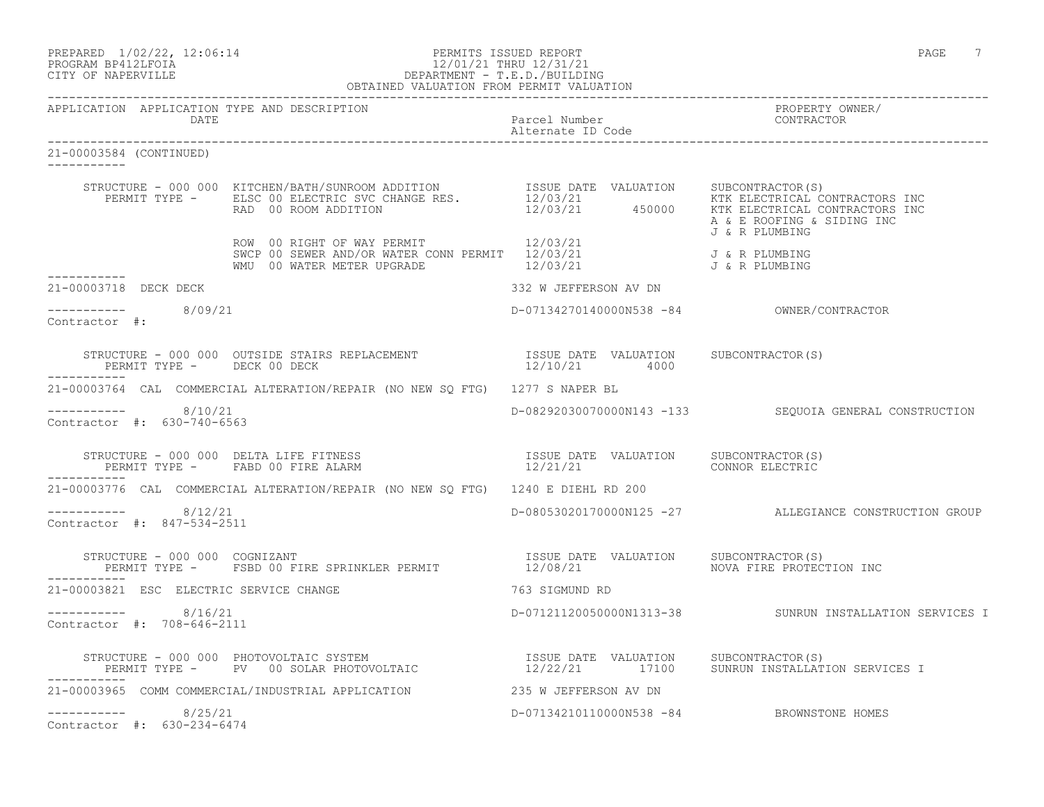PREPARED 1/02/22, 12:06:14
PROGRAM BP412LFOIA
CITY OF NAPERVILLE

PERMITS ISSUED REPORT
12/01/21 THRU 12/31/21
DEPARTMENT - T.E.D./BUILDING
OBTAINED VALUATION FROM PERMIT VALUATION

| APPLICATION | APPLICATION TYPE AND DESCRIPTION / DATE | Parcel Number / Alternate ID Code | PROPERTY OWNER/ CONTRACTOR |
|---|---|---|---|

**21-00003584 (CONTINUED)**

STRUCTURE - 000 000 KITCHEN/BATH/SUNROOM ADDITION

| PERMIT TYPE | ISSUE DATE | VALUATION | SUBCONTRACTOR(S) |
|---|---|---|---|
| ELSC 00 ELECTRIC SVC CHANGE RES. | 12/03/21 | | KTK ELECTRICAL CONTRACTORS INC |
| RAD 00 ROOM ADDITION | 12/03/21 | 450000 | KTK ELECTRICAL CONTRACTORS INC; A & E ROOFING & SIDING INC; J & R PLUMBING |
| ROW 00 RIGHT OF WAY PERMIT | 12/03/21 | | |
| SWCP 00 SEWER AND/OR WATER CONN PERMIT | 12/03/21 | | J & R PLUMBING |
| WMU 00 WATER METER UPGRADE | 12/03/21 | | J & R PLUMBING |

**21-00003718** DECK DECK — 332 W JEFFERSON AV DN
Date: 8/09/21 — D-07134270140000N538 -84 — OWNER/CONTRACTOR
Contractor #:

STRUCTURE - 000 000 OUTSIDE STAIRS REPLACEMENT

| PERMIT TYPE | ISSUE DATE | VALUATION | SUBCONTRACTOR(S) |
|---|---|---|---|
| DECK 00 DECK | 12/10/21 | 4000 | |

**21-00003764** CAL COMMERCIAL ALTERATION/REPAIR (NO NEW SQ FTG) — 1277 S NAPER BL
Date: 8/10/21 — D-08292030070000N143 -133 — SEQUOIA GENERAL CONSTRUCTION
Contractor #: 630-740-6563

STRUCTURE - 000 000 DELTA LIFE FITNESS

| PERMIT TYPE | ISSUE DATE | VALUATION | SUBCONTRACTOR(S) |
|---|---|---|---|
| FABD 00 FIRE ALARM | 12/21/21 | | CONNOR ELECTRIC |

**21-00003776** CAL COMMERCIAL ALTERATION/REPAIR (NO NEW SQ FTG) — 1240 E DIEHL RD 200
Date: 8/12/21 — D-08053020170000N125 -27 — ALLEGIANCE CONSTRUCTION GROUP
Contractor #: 847-534-2511

STRUCTURE - 000 000 COGNIZANT

| PERMIT TYPE | ISSUE DATE | VALUATION | SUBCONTRACTOR(S) |
|---|---|---|---|
| FSBD 00 FIRE SPRINKLER PERMIT | 12/08/21 | | NOVA FIRE PROTECTION INC |

**21-00003821** ESC ELECTRIC SERVICE CHANGE — 763 SIGMUND RD
Date: 8/16/21 — D-07121120050000N1313-38 — SUNRUN INSTALLATION SERVICES I
Contractor #: 708-646-2111

STRUCTURE - 000 000 PHOTOVOLTAIC SYSTEM

| PERMIT TYPE | ISSUE DATE | VALUATION | SUBCONTRACTOR(S) |
|---|---|---|---|
| PV 00 SOLAR PHOTOVOLTAIC | 12/22/21 | 17100 | SUNRUN INSTALLATION SERVICES I |

**21-00003965** COMM COMMERCIAL/INDUSTRIAL APPLICATION — 235 W JEFFERSON AV DN
Date: 8/25/21 — D-07134210110000N538 -84 — BROWNSTONE HOMES
Contractor #: 630-234-6474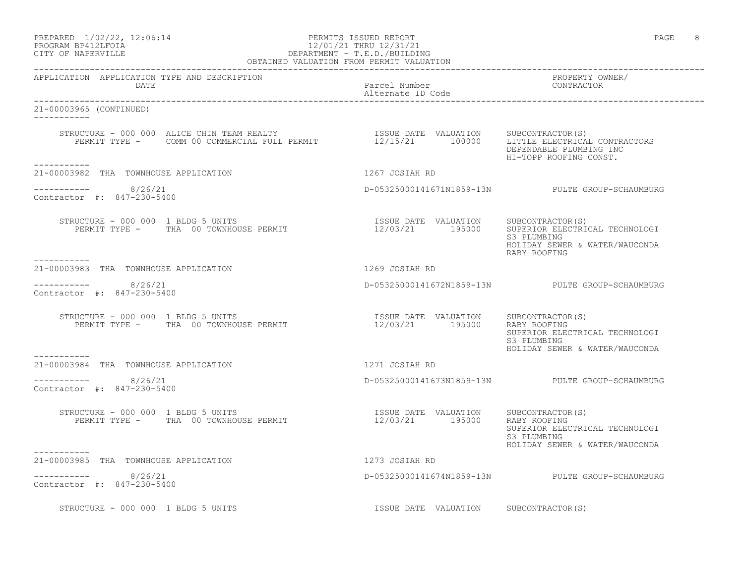PREPARED 1/02/22, 12:06:14
PROGRAM BP412LFOIA
CITY OF NAPERVILLE

PERMITS ISSUED REPORT
12/01/21 THRU 12/31/21
DEPARTMENT - T.E.D./BUILDING
OBTAINED VALUATION FROM PERMIT VALUATION

| APPLICATION | APPLICATION TYPE AND DESCRIPTION DATE | Parcel Number Alternate ID Code | PROPERTY OWNER/ CONTRACTOR |
|---|---|---|---|

21-00003965 (CONTINUED)

STRUCTURE - 000 000 ALICE CHIN TEAM REALTY
PERMIT TYPE - COMM 00 COMMERCIAL FULL PERMIT

ISSUE DATE 12/15/21 VALUATION 100000

SUBCONTRACTOR(S)
LITTLE ELECTRICAL CONTRACTORS
DEPENDABLE PLUMBING INC
HI-TOPP ROOFING CONST.

---

21-00003982 THA TOWNHOUSE APPLICATION — 1267 JOSIAH RD

8/26/21 — D-05325000141671N1859-13N — PULTE GROUP-SCHAUMBURG

Contractor #: 847-230-5400

STRUCTURE - 000 000 1 BLDG 5 UNITS
PERMIT TYPE - THA 00 TOWNHOUSE PERMIT

ISSUE DATE 12/03/21 VALUATION 195000

SUBCONTRACTOR(S)
SUPERIOR ELECTRICAL TECHNOLOGI
S3 PLUMBING
HOLIDAY SEWER & WATER/WAUCONDA
RABY ROOFING

---

21-00003983 THA TOWNHOUSE APPLICATION — 1269 JOSIAH RD

8/26/21 — D-05325000141672N1859-13N — PULTE GROUP-SCHAUMBURG

Contractor #: 847-230-5400

STRUCTURE - 000 000 1 BLDG 5 UNITS
PERMIT TYPE - THA 00 TOWNHOUSE PERMIT

ISSUE DATE 12/03/21 VALUATION 195000

SUBCONTRACTOR(S)
RABY ROOFING
SUPERIOR ELECTRICAL TECHNOLOGI
S3 PLUMBING
HOLIDAY SEWER & WATER/WAUCONDA

---

21-00003984 THA TOWNHOUSE APPLICATION — 1271 JOSIAH RD

8/26/21 — D-05325000141673N1859-13N — PULTE GROUP-SCHAUMBURG

Contractor #: 847-230-5400

STRUCTURE - 000 000 1 BLDG 5 UNITS
PERMIT TYPE - THA 00 TOWNHOUSE PERMIT

ISSUE DATE 12/03/21 VALUATION 195000

SUBCONTRACTOR(S)
RABY ROOFING
SUPERIOR ELECTRICAL TECHNOLOGI
S3 PLUMBING
HOLIDAY SEWER & WATER/WAUCONDA

---

21-00003985 THA TOWNHOUSE APPLICATION — 1273 JOSIAH RD

8/26/21 — D-05325000141674N1859-13N — PULTE GROUP-SCHAUMBURG

Contractor #: 847-230-5400

STRUCTURE - 000 000 1 BLDG 5 UNITS

ISSUE DATE VALUATION

SUBCONTRACTOR(S)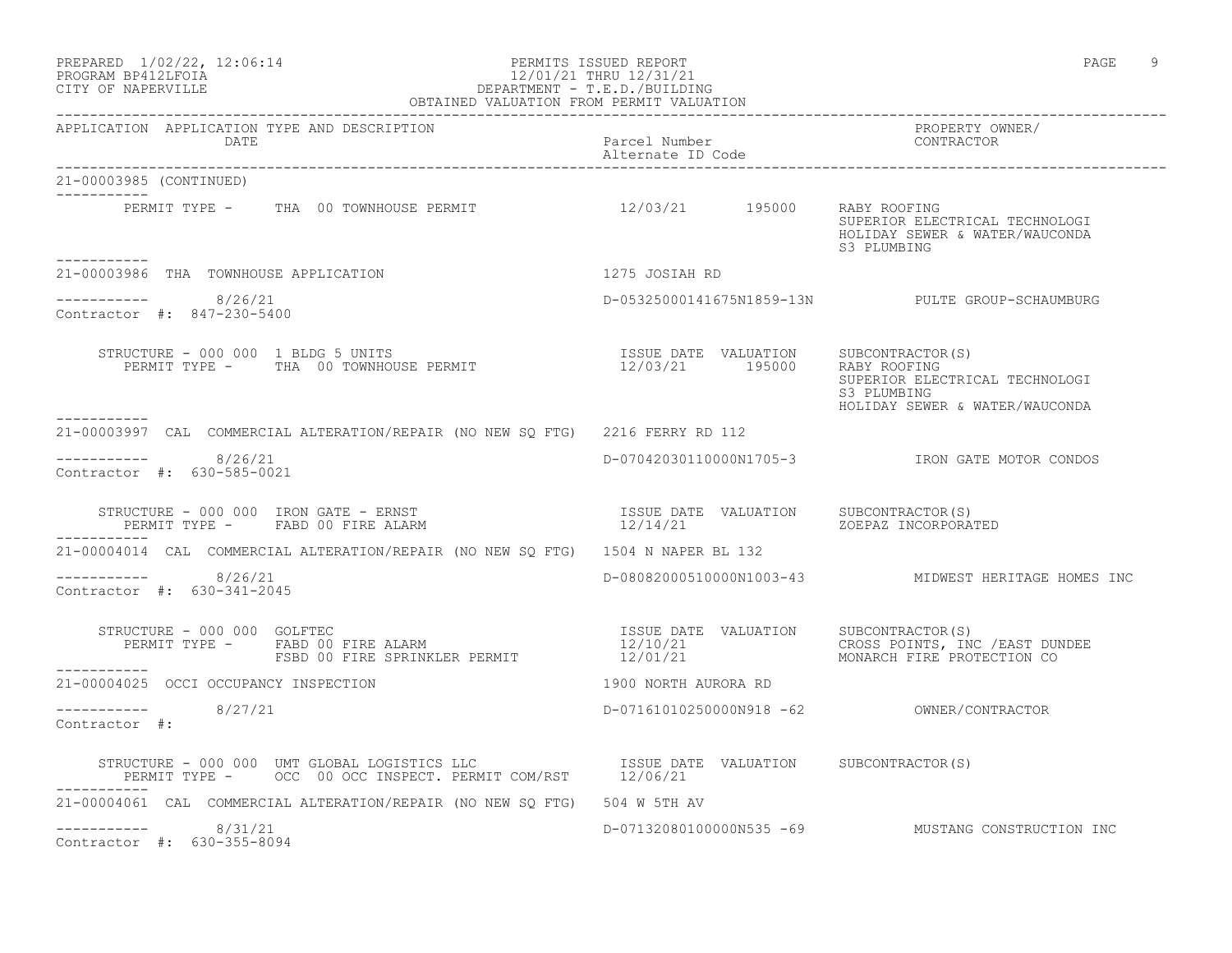PREPARED 1/02/22, 12:06:14 PERMITS ISSUED REPORT
PROGRAM BP412LFOIA 12/01/21 THRU 12/31/21
CITY OF NAPERVILLE DEPARTMENT - T.E.D./BUILDING
OBTAINED VALUATION FROM PERMIT VALUATION

| APPLICATION | APPLICATION TYPE AND DESCRIPTION / DATE | Parcel Number / Alternate ID Code | PROPERTY OWNER/ CONTRACTOR |
|---|---|---|---|

**21-00003985 (CONTINUED)**

PERMIT TYPE - THA 00 TOWNHOUSE PERMIT — 12/03/21 — 195000 — RABY ROOFING; SUPERIOR ELECTRICAL TECHNOLOGI; HOLIDAY SEWER & WATER/WAUCONDA; S3 PLUMBING

---

**21-00003986 THA TOWNHOUSE APPLICATION** — 1275 JOSIAH RD

8/26/21 — D-05325000141675N1859-13N — PULTE GROUP-SCHAUMBURG

Contractor #: 847-230-5400

| STRUCTURE | PERMIT TYPE | ISSUE DATE | VALUATION | SUBCONTRACTOR(S) |
|---|---|---|---|---|
| 000 000 1 BLDG 5 UNITS | THA 00 TOWNHOUSE PERMIT | 12/03/21 | 195000 | RABY ROOFING; SUPERIOR ELECTRICAL TECHNOLOGI; S3 PLUMBING; HOLIDAY SEWER & WATER/WAUCONDA |

---

**21-00003997 CAL COMMERCIAL ALTERATION/REPAIR (NO NEW SQ FTG)** — 2216 FERRY RD 112

8/26/21 — D-07042030110000N1705-3 — IRON GATE MOTOR CONDOS

Contractor #: 630-585-0021

| STRUCTURE | PERMIT TYPE | ISSUE DATE | VALUATION | SUBCONTRACTOR(S) |
|---|---|---|---|---|
| 000 000 IRON GATE - ERNST | FABD 00 FIRE ALARM | 12/14/21 | | ZOEPAZ INCORPORATED |

---

**21-00004014 CAL COMMERCIAL ALTERATION/REPAIR (NO NEW SQ FTG)** — 1504 N NAPER BL 132

8/26/21 — D-08082000510000N1003-43 — MIDWEST HERITAGE HOMES INC

Contractor #: 630-341-2045

| STRUCTURE | PERMIT TYPE | ISSUE DATE | VALUATION | SUBCONTRACTOR(S) |
|---|---|---|---|---|
| 000 000 GOLFTEC | FABD 00 FIRE ALARM | 12/10/21 | | CROSS POINTS, INC /EAST DUNDEE |
| | FSBD 00 FIRE SPRINKLER PERMIT | 12/01/21 | | MONARCH FIRE PROTECTION CO |

---

**21-00004025 OCCI OCCUPANCY INSPECTION** — 1900 NORTH AURORA RD

8/27/21 — D-07161010250000N918 -62 — OWNER/CONTRACTOR

Contractor #:

| STRUCTURE | PERMIT TYPE | ISSUE DATE | VALUATION | SUBCONTRACTOR(S) |
|---|---|---|---|---|
| 000 000 UMT GLOBAL LOGISTICS LLC | OCC 00 OCC INSPECT. PERMIT COM/RST | 12/06/21 | | |

---

**21-00004061 CAL COMMERCIAL ALTERATION/REPAIR (NO NEW SQ FTG)** — 504 W 5TH AV

8/31/21 — D-07132080100000N535 -69 — MUSTANG CONSTRUCTION INC

Contractor #: 630-355-8094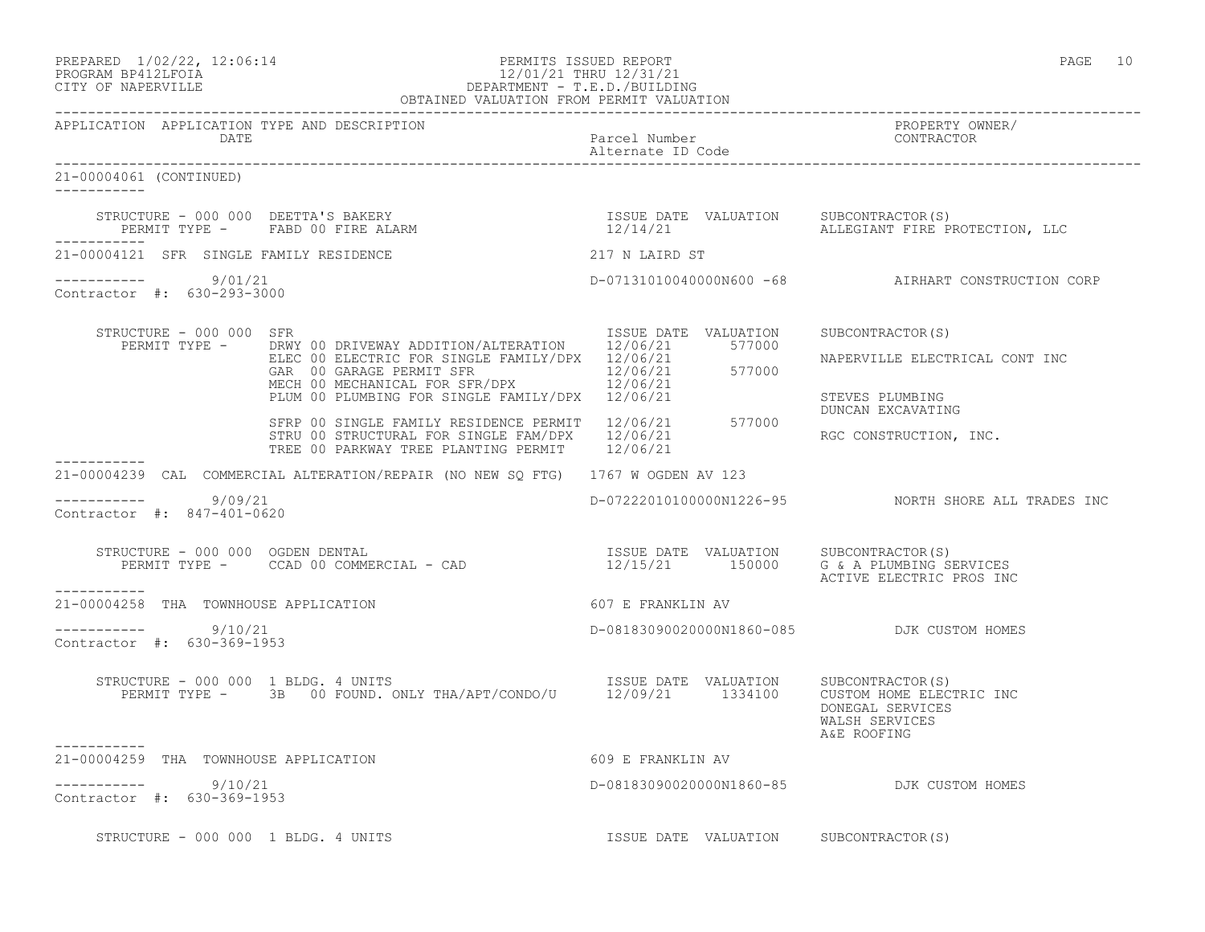APPLICATION APPLICATION TYPE AND DESCRIPTION DATE | Parcel Number / Alternate ID Code | PROPERTY OWNER/ CONTRACTOR

---

21-00004061 (CONTINUED)

STRUCTURE - 000 000 DEETTA'S BAKERY
PERMIT TYPE - FABD 00 FIRE ALARM

| ISSUE DATE | VALUATION | SUBCONTRACTOR(S) |
|---|---|---|
| 12/14/21 | | ALLEGIANT FIRE PROTECTION, LLC |

---

21-00004121 SFR SINGLE FAMILY RESIDENCE — 217 N LAIRD ST

9/01/21 — D-07131010040000N600 -68 — AIRHART CONSTRUCTION CORP

Contractor #: 630-293-3000

STRUCTURE - 000 000 SFR

| PERMIT TYPE | ISSUE DATE | VALUATION | SUBCONTRACTOR(S) |
|---|---|---|---|
| DRWY 00 DRIVEWAY ADDITION/ALTERATION | 12/06/21 | 577000 | |
| ELEC 00 ELECTRIC FOR SINGLE FAMILY/DPX | 12/06/21 | | NAPERVILLE ELECTRICAL CONT INC |
| GAR 00 GARAGE PERMIT SFR | 12/06/21 | 577000 | |
| MECH 00 MECHANICAL FOR SFR/DPX | 12/06/21 | | |
| PLUM 00 PLUMBING FOR SINGLE FAMILY/DPX | 12/06/21 | | STEVES PLUMBING |
| | | | DUNCAN EXCAVATING |
| SFRP 00 SINGLE FAMILY RESIDENCE PERMIT | 12/06/21 | 577000 | |
| STRU 00 STRUCTURAL FOR SINGLE FAM/DPX | 12/06/21 | | RGC CONSTRUCTION, INC. |
| TREE 00 PARKWAY TREE PLANTING PERMIT | 12/06/21 | | |

---

21-00004239 CAL COMMERCIAL ALTERATION/REPAIR (NO NEW SQ FTG) — 1767 W OGDEN AV 123

9/09/21 — D-07222010100000N1226-95 — NORTH SHORE ALL TRADES INC

Contractor #: 847-401-0620

STRUCTURE - 000 000 OGDEN DENTAL

| PERMIT TYPE | ISSUE DATE | VALUATION | SUBCONTRACTOR(S) |
|---|---|---|---|
| CCAD 00 COMMERCIAL - CAD | 12/15/21 | 150000 | G & A PLUMBING SERVICES |
| | | | ACTIVE ELECTRIC PROS INC |

---

21-00004258 THA TOWNHOUSE APPLICATION — 607 E FRANKLIN AV

9/10/21 — D-08183090020000N1860-085 — DJK CUSTOM HOMES

Contractor #: 630-369-1953

STRUCTURE - 000 000 1 BLDG. 4 UNITS

| PERMIT TYPE | ISSUE DATE | VALUATION | SUBCONTRACTOR(S) |
|---|---|---|---|
| 3B 00 FOUND. ONLY THA/APT/CONDO/U | 12/09/21 | 1334100 | CUSTOM HOME ELECTRIC INC |
| | | | DONEGAL SERVICES |
| | | | WALSH SERVICES |
| | | | A&E ROOFING |

---

21-00004259 THA TOWNHOUSE APPLICATION — 609 E FRANKLIN AV

9/10/21 — D-08183090020000N1860-85 — DJK CUSTOM HOMES

Contractor #: 630-369-1953

STRUCTURE - 000 000 1 BLDG. 4 UNITS — ISSUE DATE VALUATION SUBCONTRACTOR(S)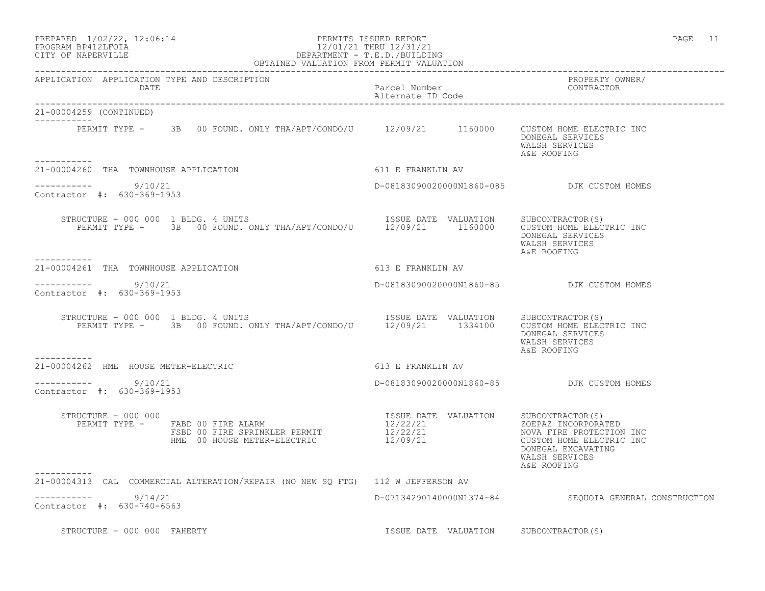21-00004259 (CONTINUED)

-----------

PERMIT TYPE - 3B 00 FOUND. ONLY THA/APT/CONDO/U 12/09/21 1160000 CUSTOM HOME ELECTRIC INC
DONEGAL SERVICES
WALSH SERVICES
A&E ROOFING

-----------

21-00004260 THA TOWNHOUSE APPLICATION — 611 E FRANKLIN AV

----------- 9/10/21 — D-08183090020000N1860-085 — DJK CUSTOM HOMES

Contractor #: 630-369-1953

STRUCTURE - 000 000 1 BLDG. 4 UNITS — ISSUE DATE VALUATION — SUBCONTRACTOR(S)

PERMIT TYPE - 3B 00 FOUND. ONLY THA/APT/CONDO/U 12/09/21 1160000 CUSTOM HOME ELECTRIC INC
DONEGAL SERVICES
WALSH SERVICES
A&E ROOFING

-----------

21-00004261 THA TOWNHOUSE APPLICATION — 613 E FRANKLIN AV

----------- 9/10/21 — D-08183090020000N1860-85 — DJK CUSTOM HOMES

Contractor #: 630-369-1953

STRUCTURE - 000 000 1 BLDG. 4 UNITS — ISSUE DATE VALUATION — SUBCONTRACTOR(S)

PERMIT TYPE - 3B 00 FOUND. ONLY THA/APT/CONDO/U 12/09/21 1334100 CUSTOM HOME ELECTRIC INC
DONEGAL SERVICES
WALSH SERVICES
A&E ROOFING

-----------

21-00004262 HME HOUSE METER-ELECTRIC — 613 E FRANKLIN AV

----------- 9/10/21 — D-08183090020000N1860-85 — DJK CUSTOM HOMES

Contractor #: 630-369-1953

STRUCTURE - 000 000 — ISSUE DATE VALUATION — SUBCONTRACTOR(S)

PERMIT TYPE - FABD 00 FIRE ALARM 12/22/21 ZOEPAZ INCORPORATED
FSBD 00 FIRE SPRINKLER PERMIT 12/22/21 NOVA FIRE PROTECTION INC
HME 00 HOUSE METER-ELECTRIC 12/09/21 CUSTOM HOME ELECTRIC INC
DONEGAL EXCAVATING
WALSH SERVICES
A&E ROOFING

-----------

21-00004313 CAL COMMERCIAL ALTERATION/REPAIR (NO NEW SQ FTG) — 112 W JEFFERSON AV

----------- 9/14/21 — D-07134290140000N1374-84 — SEQUOIA GENERAL CONSTRUCTION

Contractor #: 630-740-6563

STRUCTURE - 000 000 FAHERTY — ISSUE DATE VALUATION — SUBCONTRACTOR(S)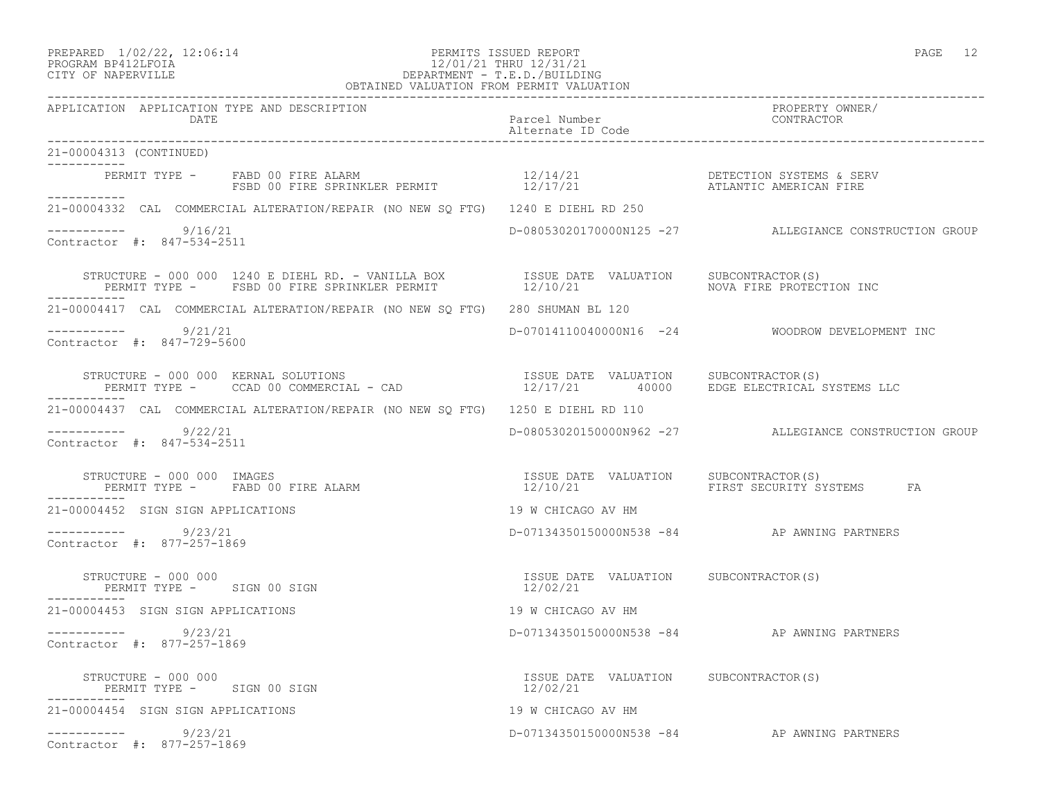OBTAINED VALUATION FROM PERMIT VALUATION

| APPLICATION | APPLICATION TYPE AND DESCRIPTION DATE | Parcel Number Alternate ID Code | PROPERTY OWNER/ CONTRACTOR |
|---|---|---|---|

21-00004313 (CONTINUED)

PERMIT TYPE - FABD 00 FIRE ALARM 12/14/21 DETECTION SYSTEMS & SERV
FSBD 00 FIRE SPRINKLER PERMIT 12/17/21 ATLANTIC AMERICAN FIRE

---

21-00004332 CAL COMMERCIAL ALTERATION/REPAIR (NO NEW SQ FTG) 1240 E DIEHL RD 250

9/16/21 D-08053020170000N125 -27 ALLEGIANCE CONSTRUCTION GROUP
Contractor #: 847-534-2511

STRUCTURE - 000 000 1240 E DIEHL RD. - VANILLA BOX ISSUE DATE VALUATION SUBCONTRACTOR(S)
PERMIT TYPE - FSBD 00 FIRE SPRINKLER PERMIT 12/10/21 NOVA FIRE PROTECTION INC

---

21-00004417 CAL COMMERCIAL ALTERATION/REPAIR (NO NEW SQ FTG) 280 SHUMAN BL 120

9/21/21 D-07014110040000N16 -24 WOODROW DEVELOPMENT INC
Contractor #: 847-729-5600

STRUCTURE - 000 000 KERNAL SOLUTIONS ISSUE DATE VALUATION SUBCONTRACTOR(S)
PERMIT TYPE - CCAD 00 COMMERCIAL - CAD 12/17/21 40000 EDGE ELECTRICAL SYSTEMS LLC

---

21-00004437 CAL COMMERCIAL ALTERATION/REPAIR (NO NEW SQ FTG) 1250 E DIEHL RD 110

9/22/21 D-08053020150000N962 -27 ALLEGIANCE CONSTRUCTION GROUP
Contractor #: 847-534-2511

STRUCTURE - 000 000 IMAGES ISSUE DATE VALUATION SUBCONTRACTOR(S)
PERMIT TYPE - FABD 00 FIRE ALARM 12/10/21 FIRST SECURITY SYSTEMS FA

---

21-00004452 SIGN SIGN APPLICATIONS 19 W CHICAGO AV HM

9/23/21 D-07134350150000N538 -84 AP AWNING PARTNERS
Contractor #: 877-257-1869

STRUCTURE - 000 000 ISSUE DATE VALUATION SUBCONTRACTOR(S)
PERMIT TYPE - SIGN 00 SIGN 12/02/21

---

21-00004453 SIGN SIGN APPLICATIONS 19 W CHICAGO AV HM

9/23/21 D-07134350150000N538 -84 AP AWNING PARTNERS
Contractor #: 877-257-1869

STRUCTURE - 000 000 ISSUE DATE VALUATION SUBCONTRACTOR(S)
PERMIT TYPE - SIGN 00 SIGN 12/02/21

---

21-00004454 SIGN SIGN APPLICATIONS 19 W CHICAGO AV HM

9/23/21 D-07134350150000N538 -84 AP AWNING PARTNERS
Contractor #: 877-257-1869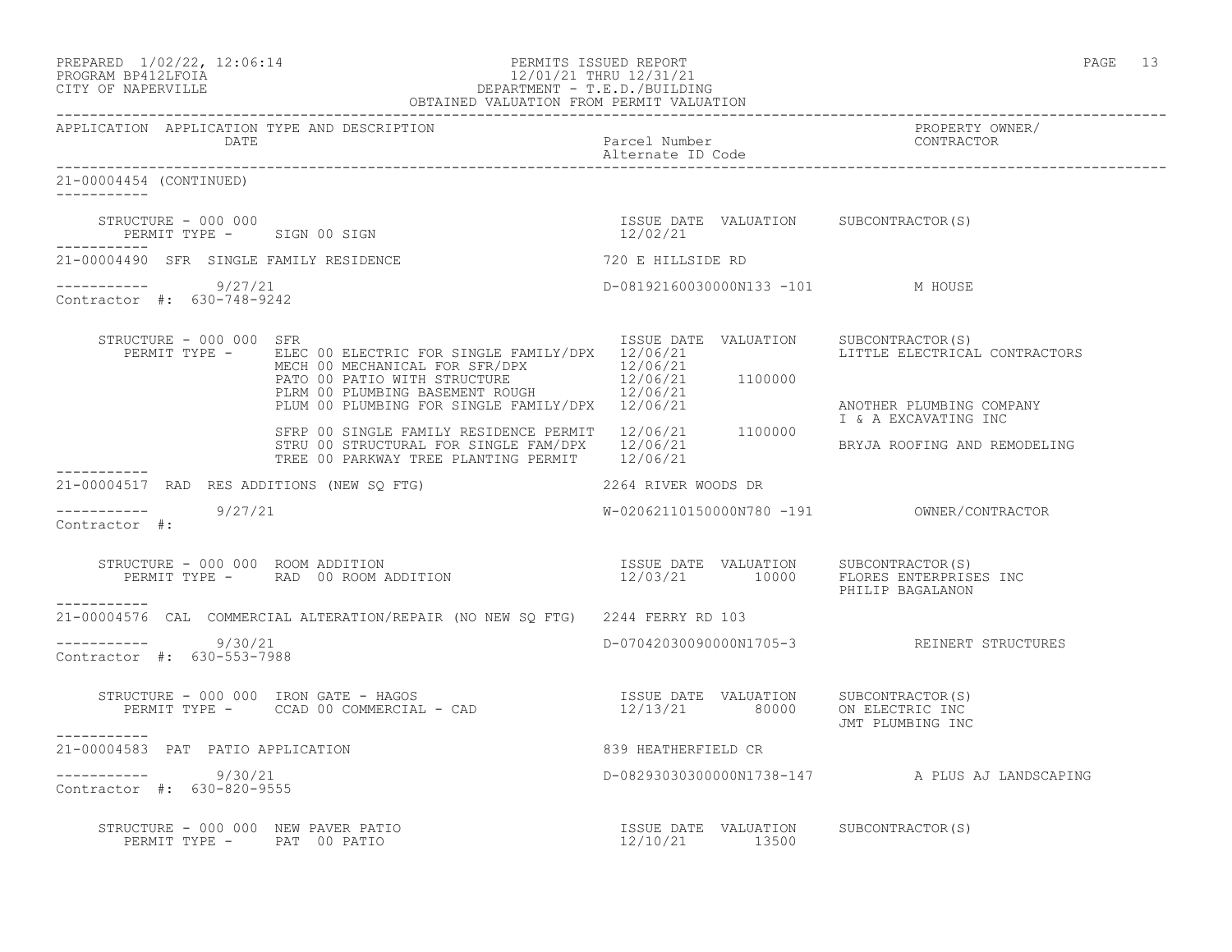PREPARED 1/02/22, 12:06:14
PROGRAM BP412LFOIA
CITY OF NAPERVILLE

PERMITS ISSUED REPORT
12/01/21 THRU 12/31/21
DEPARTMENT - T.E.D./BUILDING
OBTAINED VALUATION FROM PERMIT VALUATION

| APPLICATION | APPLICATION TYPE AND DESCRIPTION / DATE | Parcel Number / Alternate ID Code | PROPERTY OWNER/ CONTRACTOR |
|---|---|---|---|

**21-00004454 (CONTINUED)**

STRUCTURE - 000 000
PERMIT TYPE - SIGN 00 SIGN

| ISSUE DATE | VALUATION | SUBCONTRACTOR(S) |
|---|---|---|
| 12/02/21 | | |

---

**21-00004490 SFR SINGLE FAMILY RESIDENCE** — 720 E HILLSIDE RD

9/27/21 — D-08192160030000N133 -101 — M HOUSE

Contractor #: 630-748-9242

STRUCTURE - 000 000 SFR

| PERMIT TYPE | ISSUE DATE | VALUATION | SUBCONTRACTOR(S) |
|---|---|---|---|
| ELEC 00 ELECTRIC FOR SINGLE FAMILY/DPX | 12/06/21 | | LITTLE ELECTRICAL CONTRACTORS |
| MECH 00 MECHANICAL FOR SFR/DPX | 12/06/21 | | |
| PATO 00 PATIO WITH STRUCTURE | 12/06/21 | 1100000 | |
| PLRM 00 PLUMBING BASEMENT ROUGH | 12/06/21 | | |
| PLUM 00 PLUMBING FOR SINGLE FAMILY/DPX | 12/06/21 | | ANOTHER PLUMBING COMPANY |
| | | | I & A EXCAVATING INC |
| SFRP 00 SINGLE FAMILY RESIDENCE PERMIT | 12/06/21 | 1100000 | |
| STRU 00 STRUCTURAL FOR SINGLE FAM/DPX | 12/06/21 | | BRYJA ROOFING AND REMODELING |
| TREE 00 PARKWAY TREE PLANTING PERMIT | 12/06/21 | | |

---

**21-00004517 RAD RES ADDITIONS (NEW SQ FTG)** — 2264 RIVER WOODS DR

9/27/21 — W-02062110150000N780 -191 — OWNER/CONTRACTOR

Contractor #:

STRUCTURE - 000 000 ROOM ADDITION

| PERMIT TYPE | ISSUE DATE | VALUATION | SUBCONTRACTOR(S) |
|---|---|---|---|
| RAD 00 ROOM ADDITION | 12/03/21 | 10000 | FLORES ENTERPRISES INC |
| | | | PHILIP BAGALANON |

---

**21-00004576 CAL COMMERCIAL ALTERATION/REPAIR (NO NEW SQ FTG)** — 2244 FERRY RD 103

9/30/21 — D-07042030090000N1705-3 — REINERT STRUCTURES

Contractor #: 630-553-7988

STRUCTURE - 000 000 IRON GATE - HAGOS

| PERMIT TYPE | ISSUE DATE | VALUATION | SUBCONTRACTOR(S) |
|---|---|---|---|
| CCAD 00 COMMERCIAL - CAD | 12/13/21 | 80000 | ON ELECTRIC INC |
| | | | JMT PLUMBING INC |

---

**21-00004583 PAT PATIO APPLICATION** — 839 HEATHERFIELD CR

9/30/21 — D-08293030300000N1738-147 — A PLUS AJ LANDSCAPING

Contractor #: 630-820-9555

STRUCTURE - 000 000 NEW PAVER PATIO

| PERMIT TYPE | ISSUE DATE | VALUATION | SUBCONTRACTOR(S) |
|---|---|---|---|
| PAT 00 PATIO | 12/10/21 | 13500 | |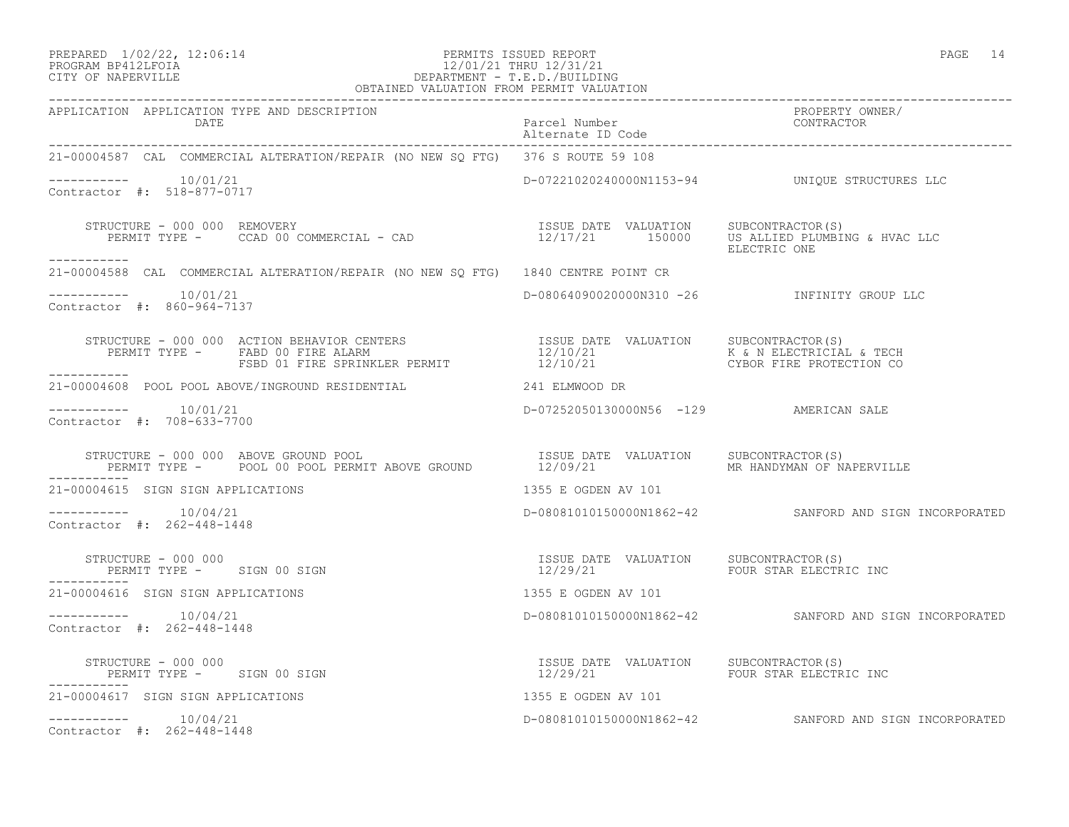PREPARED 1/02/22, 12:06:14 PERMITS ISSUED REPORT
PROGRAM BP412LFOIA 12/01/21 THRU 12/31/21
CITY OF NAPERVILLE DEPARTMENT - T.E.D./BUILDING
OBTAINED VALUATION FROM PERMIT VALUATION

| APPLICATION | APPLICATION TYPE AND DESCRIPTION / DATE | Parcel Number / Alternate ID Code | PROPERTY OWNER/ CONTRACTOR |
|---|---|---|---|

**21-00004587** CAL COMMERCIAL ALTERATION/REPAIR (NO NEW SQ FTG) 376 S ROUTE 59 108

----------- 10/01/21 D-07221020240000N1153-94 UNIQUE STRUCTURES LLC
Contractor #: 518-877-0717

STRUCTURE - 000 000 REMOVERY
PERMIT TYPE - CCAD 00 COMMERCIAL - CAD

| ISSUE DATE | VALUATION | SUBCONTRACTOR(S) |
|---|---|---|
| 12/17/21 | 150000 | US ALLIED PLUMBING & HVAC LLC |
| | | ELECTRIC ONE |

-----------

**21-00004588** CAL COMMERCIAL ALTERATION/REPAIR (NO NEW SQ FTG) 1840 CENTRE POINT CR

----------- 10/01/21 D-08064090020000N310 -26 INFINITY GROUP LLC
Contractor #: 860-964-7137

STRUCTURE - 000 000 ACTION BEHAVIOR CENTERS
PERMIT TYPE - FABD 00 FIRE ALARM
FSBD 01 FIRE SPRINKLER PERMIT

| ISSUE DATE | VALUATION | SUBCONTRACTOR(S) |
|---|---|---|
| 12/10/21 | | K & N ELECTRICIAL & TECH |
| 12/10/21 | | CYBOR FIRE PROTECTION CO |

-----------

**21-00004608** POOL POOL ABOVE/INGROUND RESIDENTIAL 241 ELMWOOD DR

----------- 10/01/21 D-07252050130000N56 -129 AMERICAN SALE
Contractor #: 708-633-7700

STRUCTURE - 000 000 ABOVE GROUND POOL
PERMIT TYPE - POOL 00 POOL PERMIT ABOVE GROUND

| ISSUE DATE | VALUATION | SUBCONTRACTOR(S) |
|---|---|---|
| 12/09/21 | | MR HANDYMAN OF NAPERVILLE |

-----------

**21-00004615** SIGN SIGN APPLICATIONS 1355 E OGDEN AV 101

----------- 10/04/21 D-08081010150000N1862-42 SANFORD AND SIGN INCORPORATED
Contractor #: 262-448-1448

STRUCTURE - 000 000
PERMIT TYPE - SIGN 00 SIGN

| ISSUE DATE | VALUATION | SUBCONTRACTOR(S) |
|---|---|---|
| 12/29/21 | | FOUR STAR ELECTRIC INC |

-----------

**21-00004616** SIGN SIGN APPLICATIONS 1355 E OGDEN AV 101

----------- 10/04/21 D-08081010150000N1862-42 SANFORD AND SIGN INCORPORATED
Contractor #: 262-448-1448

STRUCTURE - 000 000
PERMIT TYPE - SIGN 00 SIGN

| ISSUE DATE | VALUATION | SUBCONTRACTOR(S) |
|---|---|---|
| 12/29/21 | | FOUR STAR ELECTRIC INC |

-----------

**21-00004617** SIGN SIGN APPLICATIONS 1355 E OGDEN AV 101

----------- 10/04/21 D-08081010150000N1862-42 SANFORD AND SIGN INCORPORATED
Contractor #: 262-448-1448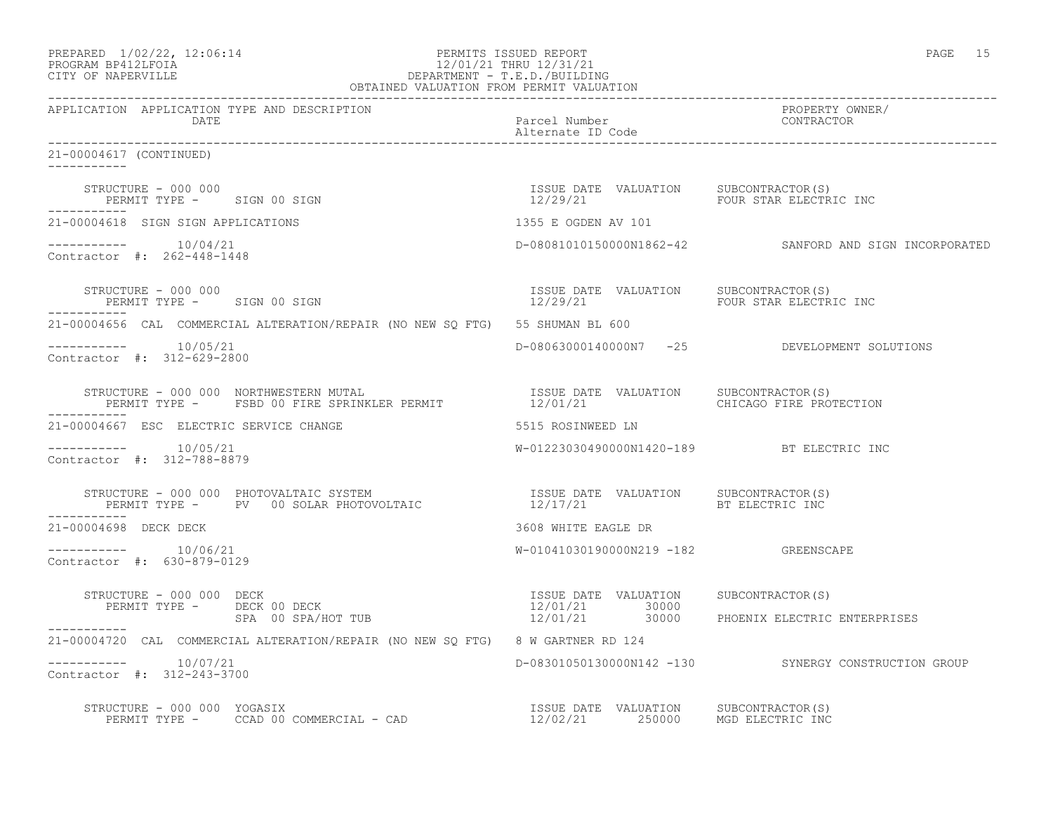PREPARED 1/02/22, 12:06:14 PERMITS ISSUED REPORT
PROGRAM BP412LFOIA 12/01/21 THRU 12/31/21
CITY OF NAPERVILLE DEPARTMENT - T.E.D./BUILDING
OBTAINED VALUATION FROM PERMIT VALUATION

| APPLICATION | APPLICATION TYPE AND DESCRIPTION / DATE | Parcel Number / Alternate ID Code | PROPERTY OWNER/ CONTRACTOR |
|---|---|---|---|

**21-00004617 (CONTINUED)**

STRUCTURE - 000 000
PERMIT TYPE - SIGN 00 SIGN

| ISSUE DATE | VALUATION | SUBCONTRACTOR(S) |
|---|---|---|
| 12/29/21 | | FOUR STAR ELECTRIC INC |

---

**21-00004618 SIGN SIGN APPLICATIONS** — 1355 E OGDEN AV 101
10/04/21 — D-08081010150000N1862-42 — SANFORD AND SIGN INCORPORATED
Contractor #: 262-448-1448

STRUCTURE - 000 000
PERMIT TYPE - SIGN 00 SIGN

| ISSUE DATE | VALUATION | SUBCONTRACTOR(S) |
|---|---|---|
| 12/29/21 | | FOUR STAR ELECTRIC INC |

---

**21-00004656 CAL COMMERCIAL ALTERATION/REPAIR (NO NEW SQ FTG)** — 55 SHUMAN BL 600
10/05/21 — D-08063000140000N7 -25 — DEVELOPMENT SOLUTIONS
Contractor #: 312-629-2800

STRUCTURE - 000 000 NORTHWESTERN MUTAL
PERMIT TYPE - FSBD 00 FIRE SPRINKLER PERMIT

| ISSUE DATE | VALUATION | SUBCONTRACTOR(S) |
|---|---|---|
| 12/01/21 | | CHICAGO FIRE PROTECTION |

---

**21-00004667 ESC ELECTRIC SERVICE CHANGE** — 5515 ROSINWEED LN
10/05/21 — W-01223030490000N1420-189 — BT ELECTRIC INC
Contractor #: 312-788-8879

STRUCTURE - 000 000 PHOTOVALTAIC SYSTEM
PERMIT TYPE - PV 00 SOLAR PHOTOVOLTAIC

| ISSUE DATE | VALUATION | SUBCONTRACTOR(S) |
|---|---|---|
| 12/17/21 | | BT ELECTRIC INC |

---

**21-00004698 DECK DECK** — 3608 WHITE EAGLE DR
10/06/21 — W-01041030190000N219 -182 — GREENSCAPE
Contractor #: 630-879-0129

STRUCTURE - 000 000 DECK

| PERMIT TYPE | ISSUE DATE | VALUATION | SUBCONTRACTOR(S) |
|---|---|---|---|
| DECK 00 DECK | 12/01/21 | 30000 | |
| SPA 00 SPA/HOT TUB | 12/01/21 | 30000 | PHOENIX ELECTRIC ENTERPRISES |

---

**21-00004720 CAL COMMERCIAL ALTERATION/REPAIR (NO NEW SQ FTG)** — 8 W GARTNER RD 124
10/07/21 — D-08301050130000N142 -130 — SYNERGY CONSTRUCTION GROUP
Contractor #: 312-243-3700

STRUCTURE - 000 000 YOGASIX
PERMIT TYPE - CCAD 00 COMMERCIAL - CAD

| ISSUE DATE | VALUATION | SUBCONTRACTOR(S) |
|---|---|---|
| 12/02/21 | 250000 | MGD ELECTRIC INC |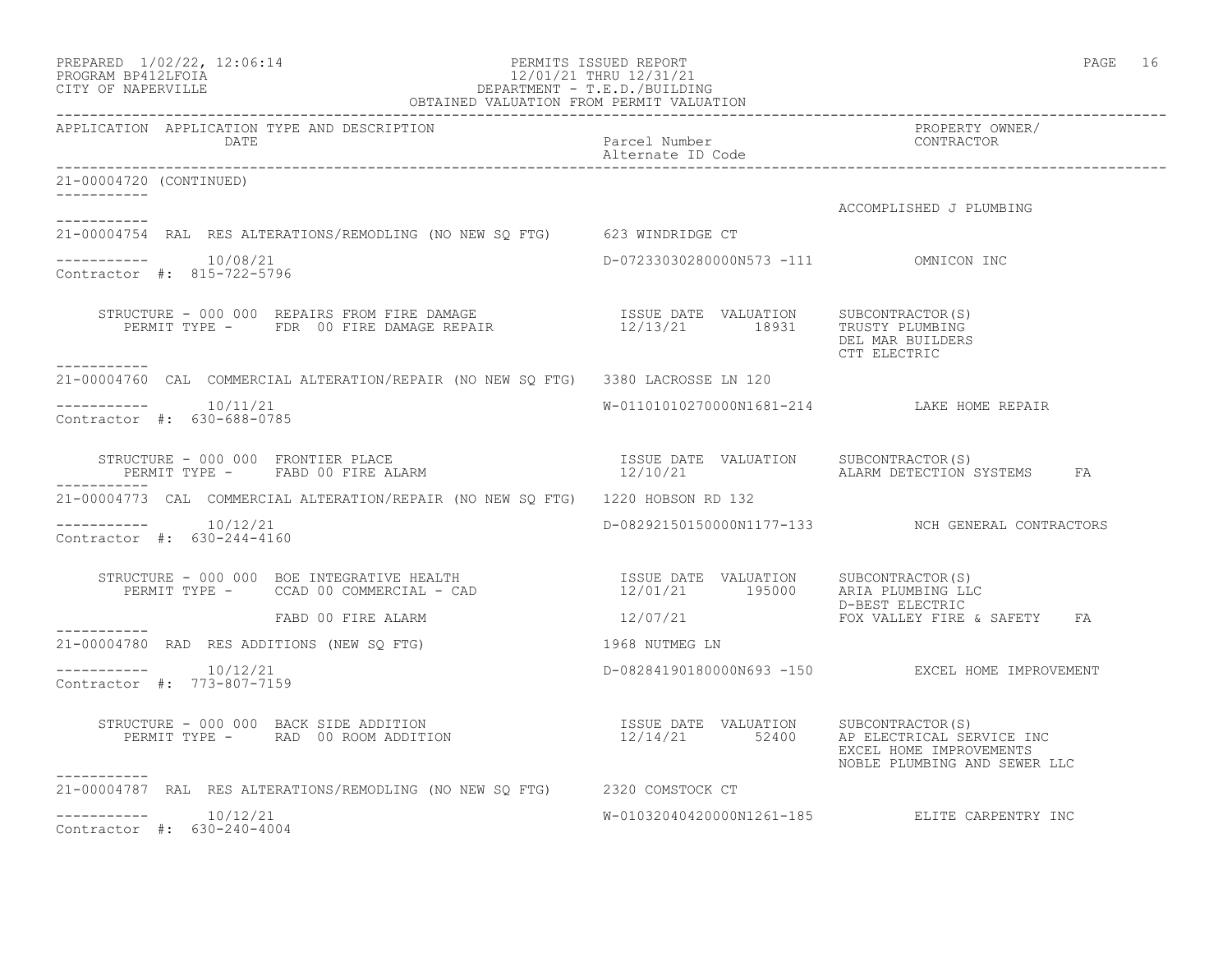PREPARED 1/02/22, 12:06:14 PERMITS ISSUED REPORT
PROGRAM BP412LFOIA 12/01/21 THRU 12/31/21
CITY OF NAPERVILLE DEPARTMENT - T.E.D./BUILDING
OBTAINED VALUATION FROM PERMIT VALUATION

| APPLICATION | APPLICATION TYPE AND DESCRIPTION / DATE | Parcel Number / Alternate ID Code | PROPERTY OWNER/ CONTRACTOR |
|---|---|---|---|

21-00004720 (CONTINUED)

ACCOMPLISHED J PLUMBING

---

21-00004754 RAL RES ALTERATIONS/REMODLING (NO NEW SQ FTG) 623 WINDRIDGE CT

10/08/21 D-07233030280000N573 -111 OMNICON INC

Contractor #: 815-722-5796

| STRUCTURE - 000 000 REPAIRS FROM FIRE DAMAGE | ISSUE DATE | VALUATION | SUBCONTRACTOR(S) |
|---|---|---|---|
| PERMIT TYPE - FDR 00 FIRE DAMAGE REPAIR | 12/13/21 | 18931 | TRUSTY PLUMBING |
| | | | DEL MAR BUILDERS |
| | | | CTT ELECTRIC |

---

21-00004760 CAL COMMERCIAL ALTERATION/REPAIR (NO NEW SQ FTG) 3380 LACROSSE LN 120

10/11/21 W-01101010270000N1681-214 LAKE HOME REPAIR

Contractor #: 630-688-0785

| STRUCTURE - 000 000 FRONTIER PLACE | ISSUE DATE | VALUATION | SUBCONTRACTOR(S) |
|---|---|---|---|
| PERMIT TYPE - FABD 00 FIRE ALARM | 12/10/21 | | ALARM DETECTION SYSTEMS FA |

---

21-00004773 CAL COMMERCIAL ALTERATION/REPAIR (NO NEW SQ FTG) 1220 HOBSON RD 132

10/12/21 D-08292150150000N1177-133 NCH GENERAL CONTRACTORS

Contractor #: 630-244-4160

| STRUCTURE - 000 000 BOE INTEGRATIVE HEALTH | ISSUE DATE | VALUATION | SUBCONTRACTOR(S) |
|---|---|---|---|
| PERMIT TYPE - CCAD 00 COMMERCIAL - CAD | 12/01/21 | 195000 | ARIA PLUMBING LLC |
| | | | D-BEST ELECTRIC |
| FABD 00 FIRE ALARM | 12/07/21 | | FOX VALLEY FIRE & SAFETY FA |

---

21-00004780 RAD RES ADDITIONS (NEW SQ FTG) 1968 NUTMEG LN

10/12/21 D-08284190180000N693 -150 EXCEL HOME IMPROVEMENT

Contractor #: 773-807-7159

| STRUCTURE - 000 000 BACK SIDE ADDITION | ISSUE DATE | VALUATION | SUBCONTRACTOR(S) |
|---|---|---|---|
| PERMIT TYPE - RAD 00 ROOM ADDITION | 12/14/21 | 52400 | AP ELECTRICAL SERVICE INC |
| | | | EXCEL HOME IMPROVEMENTS |
| | | | NOBLE PLUMBING AND SEWER LLC |

---

21-00004787 RAL RES ALTERATIONS/REMODLING (NO NEW SQ FTG) 2320 COMSTOCK CT

10/12/21 W-01032040420000N1261-185 ELITE CARPENTRY INC

Contractor #: 630-240-4004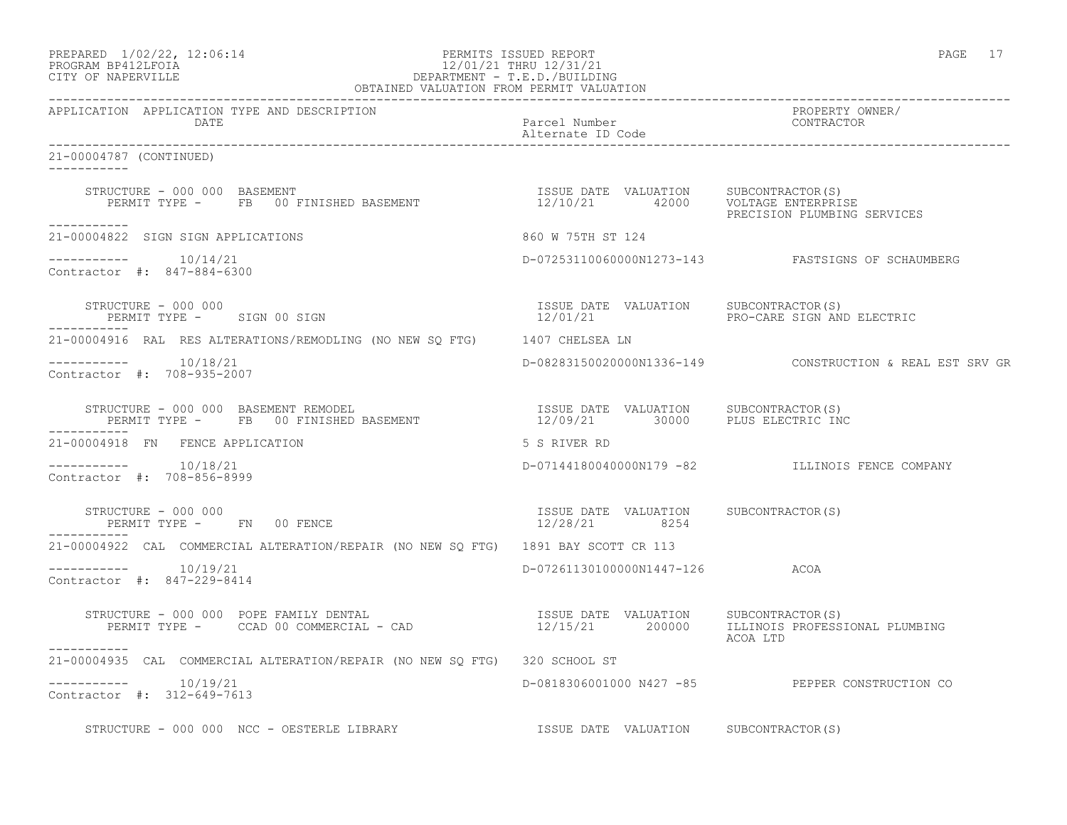PREPARED 1/02/22, 12:06:14 PERMITS ISSUED REPORT
PROGRAM BP412LFOIA 12/01/21 THRU 12/31/21
CITY OF NAPERVILLE DEPARTMENT - T.E.D./BUILDING
OBTAINED VALUATION FROM PERMIT VALUATION

| APPLICATION | APPLICATION TYPE AND DESCRIPTION / DATE | Parcel Number / Alternate ID Code | PROPERTY OWNER/ CONTRACTOR |
|---|---|---|---|

**21-00004787 (CONTINUED)**

STRUCTURE - 000 000 BASEMENT — PERMIT TYPE - FB 00 FINISHED BASEMENT
ISSUE DATE: 12/10/21 | VALUATION: 42000 | SUBCONTRACTOR(S): VOLTAGE ENTERPRISE; PRECISION PLUMBING SERVICES

---

**21-00004822 SIGN SIGN APPLICATIONS** — 860 W 75TH ST 124
10/14/21 — D-07253110060000N1273-143 — FASTSIGNS OF SCHAUMBERG
Contractor #: 847-884-6300

STRUCTURE - 000 000 — PERMIT TYPE - SIGN 00 SIGN
ISSUE DATE: 12/01/21 | VALUATION: | SUBCONTRACTOR(S): PRO-CARE SIGN AND ELECTRIC

---

**21-00004916 RAL RES ALTERATIONS/REMODLING (NO NEW SQ FTG)** — 1407 CHELSEA LN
10/18/21 — D-08283150020000N1336-149 — CONSTRUCTION & REAL EST SRV GR
Contractor #: 708-935-2007

STRUCTURE - 000 000 BASEMENT REMODEL — PERMIT TYPE - FB 00 FINISHED BASEMENT
ISSUE DATE: 12/09/21 | VALUATION: 30000 | SUBCONTRACTOR(S): PLUS ELECTRIC INC

---

**21-00004918 FN FENCE APPLICATION** — 5 S RIVER RD
10/18/21 — D-07144180040000N179 -82 — ILLINOIS FENCE COMPANY
Contractor #: 708-856-8999

STRUCTURE - 000 000 — PERMIT TYPE - FN 00 FENCE
ISSUE DATE: 12/28/21 | VALUATION: 8254 | SUBCONTRACTOR(S):

---

**21-00004922 CAL COMMERCIAL ALTERATION/REPAIR (NO NEW SQ FTG)** — 1891 BAY SCOTT CR 113
10/19/21 — D-07261130100000N1447-126 — ACOA
Contractor #: 847-229-8414

STRUCTURE - 000 000 POPE FAMILY DENTAL — PERMIT TYPE - CCAD 00 COMMERCIAL - CAD
ISSUE DATE: 12/15/21 | VALUATION: 200000 | SUBCONTRACTOR(S): ILLINOIS PROFESSIONAL PLUMBING; ACOA LTD

---

**21-00004935 CAL COMMERCIAL ALTERATION/REPAIR (NO NEW SQ FTG)** — 320 SCHOOL ST
10/19/21 — D-0818306001000 N427 -85 — PEPPER CONSTRUCTION CO
Contractor #: 312-649-7613

STRUCTURE - 000 000 NCC - OESTERLE LIBRARY — ISSUE DATE VALUATION SUBCONTRACTOR(S)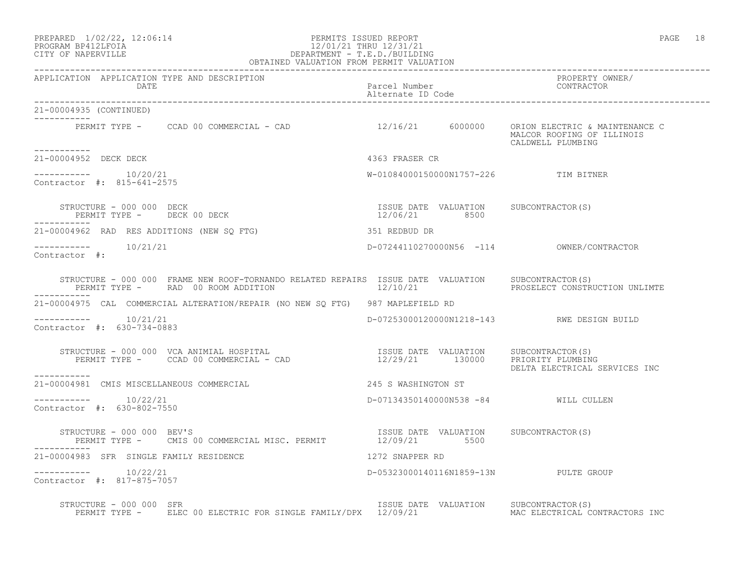PREPARED 1/02/22, 12:06:14 PERMITS ISSUED REPORT
PROGRAM BP412LFOIA 12/01/21 THRU 12/31/21
CITY OF NAPERVILLE DEPARTMENT - T.E.D./BUILDING
OBTAINED VALUATION FROM PERMIT VALUATION

| APPLICATION | APPLICATION TYPE AND DESCRIPTION / DATE | Parcel Number / Alternate ID Code | PROPERTY OWNER/ CONTRACTOR |
|---|---|---|---|

21-00004935 (CONTINUED)

PERMIT TYPE - CCAD 00 COMMERCIAL - CAD 12/16/21 6000000 ORION ELECTRIC & MAINTENANCE C
MALCOR ROOFING OF ILLINOIS
CALDWELL PLUMBING

---

21-00004952 DECK DECK — 4363 FRASER CR

10/20/21 — W-01084000150000N1757-226 — TIM BITNER

Contractor #: 815-641-2575

STRUCTURE - 000 000 DECK — ISSUE DATE VALUATION SUBCONTRACTOR(S)
PERMIT TYPE - DECK 00 DECK — 12/06/21 8500

---

21-00004962 RAD RES ADDITIONS (NEW SQ FTG) — 351 REDBUD DR

10/21/21 — D-07244110270000N56 -114 — OWNER/CONTRACTOR

Contractor #:

STRUCTURE - 000 000 FRAME NEW ROOF-TORNANDO RELATED REPAIRS — ISSUE DATE VALUATION SUBCONTRACTOR(S)
PERMIT TYPE - RAD 00 ROOM ADDITION — 12/10/21 — PROSELECT CONSTRUCTION UNLIMTE

---

21-00004975 CAL COMMERCIAL ALTERATION/REPAIR (NO NEW SQ FTG) — 987 MAPLEFIELD RD

10/21/21 — D-07253000120000N1218-143 — RWE DESIGN BUILD

Contractor #: 630-734-0883

STRUCTURE - 000 000 VCA ANIMIAL HOSPITAL — ISSUE DATE VALUATION SUBCONTRACTOR(S)
PERMIT TYPE - CCAD 00 COMMERCIAL - CAD — 12/29/21 130000 — PRIORITY PLUMBING
DELTA ELECTRICAL SERVICES INC

---

21-00004981 CMIS MISCELLANEOUS COMMERCIAL — 245 S WASHINGTON ST

10/22/21 — D-07134350140000N538 -84 — WILL CULLEN

Contractor #: 630-802-7550

STRUCTURE - 000 000 BEV'S — ISSUE DATE VALUATION SUBCONTRACTOR(S)
PERMIT TYPE - CMIS 00 COMMERCIAL MISC. PERMIT — 12/09/21 5500

---

21-00004983 SFR SINGLE FAMILY RESIDENCE — 1272 SNAPPER RD

10/22/21 — D-05323000140116N1859-13N — PULTE GROUP

Contractor #: 817-875-7057

STRUCTURE - 000 000 SFR — ISSUE DATE VALUATION SUBCONTRACTOR(S)
PERMIT TYPE - ELEC 00 ELECTRIC FOR SINGLE FAMILY/DPX — 12/09/21 — MAC ELECTRICAL CONTRACTORS INC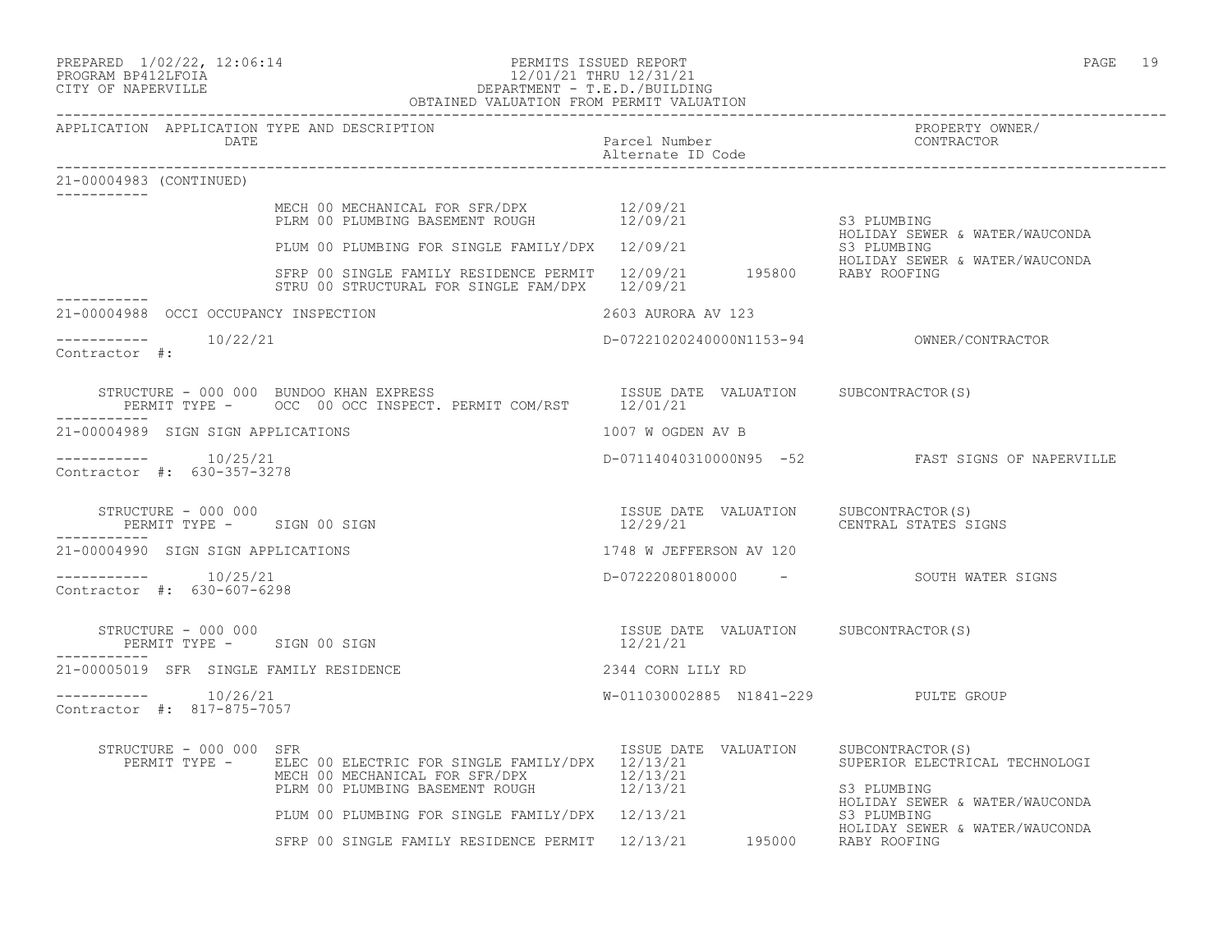PERMITS ISSUED REPORT
12/01/21 THRU 12/31/21
DEPARTMENT - T.E.D./BUILDING
OBTAINED VALUATION FROM PERMIT VALUATION

PREPARED 1/02/22, 12:06:14
PROGRAM BP412LFOIA
CITY OF NAPERVILLE

| APPLICATION | APPLICATION TYPE AND DESCRIPTION / DATE | Parcel Number / Alternate ID Code | PROPERTY OWNER/ CONTRACTOR |
|---|---|---|---|

**21-00004983 (CONTINUED)**

| PERMIT TYPE | ISSUE DATE | VALUATION | SUBCONTRACTOR(S) |
|---|---|---|---|
| MECH 00 MECHANICAL FOR SFR/DPX | 12/09/21 | | |
| PLRM 00 PLUMBING BASEMENT ROUGH | 12/09/21 | | S3 PLUMBING / HOLIDAY SEWER & WATER/WAUCONDA |
| PLUM 00 PLUMBING FOR SINGLE FAMILY/DPX | 12/09/21 | | S3 PLUMBING / HOLIDAY SEWER & WATER/WAUCONDA |
| SFRP 00 SINGLE FAMILY RESIDENCE PERMIT | 12/09/21 | 195800 | RABY ROOFING |
| STRU 00 STRUCTURAL FOR SINGLE FAM/DPX | 12/09/21 | | |

---

**21-00004988 OCCI OCCUPANCY INSPECTION** — 2603 AURORA AV 123

10/22/21 — D-07221020240000N1153-94 — OWNER/CONTRACTOR

Contractor #:

STRUCTURE - 000 000 BUNDOO KHAN EXPRESS

| PERMIT TYPE | ISSUE DATE | VALUATION | SUBCONTRACTOR(S) |
|---|---|---|---|
| OCC 00 OCC INSPECT. PERMIT COM/RST | 12/01/21 | | |

---

**21-00004989 SIGN SIGN APPLICATIONS** — 1007 W OGDEN AV B

10/25/21 — D-07114040310000N95 -52 — FAST SIGNS OF NAPERVILLE

Contractor #: 630-357-3278

STRUCTURE - 000 000

| PERMIT TYPE | ISSUE DATE | VALUATION | SUBCONTRACTOR(S) |
|---|---|---|---|
| SIGN 00 SIGN | 12/29/21 | | CENTRAL STATES SIGNS |

---

**21-00004990 SIGN SIGN APPLICATIONS** — 1748 W JEFFERSON AV 120

10/25/21 — D-07222080180000 - — SOUTH WATER SIGNS

Contractor #: 630-607-6298

STRUCTURE - 000 000

| PERMIT TYPE | ISSUE DATE | VALUATION | SUBCONTRACTOR(S) |
|---|---|---|---|
| SIGN 00 SIGN | 12/21/21 | | |

---

**21-00005019 SFR SINGLE FAMILY RESIDENCE** — 2344 CORN LILY RD

10/26/21 — W-011030002885 N1841-229 — PULTE GROUP

Contractor #: 817-875-7057

STRUCTURE - 000 000 SFR

| PERMIT TYPE | ISSUE DATE | VALUATION | SUBCONTRACTOR(S) |
|---|---|---|---|
| ELEC 00 ELECTRIC FOR SINGLE FAMILY/DPX | 12/13/21 | | SUPERIOR ELECTRICAL TECHNOLOGI |
| MECH 00 MECHANICAL FOR SFR/DPX | 12/13/21 | | |
| PLRM 00 PLUMBING BASEMENT ROUGH | 12/13/21 | | S3 PLUMBING / HOLIDAY SEWER & WATER/WAUCONDA |
| PLUM 00 PLUMBING FOR SINGLE FAMILY/DPX | 12/13/21 | | S3 PLUMBING / HOLIDAY SEWER & WATER/WAUCONDA |
| SFRP 00 SINGLE FAMILY RESIDENCE PERMIT | 12/13/21 | 195000 | RABY ROOFING |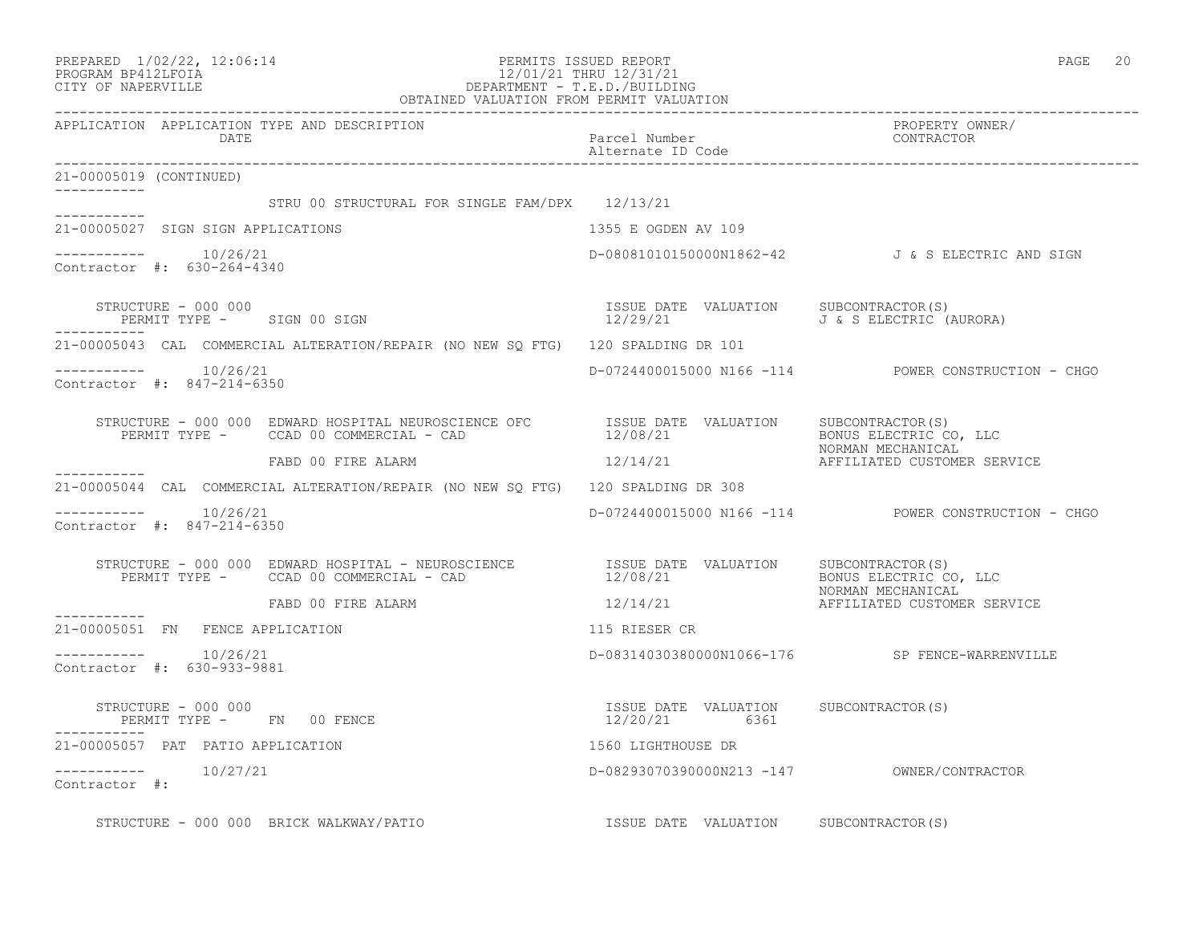PREPARED 1/02/22, 12:06:14 PERMITS ISSUED REPORT
PROGRAM BP412LFOIA 12/01/21 THRU 12/31/21
CITY OF NAPERVILLE DEPARTMENT - T.E.D./BUILDING
OBTAINED VALUATION FROM PERMIT VALUATION

| APPLICATION | APPLICATION TYPE AND DESCRIPTION DATE | Parcel Number / Alternate ID Code | PROPERTY OWNER/ CONTRACTOR |
|---|---|---|---|

**21-00005019 (CONTINUED)**

STRU 00 STRUCTURAL FOR SINGLE FAM/DPX 12/13/21

---

**21-00005027 SIGN SIGN APPLICATIONS** — 1355 E OGDEN AV 109

10/26/21 — D-08081010150000N1862-42 — J & S ELECTRIC AND SIGN
Contractor #: 630-264-4340

STRUCTURE - 000 000
PERMIT TYPE - SIGN 00 SIGN

| ISSUE DATE | VALUATION | SUBCONTRACTOR(S) |
|---|---|---|
| 12/29/21 | | J & S ELECTRIC (AURORA) |

---

**21-00005043 CAL COMMERCIAL ALTERATION/REPAIR (NO NEW SQ FTG)** — 120 SPALDING DR 101

10/26/21 — D-0724400015000 N166 -114 — POWER CONSTRUCTION - CHGO
Contractor #: 847-214-6350

STRUCTURE - 000 000 EDWARD HOSPITAL NEUROSCIENCE OFC

| PERMIT TYPE | ISSUE DATE | VALUATION | SUBCONTRACTOR(S) |
|---|---|---|---|
| CCAD 00 COMMERCIAL - CAD | 12/08/21 | | BONUS ELECTRIC CO, LLC<br>NORMAN MECHANICAL |
| FABD 00 FIRE ALARM | 12/14/21 | | AFFILIATED CUSTOMER SERVICE |

---

**21-00005044 CAL COMMERCIAL ALTERATION/REPAIR (NO NEW SQ FTG)** — 120 SPALDING DR 308

10/26/21 — D-0724400015000 N166 -114 — POWER CONSTRUCTION - CHGO
Contractor #: 847-214-6350

STRUCTURE - 000 000 EDWARD HOSPITAL - NEUROSCIENCE

| PERMIT TYPE | ISSUE DATE | VALUATION | SUBCONTRACTOR(S) |
|---|---|---|---|
| CCAD 00 COMMERCIAL - CAD | 12/08/21 | | BONUS ELECTRIC CO, LLC<br>NORMAN MECHANICAL |
| FABD 00 FIRE ALARM | 12/14/21 | | AFFILIATED CUSTOMER SERVICE |

---

**21-00005051 FN FENCE APPLICATION** — 115 RIESER CR

10/26/21 — D-08314030380000N1066-176 — SP FENCE-WARRENVILLE
Contractor #: 630-933-9881

STRUCTURE - 000 000
PERMIT TYPE - FN 00 FENCE

| ISSUE DATE | VALUATION | SUBCONTRACTOR(S) |
|---|---|---|
| 12/20/21 | 6361 | |

---

**21-00005057 PAT PATIO APPLICATION** — 1560 LIGHTHOUSE DR

10/27/21 — D-08293070390000N213 -147 — OWNER/CONTRACTOR
Contractor #:

STRUCTURE - 000 000 BRICK WALKWAY/PATIO

| ISSUE DATE | VALUATION | SUBCONTRACTOR(S) |
|---|---|---|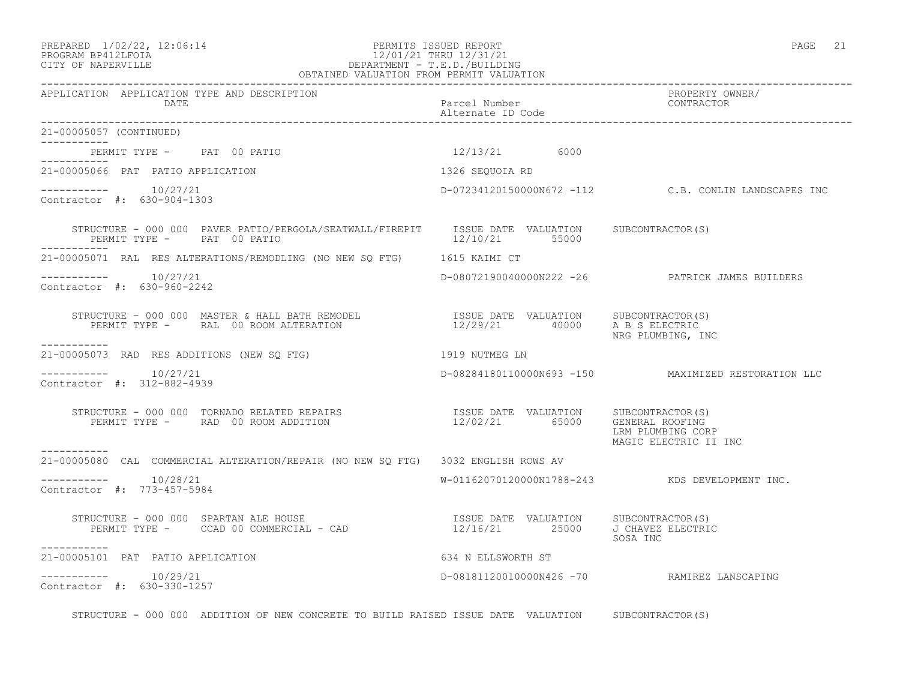APPLICATION APPLICATION TYPE AND DESCRIPTION | Parcel Number / Alternate ID Code | PROPERTY OWNER/ CONTRACTOR
DATE

21-00005057 (CONTINUED)

PERMIT TYPE - PAT 00 PATIO 12/13/21 6000

21-00005066 PAT PATIO APPLICATION 1326 SEQUOIA RD

10/27/21 D-07234120150000N672 -112 C.B. CONLIN LANDSCAPES INC
Contractor #: 630-904-1303

STRUCTURE - 000 000 PAVER PATIO/PERGOLA/SEATWALL/FIREPIT ISSUE DATE VALUATION SUBCONTRACTOR(S)
PERMIT TYPE - PAT 00 PATIO 12/10/21 55000

21-00005071 RAL RES ALTERATIONS/REMODLING (NO NEW SQ FTG) 1615 KAIMI CT

10/27/21 D-08072190040000N222 -26 PATRICK JAMES BUILDERS
Contractor #: 630-960-2242

STRUCTURE - 000 000 MASTER & HALL BATH REMODEL ISSUE DATE VALUATION SUBCONTRACTOR(S)
PERMIT TYPE - RAL 00 ROOM ALTERATION 12/29/21 40000 A B S ELECTRIC
NRG PLUMBING, INC

21-00005073 RAD RES ADDITIONS (NEW SQ FTG) 1919 NUTMEG LN

10/27/21 D-08284180110000N693 -150 MAXIMIZED RESTORATION LLC
Contractor #: 312-882-4939

STRUCTURE - 000 000 TORNADO RELATED REPAIRS ISSUE DATE VALUATION SUBCONTRACTOR(S)
PERMIT TYPE - RAD 00 ROOM ADDITION 12/02/21 65000 GENERAL ROOFING
LRM PLUMBING CORP
MAGIC ELECTRIC II INC

21-00005080 CAL COMMERCIAL ALTERATION/REPAIR (NO NEW SQ FTG) 3032 ENGLISH ROWS AV

10/28/21 W-01162070120000N1788-243 KDS DEVELOPMENT INC.
Contractor #: 773-457-5984

STRUCTURE - 000 000 SPARTAN ALE HOUSE ISSUE DATE VALUATION SUBCONTRACTOR(S)
PERMIT TYPE - CCAD 00 COMMERCIAL - CAD 12/16/21 25000 J CHAVEZ ELECTRIC
SOSA INC

21-00005101 PAT PATIO APPLICATION 634 N ELLSWORTH ST

10/29/21 D-08181120010000N426 -70 RAMIREZ LANSCAPING
Contractor #: 630-330-1257

STRUCTURE - 000 000 ADDITION OF NEW CONCRETE TO BUILD RAISED ISSUE DATE VALUATION SUBCONTRACTOR(S)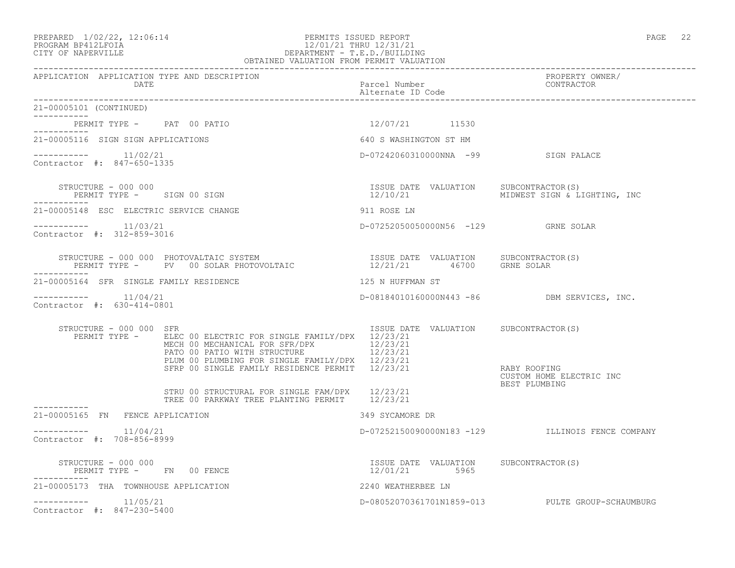PREPARED 1/02/22, 12:06:14 PERMITS ISSUED REPORT
PROGRAM BP412LFOIA 12/01/21 THRU 12/31/21
CITY OF NAPERVILLE DEPARTMENT - T.E.D./BUILDING
OBTAINED VALUATION FROM PERMIT VALUATION

| APPLICATION | APPLICATION TYPE AND DESCRIPTION DATE | Parcel Number Alternate ID Code | PROPERTY OWNER/ CONTRACTOR |
|---|---|---|---|

21-00005101 (CONTINUED)

PERMIT TYPE - PAT 00 PATIO 12/07/21 11530

---

21-00005116 SIGN SIGN APPLICATIONS 640 S WASHINGTON ST HM

11/02/21 D-07242060310000NNA -99 SIGN PALACE
Contractor #: 847-650-1335

STRUCTURE - 000 000 ISSUE DATE VALUATION SUBCONTRACTOR(S)
PERMIT TYPE - SIGN 00 SIGN 12/10/21 MIDWEST SIGN & LIGHTING, INC

---

21-00005148 ESC ELECTRIC SERVICE CHANGE 911 ROSE LN

11/03/21 D-07252050050000N56 -129 GRNE SOLAR
Contractor #: 312-859-3016

STRUCTURE - 000 000 PHOTOVALTAIC SYSTEM ISSUE DATE VALUATION SUBCONTRACTOR(S)
PERMIT TYPE - PV 00 SOLAR PHOTOVOLTAIC 12/21/21 46700 GRNE SOLAR

---

21-00005164 SFR SINGLE FAMILY RESIDENCE 125 N HUFFMAN ST

11/04/21 D-08184010160000N443 -86 DBM SERVICES, INC.
Contractor #: 630-414-0801

STRUCTURE - 000 000 SFR ISSUE DATE VALUATION SUBCONTRACTOR(S)
PERMIT TYPE - ELEC 00 ELECTRIC FOR SINGLE FAMILY/DPX 12/23/21
MECH 00 MECHANICAL FOR SFR/DPX 12/23/21
PATO 00 PATIO WITH STRUCTURE 12/23/21
PLUM 00 PLUMBING FOR SINGLE FAMILY/DPX 12/23/21
SFRP 00 SINGLE FAMILY RESIDENCE PERMIT 12/23/21 RABY ROOFING
CUSTOM HOME ELECTRIC INC
BEST PLUMBING
STRU 00 STRUCTURAL FOR SINGLE FAM/DPX 12/23/21
TREE 00 PARKWAY TREE PLANTING PERMIT 12/23/21

---

21-00005165 FN FENCE APPLICATION 349 SYCAMORE DR

11/04/21 D-07252150090000N183 -129 ILLINOIS FENCE COMPANY
Contractor #: 708-856-8999

STRUCTURE - 000 000 ISSUE DATE VALUATION SUBCONTRACTOR(S)
PERMIT TYPE - FN 00 FENCE 12/01/21 5965

---

21-00005173 THA TOWNHOUSE APPLICATION 2240 WEATHERBEE LN

11/05/21 D-08052070361701N1859-013 PULTE GROUP-SCHAUMBURG
Contractor #: 847-230-5400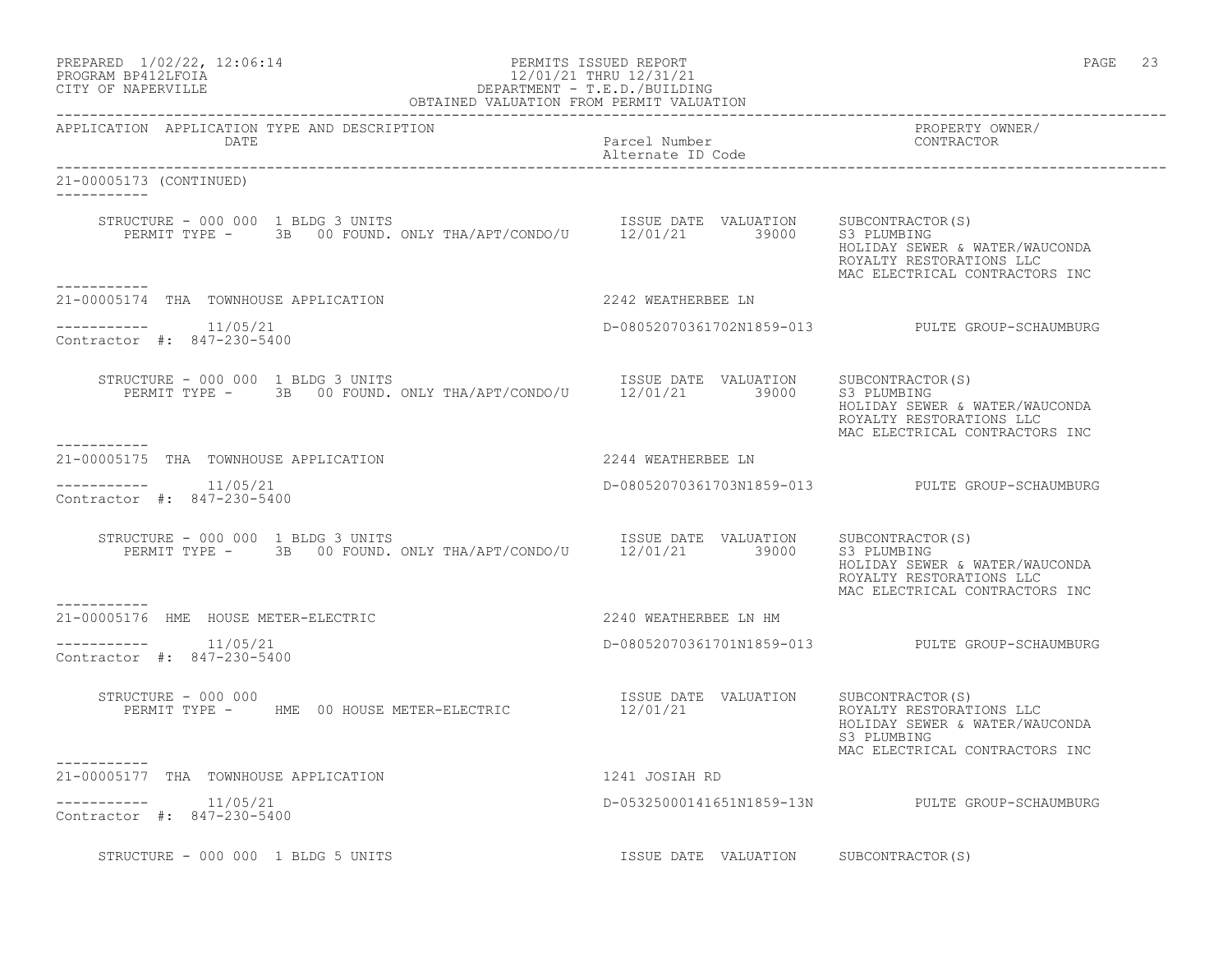| APPLICATION | APPLICATION TYPE AND DESCRIPTION DATE | Parcel Number Alternate ID Code | PROPERTY OWNER/ CONTRACTOR |
|---|---|---|---|

21-00005173 (CONTINUED)

```
    STRUCTURE - 000 000  1 BLDG 3 UNITS                          ISSUE DATE  VALUATION    SUBCONTRACTOR(S)
      PERMIT TYPE -     3B   00 FOUND. ONLY THA/APT/CONDO/U       12/01/21        39000    S3 PLUMBING
                                                                                          HOLIDAY SEWER & WATER/WAUCONDA
                                                                                          ROYALTY RESTORATIONS LLC
                                                                                          MAC ELECTRICAL CONTRACTORS INC
-----------
21-00005174  THA  TOWNHOUSE APPLICATION                         2242 WEATHERBEE LN

-----------     11/05/21                                        D-08052070361702N1859-013        PULTE GROUP-SCHAUMBURG
Contractor  #:  847-230-5400

    STRUCTURE - 000 000  1 BLDG 3 UNITS                          ISSUE DATE  VALUATION    SUBCONTRACTOR(S)
      PERMIT TYPE -     3B   00 FOUND. ONLY THA/APT/CONDO/U       12/01/21        39000    S3 PLUMBING
                                                                                          HOLIDAY SEWER & WATER/WAUCONDA
                                                                                          ROYALTY RESTORATIONS LLC
                                                                                          MAC ELECTRICAL CONTRACTORS INC
-----------
21-00005175  THA  TOWNHOUSE APPLICATION                         2244 WEATHERBEE LN

-----------     11/05/21                                        D-08052070361703N1859-013        PULTE GROUP-SCHAUMBURG
Contractor  #:  847-230-5400

    STRUCTURE - 000 000  1 BLDG 3 UNITS                          ISSUE DATE  VALUATION    SUBCONTRACTOR(S)
      PERMIT TYPE -     3B   00 FOUND. ONLY THA/APT/CONDO/U       12/01/21        39000    S3 PLUMBING
                                                                                          HOLIDAY SEWER & WATER/WAUCONDA
                                                                                          ROYALTY RESTORATIONS LLC
                                                                                          MAC ELECTRICAL CONTRACTORS INC
-----------
21-00005176  HME  HOUSE METER-ELECTRIC                          2240 WEATHERBEE LN HM

-----------     11/05/21                                        D-08052070361701N1859-013        PULTE GROUP-SCHAUMBURG
Contractor  #:  847-230-5400

    STRUCTURE - 000 000                                          ISSUE DATE  VALUATION    SUBCONTRACTOR(S)
      PERMIT TYPE -     HME  00 HOUSE METER-ELECTRIC              12/01/21                 ROYALTY RESTORATIONS LLC
                                                                                          HOLIDAY SEWER & WATER/WAUCONDA
                                                                                          S3 PLUMBING
                                                                                          MAC ELECTRICAL CONTRACTORS INC
-----------
21-00005177  THA  TOWNHOUSE APPLICATION                         1241 JOSIAH RD

-----------     11/05/21                                        D-05325000141651N1859-13N        PULTE GROUP-SCHAUMBURG
Contractor  #:  847-230-5400

    STRUCTURE - 000 000  1 BLDG 5 UNITS                          ISSUE DATE  VALUATION    SUBCONTRACTOR(S)
```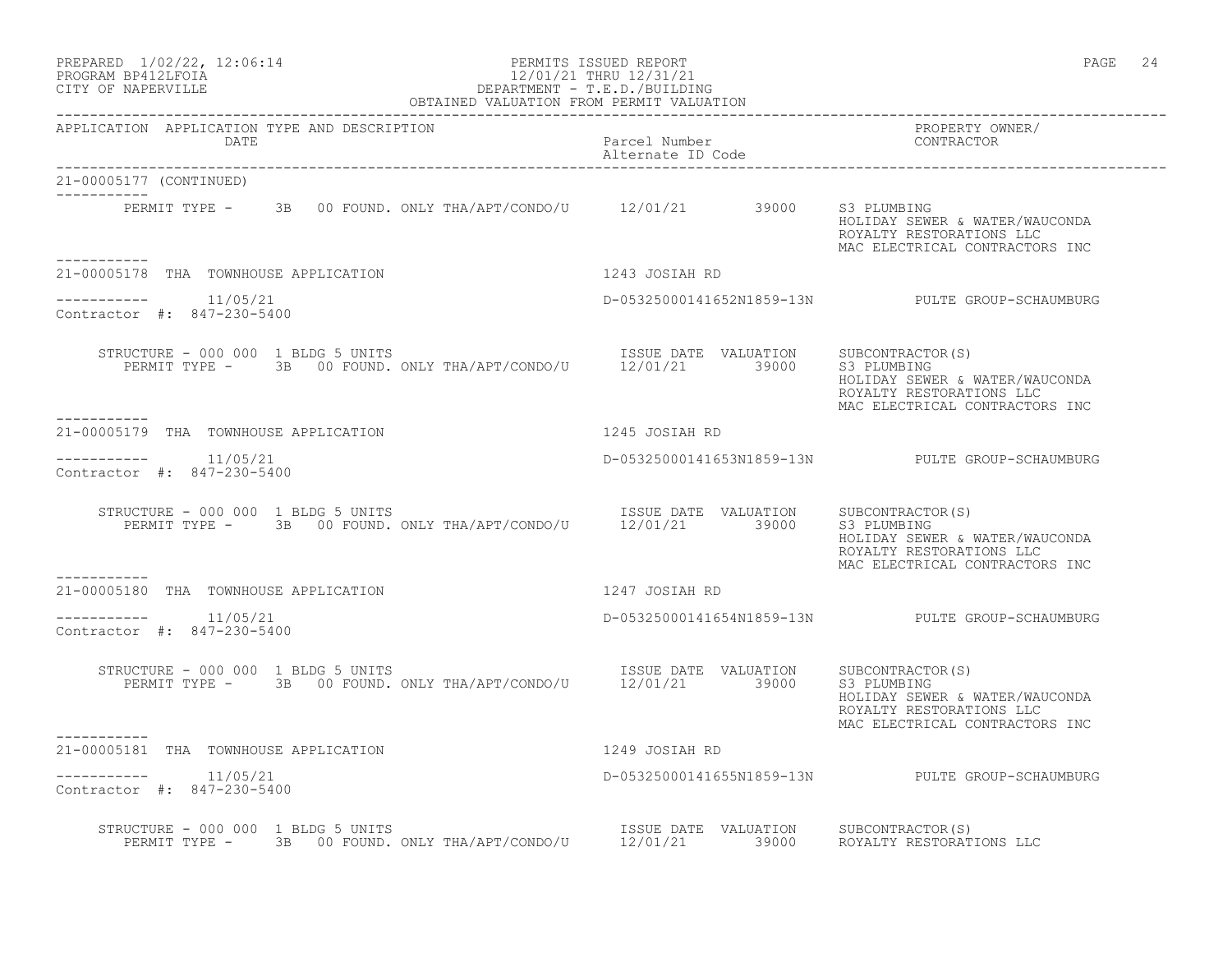APPLICATION APPLICATION TYPE AND DESCRIPTION DATE | Parcel Number / Alternate ID Code | PROPERTY OWNER/ CONTRACTOR

21-00005177 (CONTINUED)

```
-----------
        PERMIT TYPE -     3B   00 FOUND. ONLY THA/APT/CONDO/U      12/01/21        39000    S3 PLUMBING
                                                                                             HOLIDAY SEWER & WATER/WAUCONDA
                                                                                             ROYALTY RESTORATIONS LLC
                                                                                             MAC ELECTRICAL CONTRACTORS INC
-----------
21-00005178  THA  TOWNHOUSE APPLICATION                           1243 JOSIAH RD

-----------       11/05/21                                        D-05325000141652N1859-13N          PULTE GROUP-SCHAUMBURG
Contractor #:  847-230-5400

     STRUCTURE - 000 000  1 BLDG 5 UNITS                            ISSUE DATE  VALUATION     SUBCONTRACTOR(S)
        PERMIT TYPE -     3B   00 FOUND. ONLY THA/APT/CONDO/U      12/01/21        39000    S3 PLUMBING
                                                                                             HOLIDAY SEWER & WATER/WAUCONDA
                                                                                             ROYALTY RESTORATIONS LLC
                                                                                             MAC ELECTRICAL CONTRACTORS INC
-----------
21-00005179  THA  TOWNHOUSE APPLICATION                           1245 JOSIAH RD

-----------       11/05/21                                        D-05325000141653N1859-13N          PULTE GROUP-SCHAUMBURG
Contractor #:  847-230-5400

     STRUCTURE - 000 000  1 BLDG 5 UNITS                            ISSUE DATE  VALUATION     SUBCONTRACTOR(S)
        PERMIT TYPE -     3B   00 FOUND. ONLY THA/APT/CONDO/U      12/01/21        39000    S3 PLUMBING
                                                                                             HOLIDAY SEWER & WATER/WAUCONDA
                                                                                             ROYALTY RESTORATIONS LLC
                                                                                             MAC ELECTRICAL CONTRACTORS INC
-----------
21-00005180  THA  TOWNHOUSE APPLICATION                           1247 JOSIAH RD

-----------       11/05/21                                        D-05325000141654N1859-13N          PULTE GROUP-SCHAUMBURG
Contractor #:  847-230-5400

     STRUCTURE - 000 000  1 BLDG 5 UNITS                            ISSUE DATE  VALUATION     SUBCONTRACTOR(S)
        PERMIT TYPE -     3B   00 FOUND. ONLY THA/APT/CONDO/U      12/01/21        39000    S3 PLUMBING
                                                                                             HOLIDAY SEWER & WATER/WAUCONDA
                                                                                             ROYALTY RESTORATIONS LLC
                                                                                             MAC ELECTRICAL CONTRACTORS INC
-----------
21-00005181  THA  TOWNHOUSE APPLICATION                           1249 JOSIAH RD

-----------       11/05/21                                        D-05325000141655N1859-13N          PULTE GROUP-SCHAUMBURG
Contractor #:  847-230-5400

     STRUCTURE - 000 000  1 BLDG 5 UNITS                            ISSUE DATE  VALUATION     SUBCONTRACTOR(S)
        PERMIT TYPE -     3B   00 FOUND. ONLY THA/APT/CONDO/U      12/01/21        39000    ROYALTY RESTORATIONS LLC
```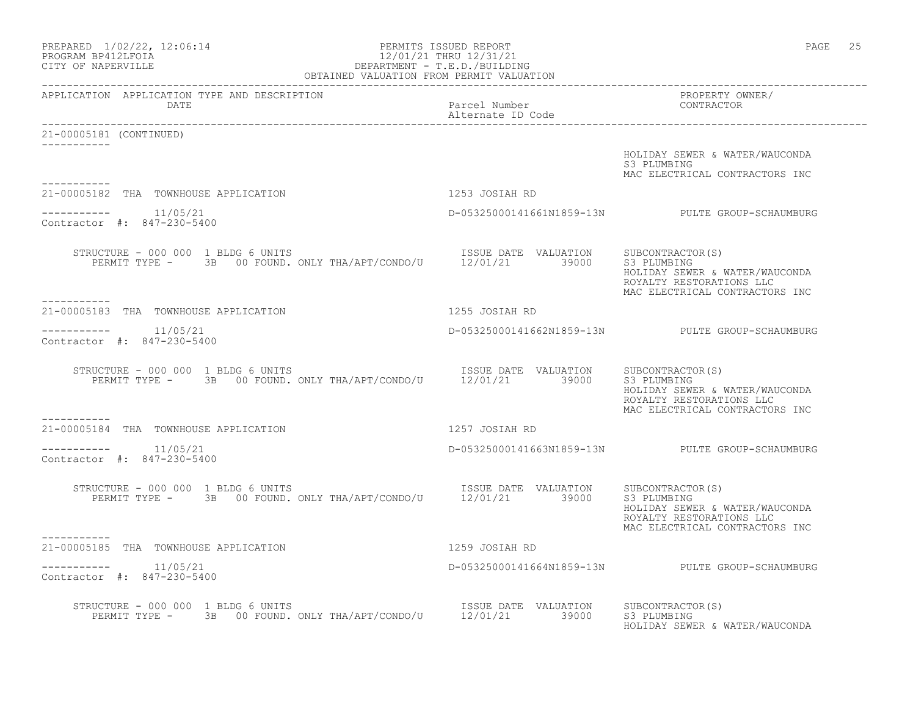| APPLICATION | APPLICATION TYPE AND DESCRIPTION DATE | Parcel Number Alternate ID Code | PROPERTY OWNER/ CONTRACTOR |
|---|---|---|---|

21-00005181 (CONTINUED)

HOLIDAY SEWER & WATER/WAUCONDA
S3 PLUMBING
MAC ELECTRICAL CONTRACTORS INC

---

21-00005182 THA TOWNHOUSE APPLICATION — 1253 JOSIAH RD

11/05/21 — D-05325000141661N1859-13N — PULTE GROUP-SCHAUMBURG
Contractor #: 847-230-5400

STRUCTURE - 000 000 1 BLDG 6 UNITS
PERMIT TYPE - 3B 00 FOUND. ONLY THA/APT/CONDO/U

| ISSUE DATE | VALUATION | SUBCONTRACTOR(S) |
|---|---|---|
| 12/01/21 | 39000 | S3 PLUMBING<br>HOLIDAY SEWER & WATER/WAUCONDA<br>ROYALTY RESTORATIONS LLC<br>MAC ELECTRICAL CONTRACTORS INC |

---

21-00005183 THA TOWNHOUSE APPLICATION — 1255 JOSIAH RD

11/05/21 — D-05325000141662N1859-13N — PULTE GROUP-SCHAUMBURG
Contractor #: 847-230-5400

STRUCTURE - 000 000 1 BLDG 6 UNITS
PERMIT TYPE - 3B 00 FOUND. ONLY THA/APT/CONDO/U

| ISSUE DATE | VALUATION | SUBCONTRACTOR(S) |
|---|---|---|
| 12/01/21 | 39000 | S3 PLUMBING<br>HOLIDAY SEWER & WATER/WAUCONDA<br>ROYALTY RESTORATIONS LLC<br>MAC ELECTRICAL CONTRACTORS INC |

---

21-00005184 THA TOWNHOUSE APPLICATION — 1257 JOSIAH RD

11/05/21 — D-05325000141663N1859-13N — PULTE GROUP-SCHAUMBURG
Contractor #: 847-230-5400

STRUCTURE - 000 000 1 BLDG 6 UNITS
PERMIT TYPE - 3B 00 FOUND. ONLY THA/APT/CONDO/U

| ISSUE DATE | VALUATION | SUBCONTRACTOR(S) |
|---|---|---|
| 12/01/21 | 39000 | S3 PLUMBING<br>HOLIDAY SEWER & WATER/WAUCONDA<br>ROYALTY RESTORATIONS LLC<br>MAC ELECTRICAL CONTRACTORS INC |

---

21-00005185 THA TOWNHOUSE APPLICATION — 1259 JOSIAH RD

11/05/21 — D-05325000141664N1859-13N — PULTE GROUP-SCHAUMBURG
Contractor #: 847-230-5400

STRUCTURE - 000 000 1 BLDG 6 UNITS
PERMIT TYPE - 3B 00 FOUND. ONLY THA/APT/CONDO/U

| ISSUE DATE | VALUATION | SUBCONTRACTOR(S) |
|---|---|---|
| 12/01/21 | 39000 | S3 PLUMBING<br>HOLIDAY SEWER & WATER/WAUCONDA |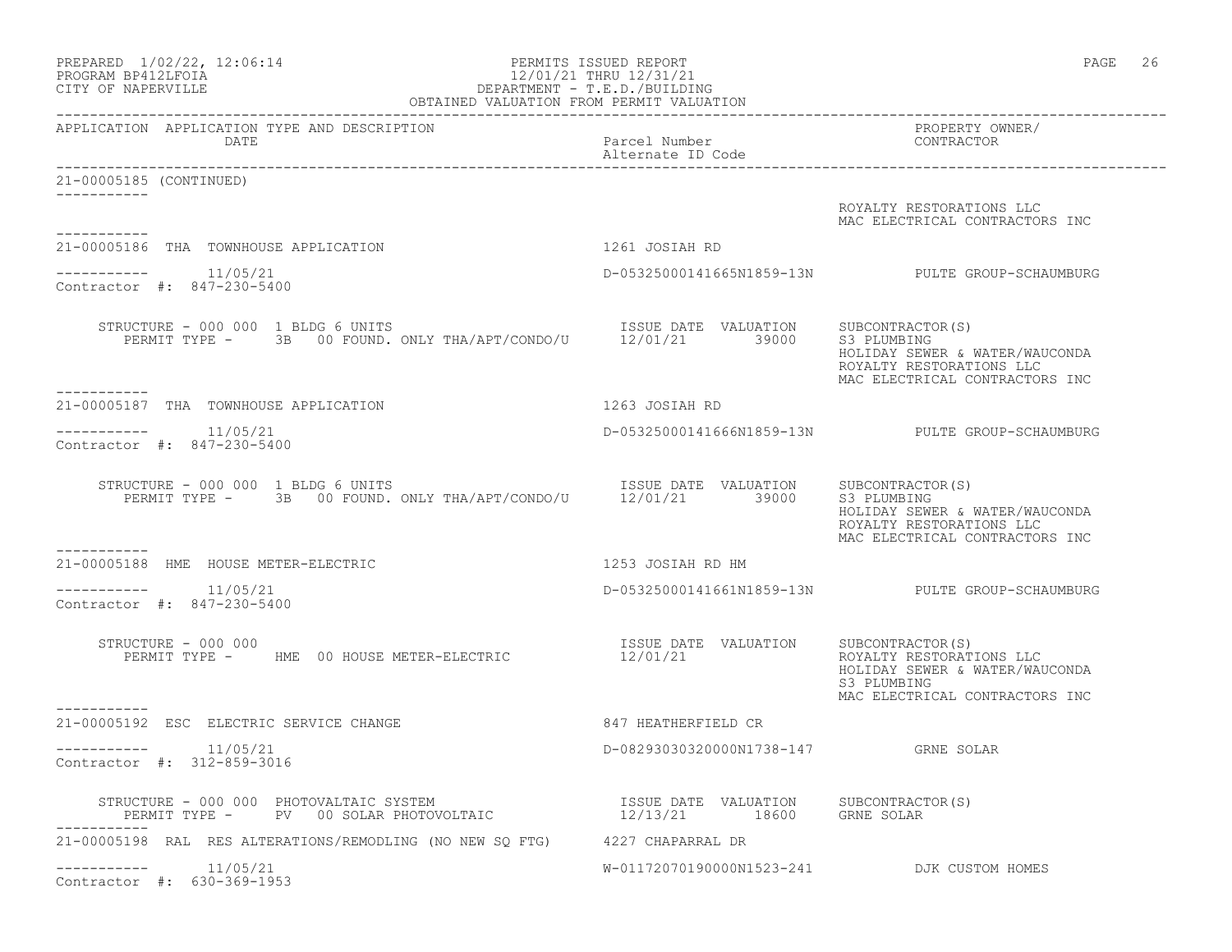APPLICATION APPLICATION TYPE AND DESCRIPTION DATE | Parcel Number / Alternate ID Code | PROPERTY OWNER/ CONTRACTOR

21-00005185 (CONTINUED)

ROYALTY RESTORATIONS LLC
MAC ELECTRICAL CONTRACTORS INC

---

21-00005186 THA TOWNHOUSE APPLICATION — 1261 JOSIAH RD

11/05/21 — D-05325000141665N1859-13N — PULTE GROUP-SCHAUMBURG

Contractor #: 847-230-5400

STRUCTURE - 000 000 1 BLDG 6 UNITS
PERMIT TYPE - 3B 00 FOUND. ONLY THA/APT/CONDO/U

| ISSUE DATE | VALUATION | SUBCONTRACTOR(S) |
|---|---|---|
| 12/01/21 | 39000 | S3 PLUMBING |
| | | HOLIDAY SEWER & WATER/WAUCONDA |
| | | ROYALTY RESTORATIONS LLC |
| | | MAC ELECTRICAL CONTRACTORS INC |

---

21-00005187 THA TOWNHOUSE APPLICATION — 1263 JOSIAH RD

11/05/21 — D-05325000141666N1859-13N — PULTE GROUP-SCHAUMBURG

Contractor #: 847-230-5400

STRUCTURE - 000 000 1 BLDG 6 UNITS
PERMIT TYPE - 3B 00 FOUND. ONLY THA/APT/CONDO/U

| ISSUE DATE | VALUATION | SUBCONTRACTOR(S) |
|---|---|---|
| 12/01/21 | 39000 | S3 PLUMBING |
| | | HOLIDAY SEWER & WATER/WAUCONDA |
| | | ROYALTY RESTORATIONS LLC |
| | | MAC ELECTRICAL CONTRACTORS INC |

---

21-00005188 HME HOUSE METER-ELECTRIC — 1253 JOSIAH RD HM

11/05/21 — D-05325000141661N1859-13N — PULTE GROUP-SCHAUMBURG

Contractor #: 847-230-5400

STRUCTURE - 000 000
PERMIT TYPE - HME 00 HOUSE METER-ELECTRIC

| ISSUE DATE | VALUATION | SUBCONTRACTOR(S) |
|---|---|---|
| 12/01/21 | | ROYALTY RESTORATIONS LLC |
| | | HOLIDAY SEWER & WATER/WAUCONDA |
| | | S3 PLUMBING |
| | | MAC ELECTRICAL CONTRACTORS INC |

---

21-00005192 ESC ELECTRIC SERVICE CHANGE — 847 HEATHERFIELD CR

11/05/21 — D-08293030320000N1738-147 — GRNE SOLAR

Contractor #: 312-859-3016

STRUCTURE - 000 000 PHOTOVALTAIC SYSTEM
PERMIT TYPE - PV 00 SOLAR PHOTOVOLTAIC

| ISSUE DATE | VALUATION | SUBCONTRACTOR(S) |
|---|---|---|
| 12/13/21 | 18600 | GRNE SOLAR |

---

21-00005198 RAL RES ALTERATIONS/REMODLING (NO NEW SQ FTG) — 4227 CHAPARRAL DR

11/05/21 — W-01172070190000N1523-241 — DJK CUSTOM HOMES

Contractor #: 630-369-1953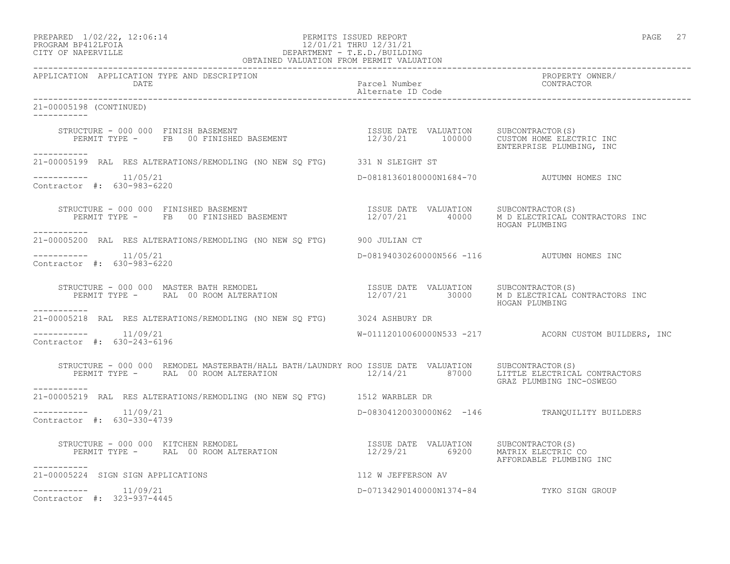APPLICATION APPLICATION TYPE AND DESCRIPTION DATE | Parcel Number / Alternate ID Code | PROPERTY OWNER/ CONTRACTOR

21-00005198 (CONTINUED)

STRUCTURE - 000 000 FINISH BASEMENT
PERMIT TYPE - FB 00 FINISHED BASEMENT
ISSUE DATE 12/30/21 VALUATION 100000
SUBCONTRACTOR(S): CUSTOM HOME ELECTRIC INC, ENTERPRISE PLUMBING, INC

---

21-00005199 RAL RES ALTERATIONS/REMODLING (NO NEW SQ FTG) 331 N SLEIGHT ST
11/05/21 D-08181360180000N1684-70 AUTUMN HOMES INC
Contractor #: 630-983-6220

STRUCTURE - 000 000 FINISHED BASEMENT
PERMIT TYPE - FB 00 FINISHED BASEMENT
ISSUE DATE 12/07/21 VALUATION 40000
SUBCONTRACTOR(S): M D ELECTRICAL CONTRACTORS INC, HOGAN PLUMBING

---

21-00005200 RAL RES ALTERATIONS/REMODLING (NO NEW SQ FTG) 900 JULIAN CT
11/05/21 D-08194030260000N566 -116 AUTUMN HOMES INC
Contractor #: 630-983-6220

STRUCTURE - 000 000 MASTER BATH REMODEL
PERMIT TYPE - RAL 00 ROOM ALTERATION
ISSUE DATE 12/07/21 VALUATION 30000
SUBCONTRACTOR(S): M D ELECTRICAL CONTRACTORS INC, HOGAN PLUMBING

---

21-00005218 RAL RES ALTERATIONS/REMODLING (NO NEW SQ FTG) 3024 ASHBURY DR
11/09/21 W-01112010060000N533 -217 ACORN CUSTOM BUILDERS, INC
Contractor #: 630-243-6196

STRUCTURE - 000 000 REMODEL MASTERBATH/HALL BATH/LAUNDRY ROO
PERMIT TYPE - RAL 00 ROOM ALTERATION
ISSUE DATE 12/14/21 VALUATION 87000
SUBCONTRACTOR(S): LITTLE ELECTRICAL CONTRACTORS, GRAZ PLUMBING INC-OSWEGO

---

21-00005219 RAL RES ALTERATIONS/REMODLING (NO NEW SQ FTG) 1512 WARBLER DR
11/09/21 D-08304120030000N62 -146 TRANQUILITY BUILDERS
Contractor #: 630-330-4739

STRUCTURE - 000 000 KITCHEN REMODEL
PERMIT TYPE - RAL 00 ROOM ALTERATION
ISSUE DATE 12/29/21 VALUATION 69200
SUBCONTRACTOR(S): MATRIX ELECTRIC CO, AFFORDABLE PLUMBING INC

---

21-00005224 SIGN SIGN APPLICATIONS 112 W JEFFERSON AV
11/09/21 D-07134290140000N1374-84 TYKO SIGN GROUP
Contractor #: 323-937-4445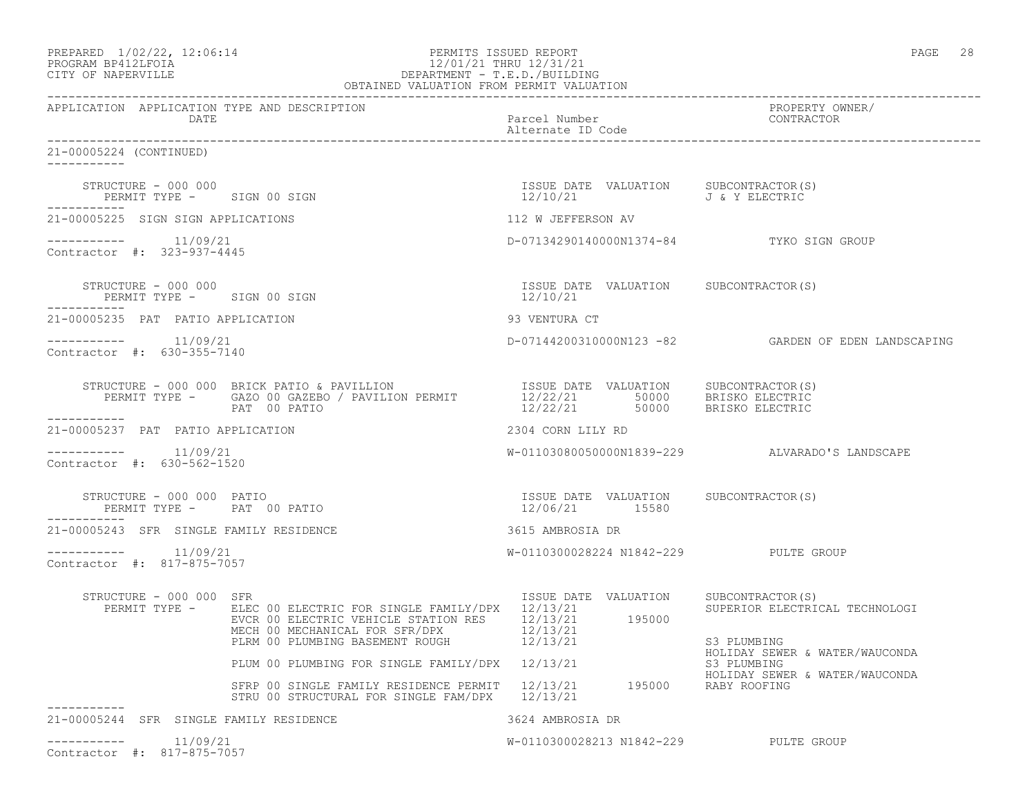APPLICATION APPLICATION TYPE AND DESCRIPTION | Parcel Number / Alternate ID Code | PROPERTY OWNER/ CONTRACTOR
DATE

21-00005224 (CONTINUED)

```
    STRUCTURE - 000 000                                              ISSUE DATE  VALUATION     SUBCONTRACTOR(S)
       PERMIT TYPE -     SIGN 00 SIGN                                12/10/21                  J & Y ELECTRIC
-----------
21-00005225  SIGN SIGN APPLICATIONS                                  112 W JEFFERSON AV

-----------       11/09/21                                           D-07134290140000N1374-84           TYKO SIGN GROUP
Contractor #:  323-937-4445

    STRUCTURE - 000 000                                              ISSUE DATE  VALUATION     SUBCONTRACTOR(S)
       PERMIT TYPE -     SIGN 00 SIGN                                12/10/21
-----------
21-00005235  PAT  PATIO APPLICATION                                  93 VENTURA CT

-----------       11/09/21                                           D-07144200310000N123 -82           GARDEN OF EDEN LANDSCAPING
Contractor #:  630-355-7140

    STRUCTURE - 000 000  BRICK PATIO & PAVILLION                     ISSUE DATE  VALUATION     SUBCONTRACTOR(S)
       PERMIT TYPE -     GAZO 00 GAZEBO / PAVILION PERMIT            12/22/21       50000      BRISKO ELECTRIC
                         PAT  00 PATIO                               12/22/21       50000      BRISKO ELECTRIC
-----------
21-00005237  PAT  PATIO APPLICATION                                  2304 CORN LILY RD

-----------       11/09/21                                           W-01103080050000N1839-229          ALVARADO'S LANDSCAPE
Contractor #:  630-562-1520

    STRUCTURE - 000 000  PATIO                                       ISSUE DATE  VALUATION     SUBCONTRACTOR(S)
       PERMIT TYPE -     PAT  00 PATIO                               12/06/21       15580
-----------
21-00005243  SFR  SINGLE FAMILY RESIDENCE                            3615 AMBROSIA DR

-----------       11/09/21                                           W-0110300028224 N1842-229          PULTE GROUP
Contractor #:  817-875-7057

    STRUCTURE - 000 000  SFR                                         ISSUE DATE  VALUATION     SUBCONTRACTOR(S)
       PERMIT TYPE -     ELEC 00 ELECTRIC FOR SINGLE FAMILY/DPX      12/13/21                  SUPERIOR ELECTRICAL TECHNOLOGI
                         EVCR 00 ELECTRIC VEHICLE STATION RES        12/13/21      195000
                         MECH 00 MECHANICAL FOR SFR/DPX              12/13/21
                         PLRM 00 PLUMBING BASEMENT ROUGH             12/13/21                  S3 PLUMBING
                                                                                               HOLIDAY SEWER & WATER/WAUCONDA
                         PLUM 00 PLUMBING FOR SINGLE FAMILY/DPX      12/13/21                  S3 PLUMBING
                                                                                               HOLIDAY SEWER & WATER/WAUCONDA
                         SFRP 00 SINGLE FAMILY RESIDENCE PERMIT      12/13/21      195000      RABY ROOFING
                         STRU 00 STRUCTURAL FOR SINGLE FAM/DPX       12/13/21
-----------
21-00005244  SFR  SINGLE FAMILY RESIDENCE                            3624 AMBROSIA DR

-----------       11/09/21                                           W-0110300028213 N1842-229          PULTE GROUP
Contractor #:  817-875-7057
```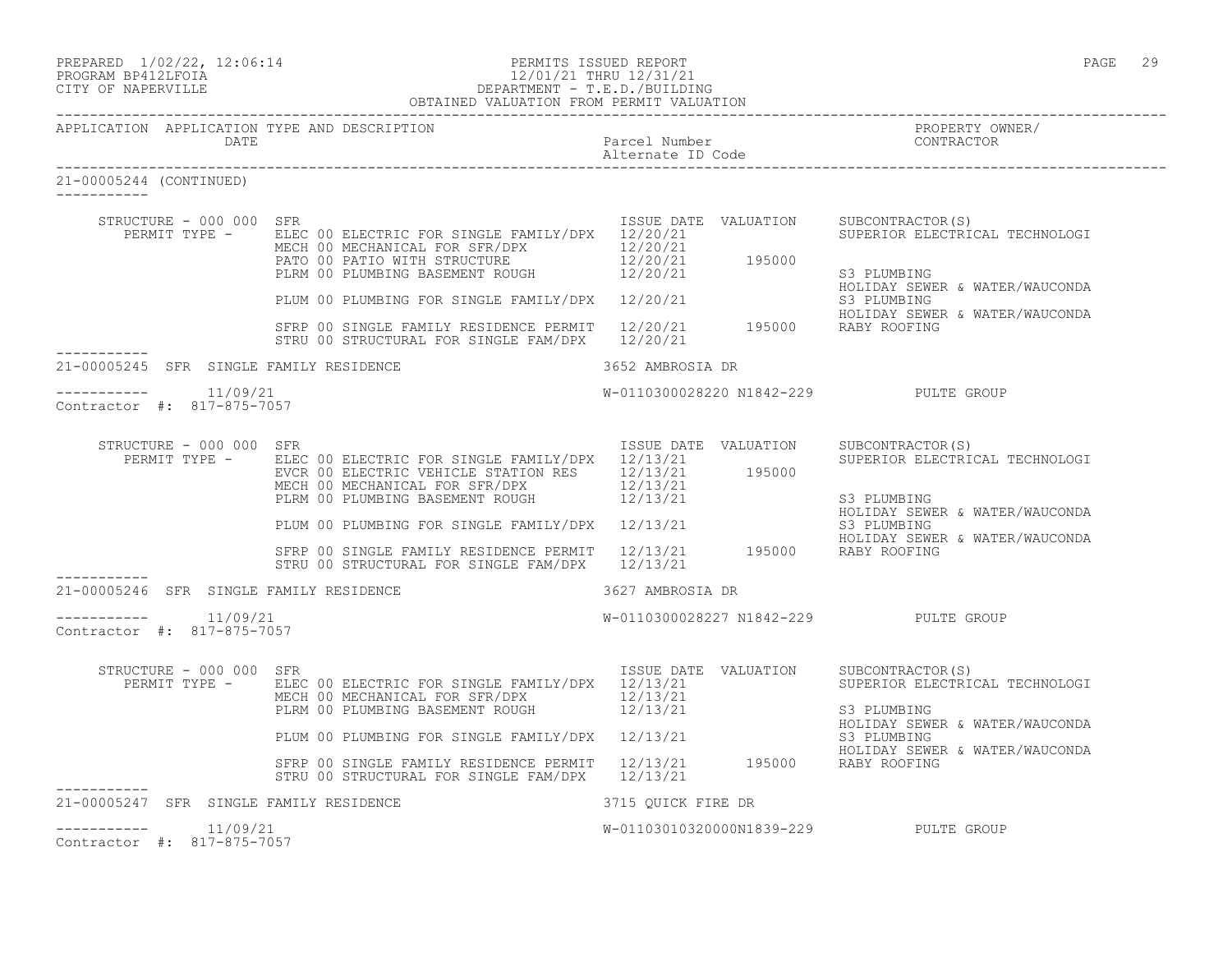| APPLICATION | APPLICATION TYPE AND DESCRIPTION DATE | Parcel Number Alternate ID Code | PROPERTY OWNER/ CONTRACTOR |
|---|---|---|---|

21-00005244 (CONTINUED)

STRUCTURE - 000 000 SFR

| PERMIT TYPE | ISSUE DATE | VALUATION | SUBCONTRACTOR(S) |
|---|---|---|---|
| ELEC 00 ELECTRIC FOR SINGLE FAMILY/DPX | 12/20/21 | | SUPERIOR ELECTRICAL TECHNOLOGI |
| MECH 00 MECHANICAL FOR SFR/DPX | 12/20/21 | | |
| PATO 00 PATIO WITH STRUCTURE | 12/20/21 | 195000 | |
| PLRM 00 PLUMBING BASEMENT ROUGH | 12/20/21 | | S3 PLUMBING<br>HOLIDAY SEWER & WATER/WAUCONDA |
| PLUM 00 PLUMBING FOR SINGLE FAMILY/DPX | 12/20/21 | | S3 PLUMBING<br>HOLIDAY SEWER & WATER/WAUCONDA |
| SFRP 00 SINGLE FAMILY RESIDENCE PERMIT | 12/20/21 | 195000 | RABY ROOFING |
| STRU 00 STRUCTURAL FOR SINGLE FAM/DPX | 12/20/21 | | |

21-00005245 SFR SINGLE FAMILY RESIDENCE — 3652 AMBROSIA DR

11/09/21 — W-0110300028220 N1842-229 — PULTE GROUP

Contractor #: 817-875-7057

STRUCTURE - 000 000 SFR

| PERMIT TYPE | ISSUE DATE | VALUATION | SUBCONTRACTOR(S) |
|---|---|---|---|
| ELEC 00 ELECTRIC FOR SINGLE FAMILY/DPX | 12/13/21 | | SUPERIOR ELECTRICAL TECHNOLOGI |
| EVCR 00 ELECTRIC VEHICLE STATION RES | 12/13/21 | 195000 | |
| MECH 00 MECHANICAL FOR SFR/DPX | 12/13/21 | | |
| PLRM 00 PLUMBING BASEMENT ROUGH | 12/13/21 | | S3 PLUMBING<br>HOLIDAY SEWER & WATER/WAUCONDA |
| PLUM 00 PLUMBING FOR SINGLE FAMILY/DPX | 12/13/21 | | S3 PLUMBING<br>HOLIDAY SEWER & WATER/WAUCONDA |
| SFRP 00 SINGLE FAMILY RESIDENCE PERMIT | 12/13/21 | 195000 | RABY ROOFING |
| STRU 00 STRUCTURAL FOR SINGLE FAM/DPX | 12/13/21 | | |

21-00005246 SFR SINGLE FAMILY RESIDENCE — 3627 AMBROSIA DR

11/09/21 — W-0110300028227 N1842-229 — PULTE GROUP

Contractor #: 817-875-7057

STRUCTURE - 000 000 SFR

| PERMIT TYPE | ISSUE DATE | VALUATION | SUBCONTRACTOR(S) |
|---|---|---|---|
| ELEC 00 ELECTRIC FOR SINGLE FAMILY/DPX | 12/13/21 | | SUPERIOR ELECTRICAL TECHNOLOGI |
| MECH 00 MECHANICAL FOR SFR/DPX | 12/13/21 | | |
| PLRM 00 PLUMBING BASEMENT ROUGH | 12/13/21 | | S3 PLUMBING<br>HOLIDAY SEWER & WATER/WAUCONDA |
| PLUM 00 PLUMBING FOR SINGLE FAMILY/DPX | 12/13/21 | | S3 PLUMBING<br>HOLIDAY SEWER & WATER/WAUCONDA |
| SFRP 00 SINGLE FAMILY RESIDENCE PERMIT | 12/13/21 | 195000 | RABY ROOFING |
| STRU 00 STRUCTURAL FOR SINGLE FAM/DPX | 12/13/21 | | |

21-00005247 SFR SINGLE FAMILY RESIDENCE — 3715 QUICK FIRE DR

11/09/21 — W-01103010320000N1839-229 — PULTE GROUP

Contractor #: 817-875-7057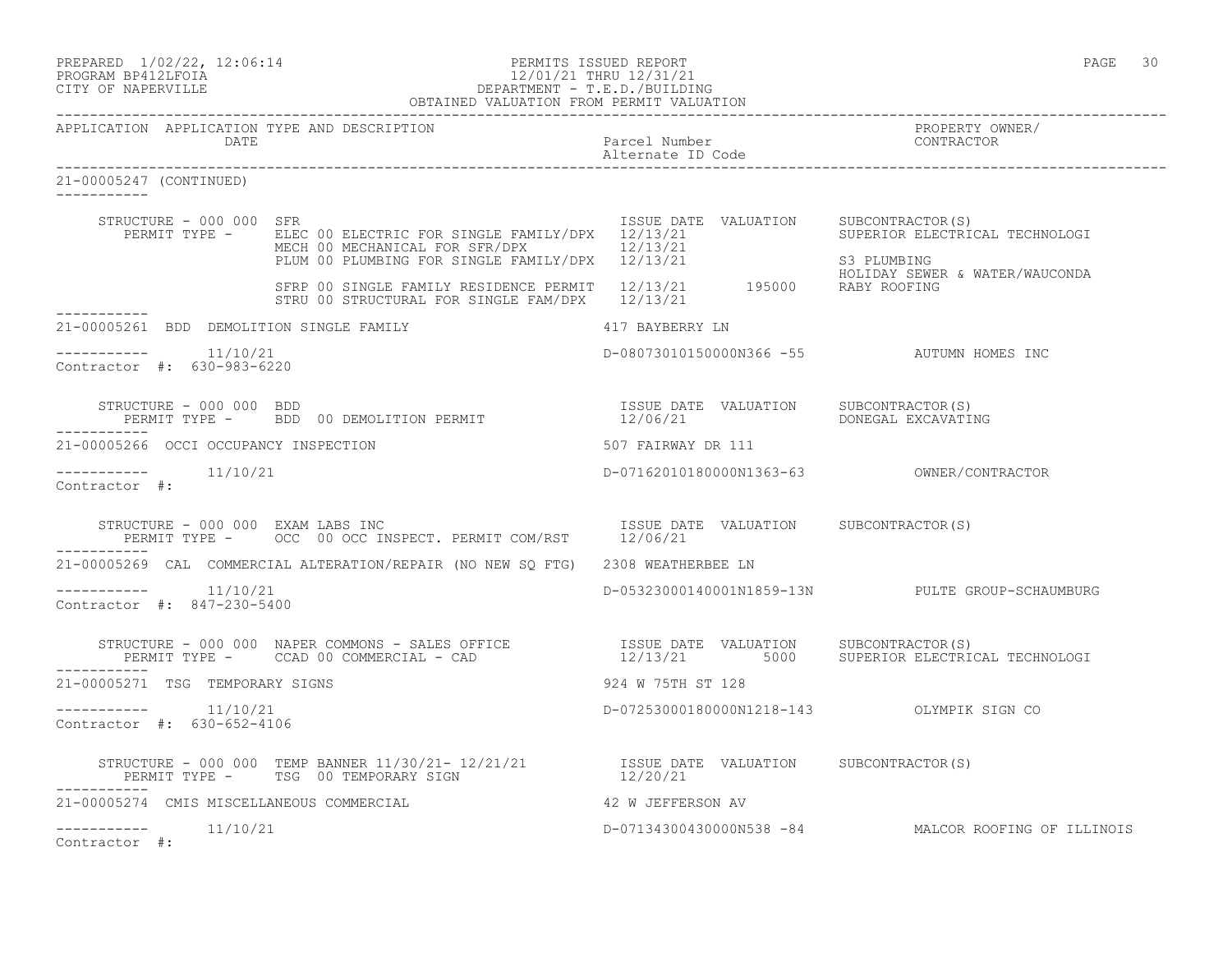PREPARED 1/02/22, 12:06:14 PERMITS ISSUED REPORT
PROGRAM BP412LFOIA 12/01/21 THRU 12/31/21
CITY OF NAPERVILLE DEPARTMENT - T.E.D./BUILDING
OBTAINED VALUATION FROM PERMIT VALUATION

| APPLICATION | APPLICATION TYPE AND DESCRIPTION DATE | Parcel Number Alternate ID Code | PROPERTY OWNER/ CONTRACTOR |
|---|---|---|---|

**21-00005247 (CONTINUED)**

STRUCTURE - 000 000 SFR

| PERMIT TYPE | ISSUE DATE | VALUATION | SUBCONTRACTOR(S) |
|---|---|---|---|
| ELEC 00 ELECTRIC FOR SINGLE FAMILY/DPX | 12/13/21 | | SUPERIOR ELECTRICAL TECHNOLOGI |
| MECH 00 MECHANICAL FOR SFR/DPX | 12/13/21 | | |
| PLUM 00 PLUMBING FOR SINGLE FAMILY/DPX | 12/13/21 | | S3 PLUMBING |
| | | | HOLIDAY SEWER & WATER/WAUCONDA |
| SFRP 00 SINGLE FAMILY RESIDENCE PERMIT | 12/13/21 | 195000 | RABY ROOFING |
| STRU 00 STRUCTURAL FOR SINGLE FAM/DPX | 12/13/21 | | |

---

**21-00005261 BDD DEMOLITION SINGLE FAMILY** — 417 BAYBERRY LN

11/10/21 — D-08073010150000N366 -55 — AUTUMN HOMES INC

Contractor #: 630-983-6220

STRUCTURE - 000 000 BDD

| PERMIT TYPE | ISSUE DATE | VALUATION | SUBCONTRACTOR(S) |
|---|---|---|---|
| BDD 00 DEMOLITION PERMIT | 12/06/21 | | DONEGAL EXCAVATING |

---

**21-00005266 OCCI OCCUPANCY INSPECTION** — 507 FAIRWAY DR 111

11/10/21 — D-07162010180000N1363-63 — OWNER/CONTRACTOR

Contractor #:

STRUCTURE - 000 000 EXAM LABS INC

| PERMIT TYPE | ISSUE DATE | VALUATION | SUBCONTRACTOR(S) |
|---|---|---|---|
| OCC 00 OCC INSPECT. PERMIT COM/RST | 12/06/21 | | |

---

**21-00005269 CAL COMMERCIAL ALTERATION/REPAIR (NO NEW SQ FTG)** — 2308 WEATHERBEE LN

11/10/21 — D-05323000140001N1859-13N — PULTE GROUP-SCHAUMBURG

Contractor #: 847-230-5400

STRUCTURE - 000 000 NAPER COMMONS - SALES OFFICE

| PERMIT TYPE | ISSUE DATE | VALUATION | SUBCONTRACTOR(S) |
|---|---|---|---|
| CCAD 00 COMMERCIAL - CAD | 12/13/21 | 5000 | SUPERIOR ELECTRICAL TECHNOLOGI |

---

**21-00005271 TSG TEMPORARY SIGNS** — 924 W 75TH ST 128

11/10/21 — D-07253000180000N1218-143 — OLYMPIK SIGN CO

Contractor #: 630-652-4106

STRUCTURE - 000 000 TEMP BANNER 11/30/21- 12/21/21

| PERMIT TYPE | ISSUE DATE | VALUATION | SUBCONTRACTOR(S) |
|---|---|---|---|
| TSG 00 TEMPORARY SIGN | 12/20/21 | | |

---

**21-00005274 CMIS MISCELLANEOUS COMMERCIAL** — 42 W JEFFERSON AV

11/10/21 — D-07134300430000N538 -84 — MALCOR ROOFING OF ILLINOIS

Contractor #: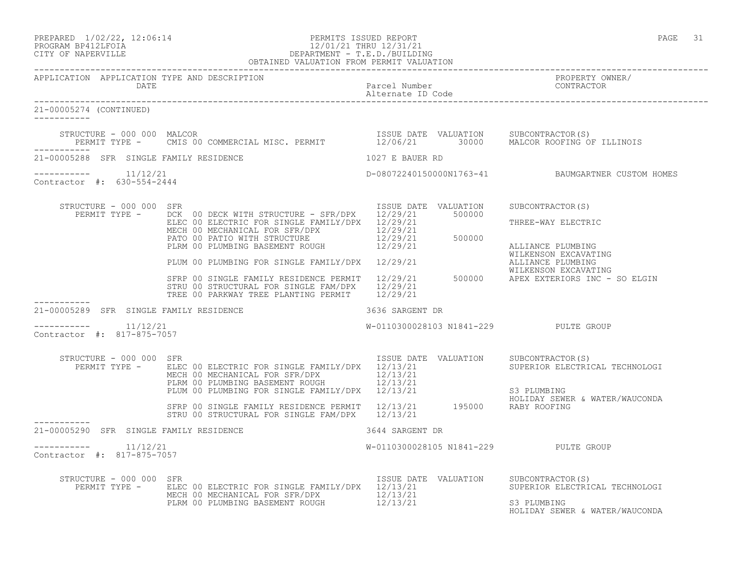APPLICATION APPLICATION TYPE AND DESCRIPTION | Parcel Number / Alternate ID Code | PROPERTY OWNER/ CONTRACTOR
DATE

21-00005274 (CONTINUED)

| | | ISSUE DATE | VALUATION | SUBCONTRACTOR(S) |
|---|---|---|---|---|
| STRUCTURE - 000 000 MALCOR | | | | |
| PERMIT TYPE - | CMIS 00 COMMERCIAL MISC. PERMIT | 12/06/21 | 30000 | MALCOR ROOFING OF ILLINOIS |

21-00005288 SFR SINGLE FAMILY RESIDENCE — 1027 E BAUER RD

11/12/21 — D-08072240150000N1763-41 — BAUMGARTNER CUSTOM HOMES

Contractor #: 630-554-2444

| | | ISSUE DATE | VALUATION | SUBCONTRACTOR(S) |
|---|---|---|---|---|
| STRUCTURE - 000 000 SFR | | | | |
| PERMIT TYPE - | DCK 00 DECK WITH STRUCTURE - SFR/DPX | 12/29/21 | 500000 | |
| | ELEC 00 ELECTRIC FOR SINGLE FAMILY/DPX | 12/29/21 | | THREE-WAY ELECTRIC |
| | MECH 00 MECHANICAL FOR SFR/DPX | 12/29/21 | | |
| | PATO 00 PATIO WITH STRUCTURE | 12/29/21 | 500000 | |
| | PLRM 00 PLUMBING BASEMENT ROUGH | 12/29/21 | | ALLIANCE PLUMBING<br>WILKENSON EXCAVATING |
| | PLUM 00 PLUMBING FOR SINGLE FAMILY/DPX | 12/29/21 | | ALLIANCE PLUMBING<br>WILKENSON EXCAVATING |
| | SFRP 00 SINGLE FAMILY RESIDENCE PERMIT | 12/29/21 | 500000 | APEX EXTERIORS INC - SO ELGIN |
| | STRU 00 STRUCTURAL FOR SINGLE FAM/DPX | 12/29/21 | | |
| | TREE 00 PARKWAY TREE PLANTING PERMIT | 12/29/21 | | |

21-00005289 SFR SINGLE FAMILY RESIDENCE — 3636 SARGENT DR

11/12/21 — W-0110300028103 N1841-229 — PULTE GROUP

Contractor #: 817-875-7057

| | | ISSUE DATE | VALUATION | SUBCONTRACTOR(S) |
|---|---|---|---|---|
| STRUCTURE - 000 000 SFR | | | | |
| PERMIT TYPE - | ELEC 00 ELECTRIC FOR SINGLE FAMILY/DPX | 12/13/21 | | SUPERIOR ELECTRICAL TECHNOLOGI |
| | MECH 00 MECHANICAL FOR SFR/DPX | 12/13/21 | | |
| | PLRM 00 PLUMBING BASEMENT ROUGH | 12/13/21 | | |
| | PLUM 00 PLUMBING FOR SINGLE FAMILY/DPX | 12/13/21 | | S3 PLUMBING<br>HOLIDAY SEWER & WATER/WAUCONDA |
| | SFRP 00 SINGLE FAMILY RESIDENCE PERMIT | 12/13/21 | 195000 | RABY ROOFING |
| | STRU 00 STRUCTURAL FOR SINGLE FAM/DPX | 12/13/21 | | |

21-00005290 SFR SINGLE FAMILY RESIDENCE — 3644 SARGENT DR

11/12/21 — W-0110300028105 N1841-229 — PULTE GROUP

Contractor #: 817-875-7057

| | | ISSUE DATE | VALUATION | SUBCONTRACTOR(S) |
|---|---|---|---|---|
| STRUCTURE - 000 000 SFR | | | | |
| PERMIT TYPE - | ELEC 00 ELECTRIC FOR SINGLE FAMILY/DPX | 12/13/21 | | SUPERIOR ELECTRICAL TECHNOLOGI |
| | MECH 00 MECHANICAL FOR SFR/DPX | 12/13/21 | | |
| | PLRM 00 PLUMBING BASEMENT ROUGH | 12/13/21 | | S3 PLUMBING<br>HOLIDAY SEWER & WATER/WAUCONDA |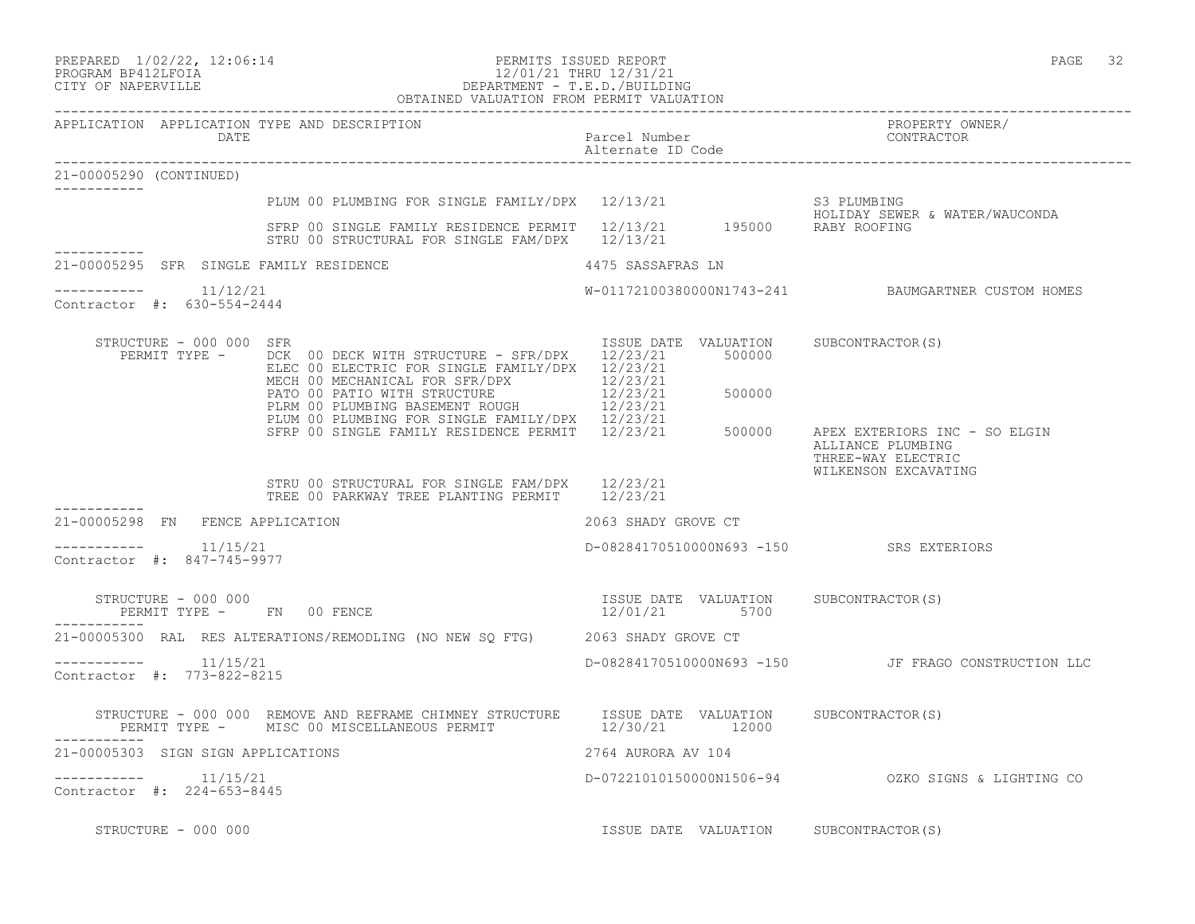APPLICATION APPLICATION TYPE AND DESCRIPTION | Parcel Number / Alternate ID Code | PROPERTY OWNER/ CONTRACTOR
DATE

21-00005290 (CONTINUED)

| Permit | Issue Date | Valuation | Subcontractor(s) |
|---|---|---|---|
| PLUM 00 PLUMBING FOR SINGLE FAMILY/DPX | 12/13/21 | | S3 PLUMBING |
| | | | HOLIDAY SEWER & WATER/WAUCONDA |
| SFRP 00 SINGLE FAMILY RESIDENCE PERMIT | 12/13/21 | 195000 | RABY ROOFING |
| STRU 00 STRUCTURAL FOR SINGLE FAM/DPX | 12/13/21 | | |

21-00005295 SFR SINGLE FAMILY RESIDENCE — 4475 SASSAFRAS LN

11/12/21 — W-01172100380000N1743-241 — BAUMGARTNER CUSTOM HOMES

Contractor #: 630-554-2444

STRUCTURE - 000 000 SFR

| PERMIT TYPE - | ISSUE DATE | VALUATION | SUBCONTRACTOR(S) |
|---|---|---|---|
| DCK 00 DECK WITH STRUCTURE - SFR/DPX | 12/23/21 | 500000 | |
| ELEC 00 ELECTRIC FOR SINGLE FAMILY/DPX | 12/23/21 | | |
| MECH 00 MECHANICAL FOR SFR/DPX | 12/23/21 | | |
| PATO 00 PATIO WITH STRUCTURE | 12/23/21 | 500000 | |
| PLRM 00 PLUMBING BASEMENT ROUGH | 12/23/21 | | |
| PLUM 00 PLUMBING FOR SINGLE FAMILY/DPX | 12/23/21 | | |
| SFRP 00 SINGLE FAMILY RESIDENCE PERMIT | 12/23/21 | 500000 | APEX EXTERIORS INC - SO ELGIN |
| | | | ALLIANCE PLUMBING |
| | | | THREE-WAY ELECTRIC |
| | | | WILKENSON EXCAVATING |
| STRU 00 STRUCTURAL FOR SINGLE FAM/DPX | 12/23/21 | | |
| TREE 00 PARKWAY TREE PLANTING PERMIT | 12/23/21 | | |

21-00005298 FN FENCE APPLICATION — 2063 SHADY GROVE CT

11/15/21 — D-08284170510000N693 -150 — SRS EXTERIORS

Contractor #: 847-745-9977

STRUCTURE - 000 000

| PERMIT TYPE - | ISSUE DATE | VALUATION | SUBCONTRACTOR(S) |
|---|---|---|---|
| FN 00 FENCE | 12/01/21 | 5700 | |

21-00005300 RAL RES ALTERATIONS/REMODLING (NO NEW SQ FTG) — 2063 SHADY GROVE CT

11/15/21 — D-08284170510000N693 -150 — JF FRAGO CONSTRUCTION LLC

Contractor #: 773-822-8215

STRUCTURE - 000 000 REMOVE AND REFRAME CHIMNEY STRUCTURE

| PERMIT TYPE - | ISSUE DATE | VALUATION | SUBCONTRACTOR(S) |
|---|---|---|---|
| MISC 00 MISCELLANEOUS PERMIT | 12/30/21 | 12000 | |

21-00005303 SIGN SIGN APPLICATIONS — 2764 AURORA AV 104

11/15/21 — D-07221010150000N1506-94 — OZKO SIGNS & LIGHTING CO

Contractor #: 224-653-8445

STRUCTURE - 000 000 — ISSUE DATE VALUATION SUBCONTRACTOR(S)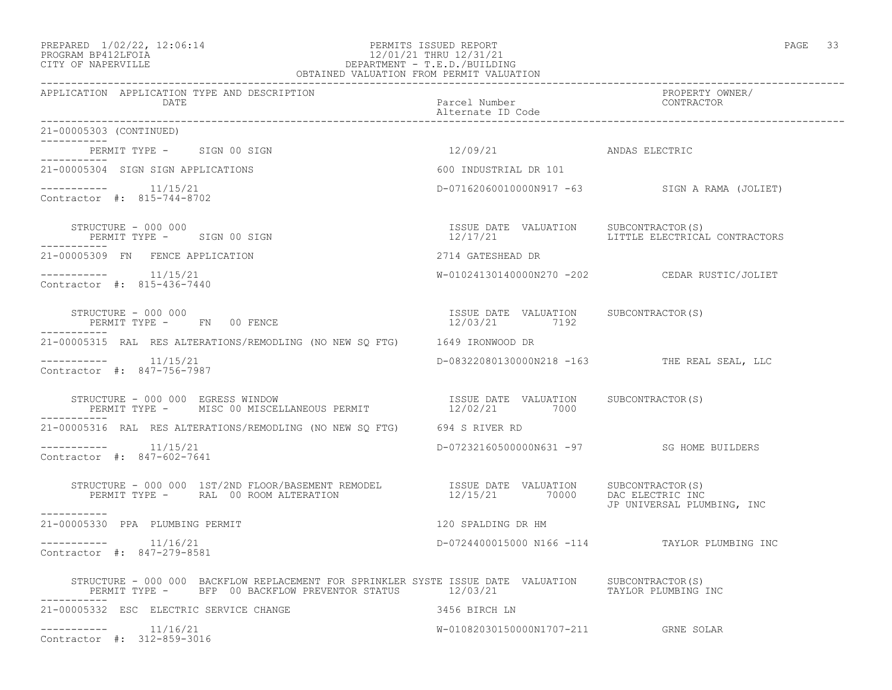PREPARED 1/02/22, 12:06:14 PERMITS ISSUED REPORT
PROGRAM BP412LFOIA 12/01/21 THRU 12/31/21
CITY OF NAPERVILLE DEPARTMENT - T.E.D./BUILDING
OBTAINED VALUATION FROM PERMIT VALUATION

| APPLICATION | APPLICATION TYPE AND DESCRIPTION / DATE | Parcel Number / Alternate ID Code | PROPERTY OWNER/ CONTRACTOR |
|---|---|---|---|

**21-00005303 (CONTINUED)**

PERMIT TYPE - SIGN 00 SIGN — 12/09/21 — ANDAS ELECTRIC

**21-00005304 SIGN SIGN APPLICATIONS** — 600 INDUSTRIAL DR 101
11/15/21 — D-07162060010000N917 -63 — SIGN A RAMA (JOLIET)
Contractor #: 815-744-8702

STRUCTURE - 000 000 — ISSUE DATE 12/17/21 — VALUATION — SUBCONTRACTOR(S): LITTLE ELECTRICAL CONTRACTORS
PERMIT TYPE - SIGN 00 SIGN

**21-00005309 FN FENCE APPLICATION** — 2714 GATESHEAD DR
11/15/21 — W-01024130140000N270 -202 — CEDAR RUSTIC/JOLIET
Contractor #: 815-436-7440

STRUCTURE - 000 000 — ISSUE DATE 12/03/21 — VALUATION 7192 — SUBCONTRACTOR(S)
PERMIT TYPE - FN 00 FENCE

**21-00005315 RAL RES ALTERATIONS/REMODLING (NO NEW SQ FTG)** — 1649 IRONWOOD DR
11/15/21 — D-08322080130000N218 -163 — THE REAL SEAL, LLC
Contractor #: 847-756-7987

STRUCTURE - 000 000 EGRESS WINDOW — ISSUE DATE 12/02/21 — VALUATION 7000 — SUBCONTRACTOR(S)
PERMIT TYPE - MISC 00 MISCELLANEOUS PERMIT

**21-00005316 RAL RES ALTERATIONS/REMODLING (NO NEW SQ FTG)** — 694 S RIVER RD
11/15/21 — D-07232160500000N631 -97 — SG HOME BUILDERS
Contractor #: 847-602-7641

STRUCTURE - 000 000 1ST/2ND FLOOR/BASEMENT REMODEL — ISSUE DATE 12/15/21 — VALUATION 70000 — SUBCONTRACTOR(S): DAC ELECTRIC INC; JP UNIVERSAL PLUMBING, INC
PERMIT TYPE - RAL 00 ROOM ALTERATION

**21-00005330 PPA PLUMBING PERMIT** — 120 SPALDING DR HM
11/16/21 — D-0724400015000 N166 -114 — TAYLOR PLUMBING INC
Contractor #: 847-279-8581

STRUCTURE - 000 000 BACKFLOW REPLACEMENT FOR SPRINKLER SYSTE — ISSUE DATE 12/03/21 — VALUATION — SUBCONTRACTOR(S): TAYLOR PLUMBING INC
PERMIT TYPE - BFP 00 BACKFLOW PREVENTOR STATUS

**21-00005332 ESC ELECTRIC SERVICE CHANGE** — 3456 BIRCH LN
11/16/21 — W-01082030150000N1707-211 — GRNE SOLAR
Contractor #: 312-859-3016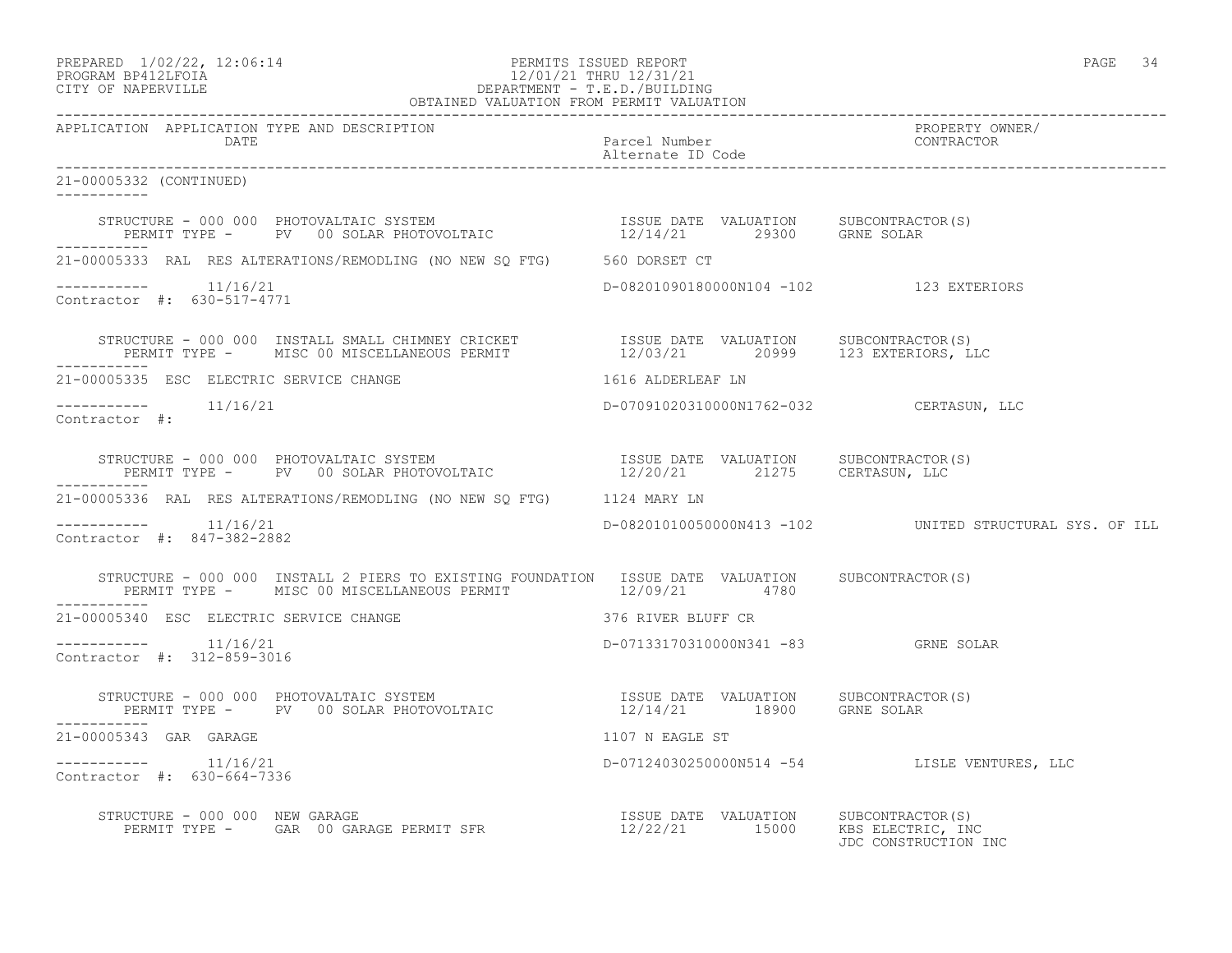PREPARED 1/02/22, 12:06:14
PROGRAM BP412LFOIA
CITY OF NAPERVILLE

PERMITS ISSUED REPORT
12/01/21 THRU 12/31/21
DEPARTMENT - T.E.D./BUILDING
OBTAINED VALUATION FROM PERMIT VALUATION

| APPLICATION | APPLICATION TYPE AND DESCRIPTION / DATE | Parcel Number / Alternate ID Code | PROPERTY OWNER/ CONTRACTOR |
|---|---|---|---|

21-00005332 (CONTINUED)

STRUCTURE - 000 000 PHOTOVALTAIC SYSTEM — ISSUE DATE 12/14/21 — VALUATION 29300 — SUBCONTRACTOR(S) GRNE SOLAR
PERMIT TYPE - PV 00 SOLAR PHOTOVOLTAIC

21-00005333 RAL RES ALTERATIONS/REMODLING (NO NEW SQ FTG) — 560 DORSET CT
11/16/21 — D-08201090180000N104 -102 — 123 EXTERIORS
Contractor #: 630-517-4771

STRUCTURE - 000 000 INSTALL SMALL CHIMNEY CRICKET — ISSUE DATE 12/03/21 — VALUATION 20999 — SUBCONTRACTOR(S) 123 EXTERIORS, LLC
PERMIT TYPE - MISC 00 MISCELLANEOUS PERMIT

21-00005335 ESC ELECTRIC SERVICE CHANGE — 1616 ALDERLEAF LN
11/16/21 — D-07091020310000N1762-032 — CERTASUN, LLC
Contractor #:

STRUCTURE - 000 000 PHOTOVALTAIC SYSTEM — ISSUE DATE 12/20/21 — VALUATION 21275 — SUBCONTRACTOR(S) CERTASUN, LLC
PERMIT TYPE - PV 00 SOLAR PHOTOVOLTAIC

21-00005336 RAL RES ALTERATIONS/REMODLING (NO NEW SQ FTG) — 1124 MARY LN
11/16/21 — D-08201010050000N413 -102 — UNITED STRUCTURAL SYS. OF ILL
Contractor #: 847-382-2882

STRUCTURE - 000 000 INSTALL 2 PIERS TO EXISTING FOUNDATION — ISSUE DATE 12/09/21 — VALUATION 4780 — SUBCONTRACTOR(S)
PERMIT TYPE - MISC 00 MISCELLANEOUS PERMIT

21-00005340 ESC ELECTRIC SERVICE CHANGE — 376 RIVER BLUFF CR
11/16/21 — D-07133170310000N341 -83 — GRNE SOLAR
Contractor #: 312-859-3016

STRUCTURE - 000 000 PHOTOVALTAIC SYSTEM — ISSUE DATE 12/14/21 — VALUATION 18900 — SUBCONTRACTOR(S) GRNE SOLAR
PERMIT TYPE - PV 00 SOLAR PHOTOVOLTAIC

21-00005343 GAR GARAGE — 1107 N EAGLE ST
11/16/21 — D-07124030250000N514 -54 — LISLE VENTURES, LLC
Contractor #: 630-664-7336

STRUCTURE - 000 000 NEW GARAGE — ISSUE DATE 12/22/21 — VALUATION 15000 — SUBCONTRACTOR(S) KBS ELECTRIC, INC; JDC CONSTRUCTION INC
PERMIT TYPE - GAR 00 GARAGE PERMIT SFR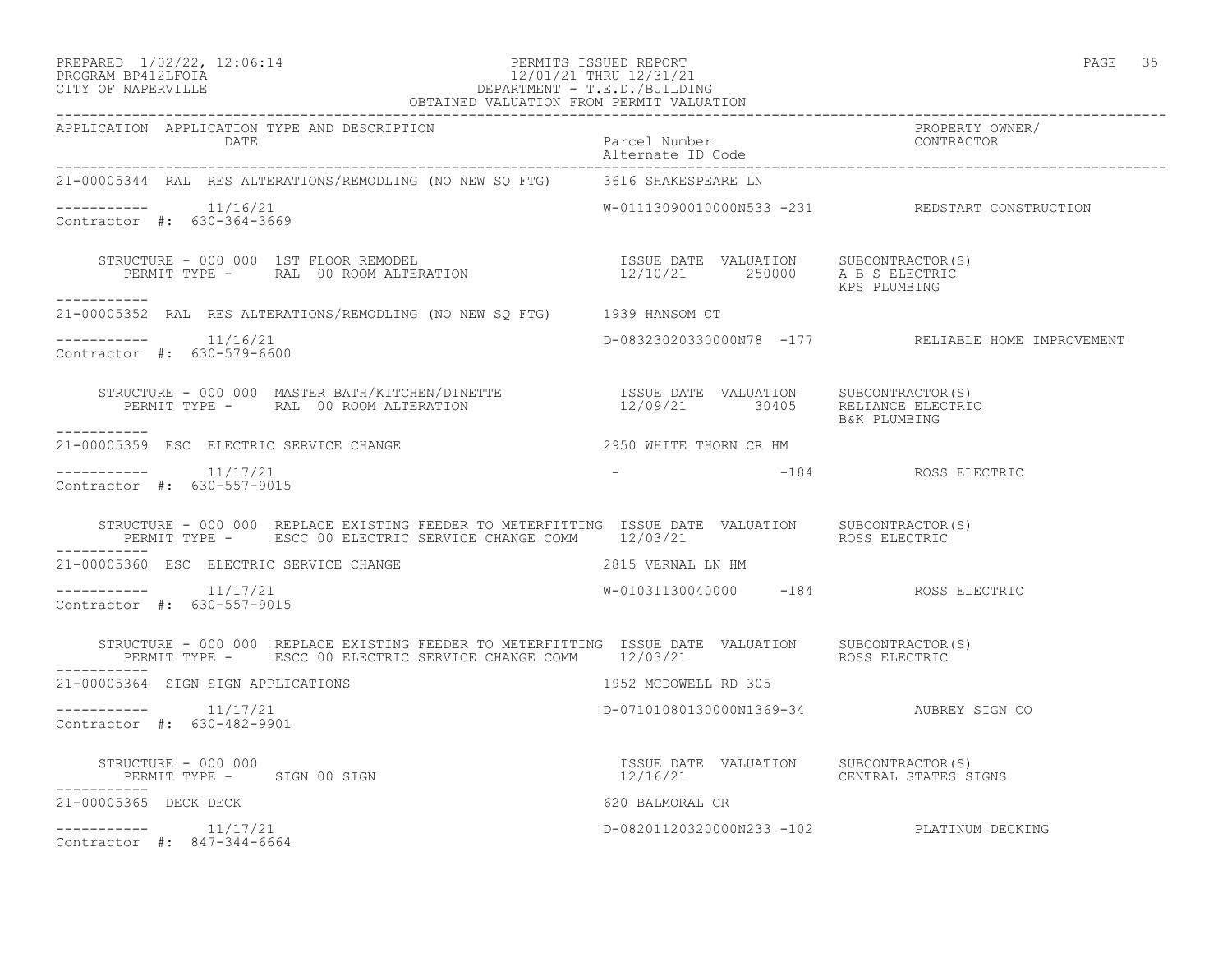PERMITS ISSUED REPORT
12/01/21 THRU 12/31/21
DEPARTMENT - T.E.D./BUILDING
OBTAINED VALUATION FROM PERMIT VALUATION

PREPARED 1/02/22, 12:06:14
PROGRAM BP412LFOIA
CITY OF NAPERVILLE

| APPLICATION | APPLICATION TYPE AND DESCRIPTION / DATE | Parcel Number / Alternate ID Code | PROPERTY OWNER/ CONTRACTOR |
|---|---|---|---|

**21-00005344** RAL RES ALTERATIONS/REMODLING (NO NEW SQ FTG) — 3616 SHAKESPEARE LN
----------- 11/16/21 — W-01113090010000N533 -231 — REDSTART CONSTRUCTION
Contractor #: 630-364-3669

STRUCTURE - 000 000 1ST FLOOR REMODEL
PERMIT TYPE - RAL 00 ROOM ALTERATION
ISSUE DATE 12/10/21 VALUATION 250000 SUBCONTRACTOR(S) A B S ELECTRIC, KPS PLUMBING

-----------

**21-00005352** RAL RES ALTERATIONS/REMODLING (NO NEW SQ FTG) — 1939 HANSOM CT
----------- 11/16/21 — D-08323020330000N78 -177 — RELIABLE HOME IMPROVEMENT
Contractor #: 630-579-6600

STRUCTURE - 000 000 MASTER BATH/KITCHEN/DINETTE
PERMIT TYPE - RAL 00 ROOM ALTERATION
ISSUE DATE 12/09/21 VALUATION 30405 SUBCONTRACTOR(S) RELIANCE ELECTRIC, B&K PLUMBING

-----------

**21-00005359** ESC ELECTRIC SERVICE CHANGE — 2950 WHITE THORN CR HM
----------- 11/17/21 — - -184 — ROSS ELECTRIC
Contractor #: 630-557-9015

STRUCTURE - 000 000 REPLACE EXISTING FEEDER TO METERFITTING
PERMIT TYPE - ESCC 00 ELECTRIC SERVICE CHANGE COMM
ISSUE DATE 12/03/21 VALUATION SUBCONTRACTOR(S) ROSS ELECTRIC

-----------

**21-00005360** ESC ELECTRIC SERVICE CHANGE — 2815 VERNAL LN HM
----------- 11/17/21 — W-01031130040000 -184 — ROSS ELECTRIC
Contractor #: 630-557-9015

STRUCTURE - 000 000 REPLACE EXISTING FEEDER TO METERFITTING
PERMIT TYPE - ESCC 00 ELECTRIC SERVICE CHANGE COMM
ISSUE DATE 12/03/21 VALUATION SUBCONTRACTOR(S) ROSS ELECTRIC

-----------

**21-00005364** SIGN SIGN APPLICATIONS — 1952 MCDOWELL RD 305
----------- 11/17/21 — D-07101080130000N1369-34 — AUBREY SIGN CO
Contractor #: 630-482-9901

STRUCTURE - 000 000
PERMIT TYPE - SIGN 00 SIGN
ISSUE DATE 12/16/21 VALUATION SUBCONTRACTOR(S) CENTRAL STATES SIGNS

-----------

**21-00005365** DECK DECK — 620 BALMORAL CR
----------- 11/17/21 — D-08201120320000N233 -102 — PLATINUM DECKING
Contractor #: 847-344-6664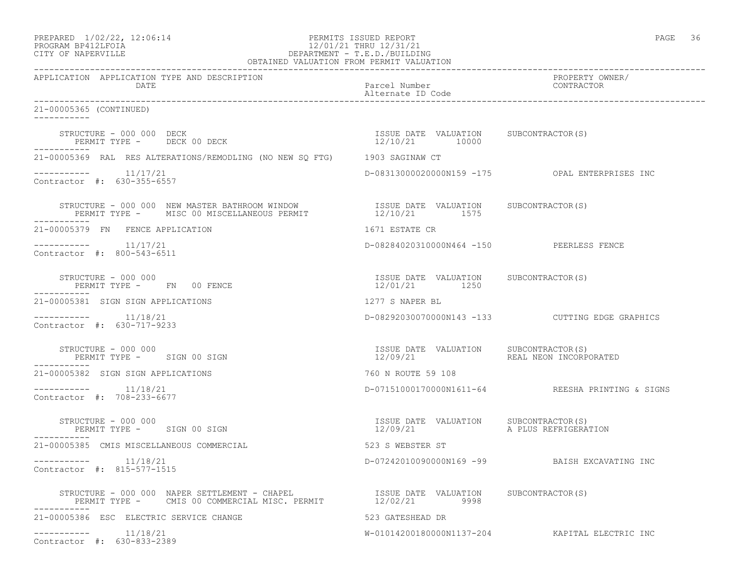PREPARED 1/02/22, 12:06:14
PROGRAM BP412LFOIA
CITY OF NAPERVILLE

PERMITS ISSUED REPORT
12/01/21 THRU 12/31/21
DEPARTMENT - T.E.D./BUILDING
OBTAINED VALUATION FROM PERMIT VALUATION

| APPLICATION | APPLICATION TYPE AND DESCRIPTION DATE | Parcel Number Alternate ID Code | PROPERTY OWNER/ CONTRACTOR |
|---|---|---|---|

21-00005365 (CONTINUED)

STRUCTURE - 000 000 DECK — ISSUE DATE 12/10/21 — VALUATION 10000 — SUBCONTRACTOR(S)
PERMIT TYPE - DECK 00 DECK

21-00005369 RAL RES ALTERATIONS/REMODLING (NO NEW SQ FTG) — 1903 SAGINAW CT
----------- 11/17/21 — D-08313000020000N159 -175 — OPAL ENTERPRISES INC
Contractor #: 630-355-6557

STRUCTURE - 000 000 NEW MASTER BATHROOM WINDOW — ISSUE DATE 12/10/21 — VALUATION 1575 — SUBCONTRACTOR(S)
PERMIT TYPE - MISC 00 MISCELLANEOUS PERMIT

21-00005379 FN FENCE APPLICATION — 1671 ESTATE CR
----------- 11/17/21 — D-08284020310000N464 -150 — PEERLESS FENCE
Contractor #: 800-543-6511

STRUCTURE - 000 000 — ISSUE DATE 12/01/21 — VALUATION 1250 — SUBCONTRACTOR(S)
PERMIT TYPE - FN 00 FENCE

21-00005381 SIGN SIGN APPLICATIONS — 1277 S NAPER BL
----------- 11/18/21 — D-08292030070000N143 -133 — CUTTING EDGE GRAPHICS
Contractor #: 630-717-9233

STRUCTURE - 000 000 — ISSUE DATE 12/09/21 — VALUATION — SUBCONTRACTOR(S) REAL NEON INCORPORATED
PERMIT TYPE - SIGN 00 SIGN

21-00005382 SIGN SIGN APPLICATIONS — 760 N ROUTE 59 108
----------- 11/18/21 — D-07151000170000N1611-64 — REESHA PRINTING & SIGNS
Contractor #: 708-233-6677

STRUCTURE - 000 000 — ISSUE DATE 12/09/21 — VALUATION — SUBCONTRACTOR(S) A PLUS REFRIGERATION
PERMIT TYPE - SIGN 00 SIGN

21-00005385 CMIS MISCELLANEOUS COMMERCIAL — 523 S WEBSTER ST
----------- 11/18/21 — D-07242010090000N169 -99 — BAISH EXCAVATING INC
Contractor #: 815-577-1515

STRUCTURE - 000 000 NAPER SETTLEMENT - CHAPEL — ISSUE DATE 12/02/21 — VALUATION 9998 — SUBCONTRACTOR(S)
PERMIT TYPE - CMIS 00 COMMERCIAL MISC. PERMIT

21-00005386 ESC ELECTRIC SERVICE CHANGE — 523 GATESHEAD DR
----------- 11/18/21 — W-01014200180000N1137-204 — KAPITAL ELECTRIC INC
Contractor #: 630-833-2389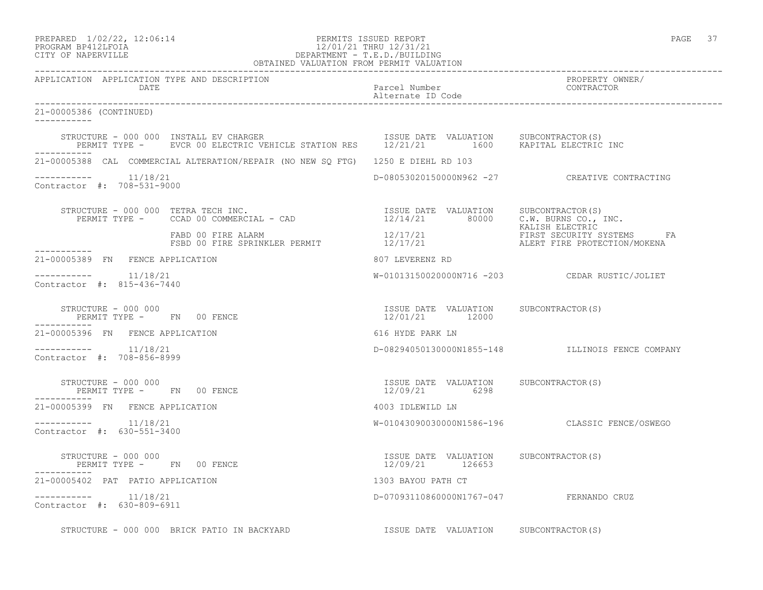PREPARED 1/02/22, 12:06:14 PERMITS ISSUED REPORT
PROGRAM BP412LFOIA 12/01/21 THRU 12/31/21
CITY OF NAPERVILLE DEPARTMENT - T.E.D./BUILDING
OBTAINED VALUATION FROM PERMIT VALUATION

| APPLICATION | APPLICATION TYPE AND DESCRIPTION DATE | Parcel Number Alternate ID Code | PROPERTY OWNER/ CONTRACTOR |
|---|---|---|---|

21-00005386 (CONTINUED)

STRUCTURE - 000 000 INSTALL EV CHARGER — ISSUE DATE 12/21/21, VALUATION 1600, SUBCONTRACTOR(S): KAPITAL ELECTRIC INC
PERMIT TYPE - EVCR 00 ELECTRIC VEHICLE STATION RES

---

21-00005388 CAL COMMERCIAL ALTERATION/REPAIR (NO NEW SQ FTG) 1250 E DIEHL RD 103
11/18/21 D-08053020150000N962 -27 CREATIVE CONTRACTING
Contractor #: 708-531-9000

STRUCTURE - 000 000 TETRA TECH INC.

| PERMIT TYPE | ISSUE DATE | VALUATION | SUBCONTRACTOR(S) |
|---|---|---|---|
| CCAD 00 COMMERCIAL - CAD | 12/14/21 | 80000 | C.W. BURNS CO., INC. |
| | | | KALISH ELECTRIC |
| FABD 00 FIRE ALARM | 12/17/21 | | FIRST SECURITY SYSTEMS FA |
| FSBD 00 FIRE SPRINKLER PERMIT | 12/17/21 | | ALERT FIRE PROTECTION/MOKENA |

---

21-00005389 FN FENCE APPLICATION 807 LEVERENZ RD
11/18/21 W-01013150020000N716 -203 CEDAR RUSTIC/JOLIET
Contractor #: 815-436-7440

STRUCTURE - 000 000 — PERMIT TYPE - FN 00 FENCE — ISSUE DATE 12/01/21, VALUATION 12000, SUBCONTRACTOR(S):

---

21-00005396 FN FENCE APPLICATION 616 HYDE PARK LN
11/18/21 D-08294050130000N1855-148 ILLINOIS FENCE COMPANY
Contractor #: 708-856-8999

STRUCTURE - 000 000 — PERMIT TYPE - FN 00 FENCE — ISSUE DATE 12/09/21, VALUATION 6298, SUBCONTRACTOR(S):

---

21-00005399 FN FENCE APPLICATION 4003 IDLEWILD LN
11/18/21 W-01043090030000N1586-196 CLASSIC FENCE/OSWEGO
Contractor #: 630-551-3400

STRUCTURE - 000 000 — PERMIT TYPE - FN 00 FENCE — ISSUE DATE 12/09/21, VALUATION 126653, SUBCONTRACTOR(S):

---

21-00005402 PAT PATIO APPLICATION 1303 BAYOU PATH CT
11/18/21 D-07093110860000N1767-047 FERNANDO CRUZ
Contractor #: 630-809-6911

STRUCTURE - 000 000 BRICK PATIO IN BACKYARD — ISSUE DATE VALUATION SUBCONTRACTOR(S)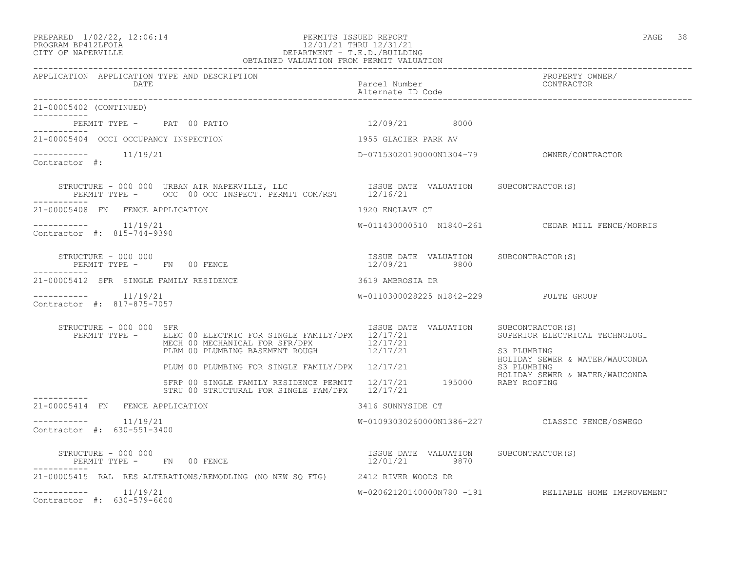```
APPLICATION  APPLICATION TYPE AND DESCRIPTION                                                                    PROPERTY OWNER/
             DATE                                                        Parcel Number                           CONTRACTOR
                                                                         Alternate ID Code
----------------------------------------------------------------------------------------------------------------------------------------
21-00005402 (CONTINUED)
-----------
        PERMIT TYPE -      PAT  00 PATIO                                  12/09/21         8000
-----------
21-00005404  OCCI OCCUPANCY INSPECTION                                   1955 GLACIER PARK AV

-----------       11/19/21                                               D-07153020190000N1304-79          OWNER/CONTRACTOR
Contractor  #:

     STRUCTURE - 000 000  URBAN AIR NAPERVILLE, LLC                       ISSUE DATE  VALUATION     SUBCONTRACTOR(S)
        PERMIT TYPE -      OCC  00 OCC INSPECT. PERMIT COM/RST           12/16/21
-----------
21-00005408  FN   FENCE APPLICATION                                      1920 ENCLAVE CT

-----------       11/19/21                                               W-011430000510  N1840-261         CEDAR MILL FENCE/MORRIS
Contractor  #:  815-744-9390

     STRUCTURE - 000 000                                                  ISSUE DATE  VALUATION     SUBCONTRACTOR(S)
        PERMIT TYPE -      FN   00 FENCE                                  12/09/21         9800
-----------
21-00005412  SFR  SINGLE FAMILY RESIDENCE                                3619 AMBROSIA DR

-----------       11/19/21                                               W-0110300028225 N1842-229         PULTE GROUP
Contractor  #:  817-875-7057

     STRUCTURE - 000 000  SFR                                             ISSUE DATE  VALUATION     SUBCONTRACTOR(S)
        PERMIT TYPE -      ELEC 00 ELECTRIC FOR SINGLE FAMILY/DPX        12/17/21                   SUPERIOR ELECTRICAL TECHNOLOGI
                           MECH 00 MECHANICAL FOR SFR/DPX                12/17/21
                           PLRM 00 PLUMBING BASEMENT ROUGH               12/17/21                   S3 PLUMBING
                                                                                                    HOLIDAY SEWER & WATER/WAUCONDA
                           PLUM 00 PLUMBING FOR SINGLE FAMILY/DPX        12/17/21                   S3 PLUMBING
                                                                                                    HOLIDAY SEWER & WATER/WAUCONDA
                           SFRP 00 SINGLE FAMILY RESIDENCE PERMIT        12/17/21       195000      RABY ROOFING
                           STRU 00 STRUCTURAL FOR SINGLE FAM/DPX         12/17/21
-----------
21-00005414  FN   FENCE APPLICATION                                      3416 SUNNYSIDE CT

-----------       11/19/21                                               W-01093030260000N1386-227         CLASSIC FENCE/OSWEGO
Contractor  #:  630-551-3400

     STRUCTURE - 000 000                                                  ISSUE DATE  VALUATION     SUBCONTRACTOR(S)
        PERMIT TYPE -      FN   00 FENCE                                  12/01/21         9870
-----------
21-00005415  RAL  RES ALTERATIONS/REMODLING (NO NEW SQ FTG)              2412 RIVER WOODS DR

-----------       11/19/21                                               W-02062120140000N780 -191         RELIABLE HOME IMPROVEMENT
Contractor  #:  630-579-6600
```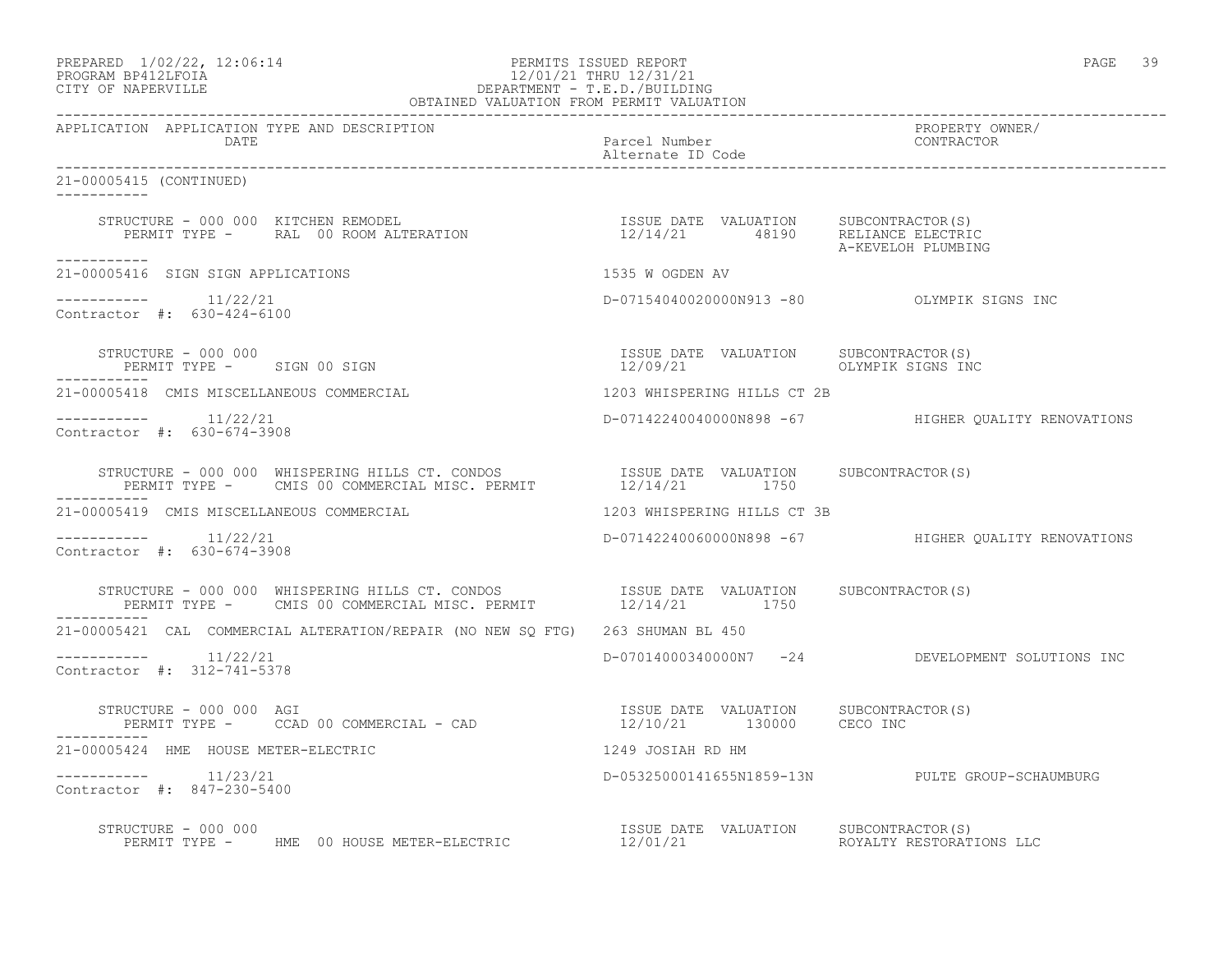PREPARED 1/02/22, 12:06:14 PERMITS ISSUED REPORT
PROGRAM BP412LFOIA 12/01/21 THRU 12/31/21
CITY OF NAPERVILLE DEPARTMENT - T.E.D./BUILDING
OBTAINED VALUATION FROM PERMIT VALUATION

| APPLICATION | APPLICATION TYPE AND DESCRIPTION / DATE | Parcel Number / Alternate ID Code | PROPERTY OWNER/ CONTRACTOR |
|---|---|---|---|

**21-00005415 (CONTINUED)**

STRUCTURE - 000 000 KITCHEN REMODEL — ISSUE DATE 12/14/21 — VALUATION 48190 — SUBCONTRACTOR(S): RELIANCE ELECTRIC, A-KEVELOH PLUMBING
PERMIT TYPE - RAL 00 ROOM ALTERATION

---

**21-00005416 SIGN SIGN APPLICATIONS** — 1535 W OGDEN AV
11/22/21 — D-07154040020000N913 -80 — OLYMPIK SIGNS INC
Contractor #: 630-424-6100

STRUCTURE - 000 000 — ISSUE DATE 12/09/21 — VALUATION — SUBCONTRACTOR(S): OLYMPIK SIGNS INC
PERMIT TYPE - SIGN 00 SIGN

---

**21-00005418 CMIS MISCELLANEOUS COMMERCIAL** — 1203 WHISPERING HILLS CT 2B
11/22/21 — D-07142240040000N898 -67 — HIGHER QUALITY RENOVATIONS
Contractor #: 630-674-3908

STRUCTURE - 000 000 WHISPERING HILLS CT. CONDOS — ISSUE DATE 12/14/21 — VALUATION 1750 — SUBCONTRACTOR(S)
PERMIT TYPE - CMIS 00 COMMERCIAL MISC. PERMIT

---

**21-00005419 CMIS MISCELLANEOUS COMMERCIAL** — 1203 WHISPERING HILLS CT 3B
11/22/21 — D-07142240060000N898 -67 — HIGHER QUALITY RENOVATIONS
Contractor #: 630-674-3908

STRUCTURE - 000 000 WHISPERING HILLS CT. CONDOS — ISSUE DATE 12/14/21 — VALUATION 1750 — SUBCONTRACTOR(S)
PERMIT TYPE - CMIS 00 COMMERCIAL MISC. PERMIT

---

**21-00005421 CAL COMMERCIAL ALTERATION/REPAIR (NO NEW SQ FTG)** — 263 SHUMAN BL 450
11/22/21 — D-07014000340000N7 -24 — DEVELOPMENT SOLUTIONS INC
Contractor #: 312-741-5378

STRUCTURE - 000 000 AGI — ISSUE DATE 12/10/21 — VALUATION 130000 — SUBCONTRACTOR(S): CECO INC
PERMIT TYPE - CCAD 00 COMMERCIAL - CAD

---

**21-00005424 HME HOUSE METER-ELECTRIC** — 1249 JOSIAH RD HM
11/23/21 — D-05325000141655N1859-13N — PULTE GROUP-SCHAUMBURG
Contractor #: 847-230-5400

STRUCTURE - 000 000 — ISSUE DATE 12/01/21 — VALUATION — SUBCONTRACTOR(S): ROYALTY RESTORATIONS LLC
PERMIT TYPE - HME 00 HOUSE METER-ELECTRIC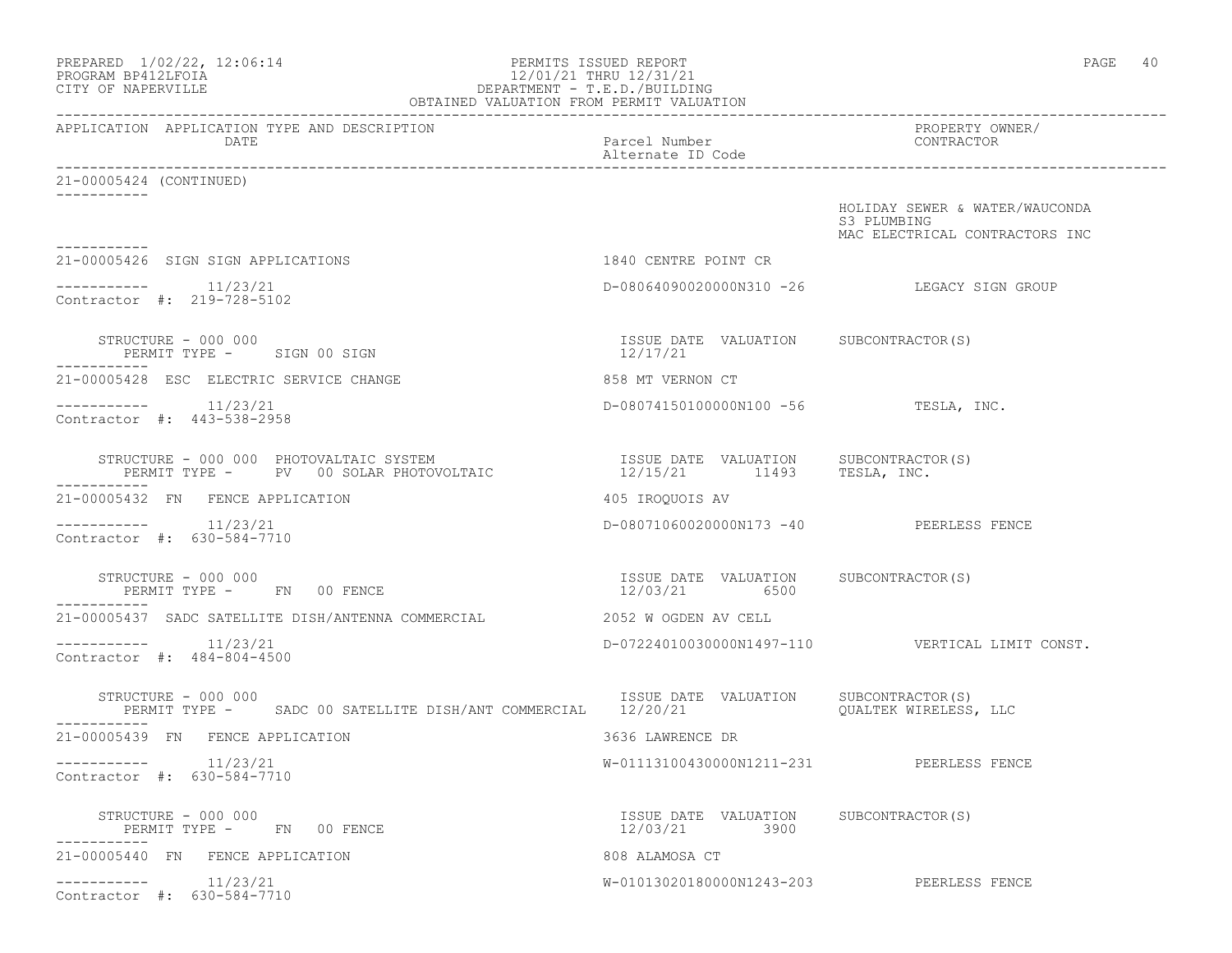APPLICATION APPLICATION TYPE AND DESCRIPTION DATE | Parcel Number / Alternate ID Code | PROPERTY OWNER/ CONTRACTOR

21-00005424 (CONTINUED)

HOLIDAY SEWER & WATER/WAUCONDA
S3 PLUMBING
MAC ELECTRICAL CONTRACTORS INC

---

21-00005426 SIGN SIGN APPLICATIONS — 1840 CENTRE POINT CR

11/23/21 — D-08064090020000N310 -26 — LEGACY SIGN GROUP

Contractor #: 219-728-5102

| STRUCTURE - 000 000 | ISSUE DATE | VALUATION | SUBCONTRACTOR(S) |
|---|---|---|---|
| PERMIT TYPE - SIGN 00 SIGN | 12/17/21 | | |

---

21-00005428 ESC ELECTRIC SERVICE CHANGE — 858 MT VERNON CT

11/23/21 — D-08074150100000N100 -56 — TESLA, INC.

Contractor #: 443-538-2958

| STRUCTURE - 000 000 PHOTOVALTAIC SYSTEM | ISSUE DATE | VALUATION | SUBCONTRACTOR(S) |
|---|---|---|---|
| PERMIT TYPE - PV 00 SOLAR PHOTOVOLTAIC | 12/15/21 | 11493 | TESLA, INC. |

---

21-00005432 FN FENCE APPLICATION — 405 IROQUOIS AV

11/23/21 — D-08071060020000N173 -40 — PEERLESS FENCE

Contractor #: 630-584-7710

| STRUCTURE - 000 000 | ISSUE DATE | VALUATION | SUBCONTRACTOR(S) |
|---|---|---|---|
| PERMIT TYPE - FN 00 FENCE | 12/03/21 | 6500 | |

---

21-00005437 SADC SATELLITE DISH/ANTENNA COMMERCIAL — 2052 W OGDEN AV CELL

11/23/21 — D-07224010030000N1497-110 — VERTICAL LIMIT CONST.

Contractor #: 484-804-4500

| STRUCTURE - 000 000 | ISSUE DATE | VALUATION | SUBCONTRACTOR(S) |
|---|---|---|---|
| PERMIT TYPE - SADC 00 SATELLITE DISH/ANT COMMERCIAL | 12/20/21 | | QUALTEK WIRELESS, LLC |

---

21-00005439 FN FENCE APPLICATION — 3636 LAWRENCE DR

11/23/21 — W-01113100430000N1211-231 — PEERLESS FENCE

Contractor #: 630-584-7710

| STRUCTURE - 000 000 | ISSUE DATE | VALUATION | SUBCONTRACTOR(S) |
|---|---|---|---|
| PERMIT TYPE - FN 00 FENCE | 12/03/21 | 3900 | |

---

21-00005440 FN FENCE APPLICATION — 808 ALAMOSA CT

11/23/21 — W-01013020180000N1243-203 — PEERLESS FENCE

Contractor #: 630-584-7710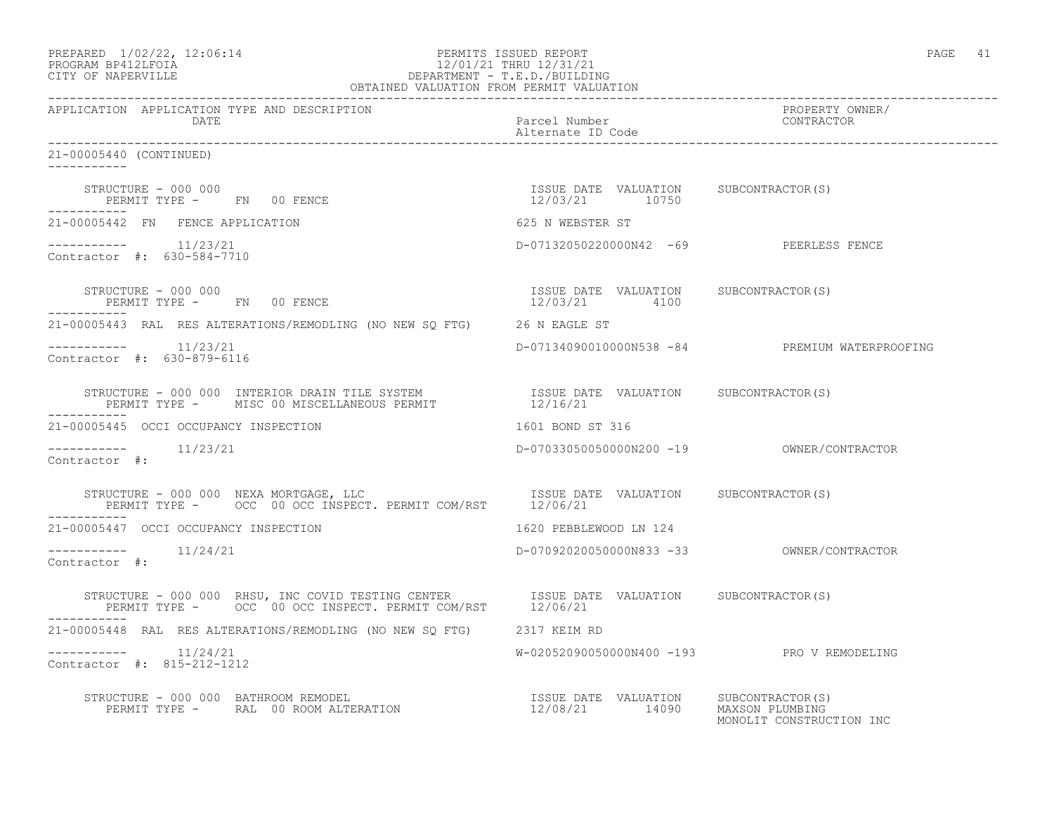PREPARED 1/02/22, 12:06:14 PERMITS ISSUED REPORT
PROGRAM BP412LFOIA 12/01/21 THRU 12/31/21
CITY OF NAPERVILLE DEPARTMENT - T.E.D./BUILDING
OBTAINED VALUATION FROM PERMIT VALUATION

| APPLICATION | APPLICATION TYPE AND DESCRIPTION / DATE | Parcel Number / Alternate ID Code | PROPERTY OWNER/ CONTRACTOR |
|---|---|---|---|

21-00005440 (CONTINUED)

STRUCTURE - 000 000
PERMIT TYPE - FN 00 FENCE
ISSUE DATE 12/03/21 VALUATION 10750 SUBCONTRACTOR(S)

21-00005442 FN FENCE APPLICATION — 625 N WEBSTER ST
11/23/21 — D-07132050220000N42 -69 — PEERLESS FENCE
Contractor #: 630-584-7710

STRUCTURE - 000 000
PERMIT TYPE - FN 00 FENCE
ISSUE DATE 12/03/21 VALUATION 4100 SUBCONTRACTOR(S)

21-00005443 RAL RES ALTERATIONS/REMODLING (NO NEW SQ FTG) — 26 N EAGLE ST
11/23/21 — D-07134090010000N538 -84 — PREMIUM WATERPROOFING
Contractor #: 630-879-6116

STRUCTURE - 000 000 INTERIOR DRAIN TILE SYSTEM
PERMIT TYPE - MISC 00 MISCELLANEOUS PERMIT
ISSUE DATE 12/16/21 VALUATION SUBCONTRACTOR(S)

21-00005445 OCCI OCCUPANCY INSPECTION — 1601 BOND ST 316
11/23/21 — D-07033050050000N200 -19 — OWNER/CONTRACTOR
Contractor #:

STRUCTURE - 000 000 NEXA MORTGAGE, LLC
PERMIT TYPE - OCC 00 OCC INSPECT. PERMIT COM/RST
ISSUE DATE 12/06/21 VALUATION SUBCONTRACTOR(S)

21-00005447 OCCI OCCUPANCY INSPECTION — 1620 PEBBLEWOOD LN 124
11/24/21 — D-07092020050000N833 -33 — OWNER/CONTRACTOR
Contractor #:

STRUCTURE - 000 000 RHSU, INC COVID TESTING CENTER
PERMIT TYPE - OCC 00 OCC INSPECT. PERMIT COM/RST
ISSUE DATE 12/06/21 VALUATION SUBCONTRACTOR(S)

21-00005448 RAL RES ALTERATIONS/REMODLING (NO NEW SQ FTG) — 2317 KEIM RD
11/24/21 — W-02052090050000N400 -193 — PRO V REMODELING
Contractor #: 815-212-1212

STRUCTURE - 000 000 BATHROOM REMODEL
PERMIT TYPE - RAL 00 ROOM ALTERATION
ISSUE DATE 12/08/21 VALUATION 14090 SUBCONTRACTOR(S) MAXSON PLUMBING, MONOLIT CONSTRUCTION INC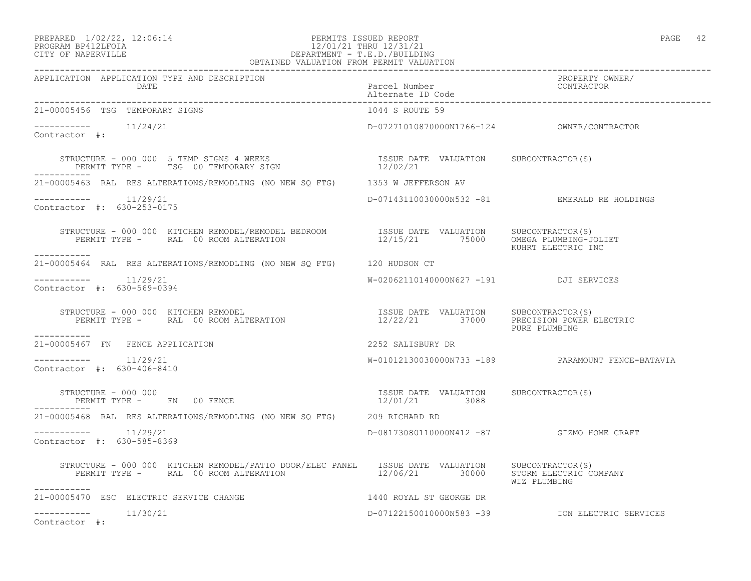PREPARED 1/02/22, 12:06:14 PERMITS ISSUED REPORT
PROGRAM BP412LFOIA 12/01/21 THRU 12/31/21
CITY OF NAPERVILLE DEPARTMENT - T.E.D./BUILDING
OBTAINED VALUATION FROM PERMIT VALUATION

| APPLICATION | APPLICATION TYPE AND DESCRIPTION / DATE | Parcel Number / Alternate ID Code | PROPERTY OWNER/ CONTRACTOR |
|---|---|---|---|

**21-00005456** TSG TEMPORARY SIGNS — 1044 S ROUTE 59
----------- 11/24/21 — D-07271010870000N1766-124 — OWNER/CONTRACTOR
Contractor #:

STRUCTURE - 000 000 5 TEMP SIGNS 4 WEEKS — ISSUE DATE 12/02/21 — VALUATION — SUBCONTRACTOR(S)
PERMIT TYPE - TSG 00 TEMPORARY SIGN

---

**21-00005463** RAL RES ALTERATIONS/REMODLING (NO NEW SQ FTG) — 1353 W JEFFERSON AV
----------- 11/29/21 — D-07143110030000N532 -81 — EMERALD RE HOLDINGS
Contractor #: 630-253-0175

STRUCTURE - 000 000 KITCHEN REMODEL/REMODEL BEDROOM — ISSUE DATE 12/15/21 — VALUATION 75000 — SUBCONTRACTOR(S) OMEGA PLUMBING-JOLIET, KUHRT ELECTRIC INC
PERMIT TYPE - RAL 00 ROOM ALTERATION

---

**21-00005464** RAL RES ALTERATIONS/REMODLING (NO NEW SQ FTG) — 120 HUDSON CT
----------- 11/29/21 — W-02062110140000N627 -191 — DJI SERVICES
Contractor #: 630-569-0394

STRUCTURE - 000 000 KITCHEN REMODEL — ISSUE DATE 12/22/21 — VALUATION 37000 — SUBCONTRACTOR(S) PRECISION POWER ELECTRIC, PURE PLUMBING
PERMIT TYPE - RAL 00 ROOM ALTERATION

---

**21-00005467** FN FENCE APPLICATION — 2252 SALISBURY DR
----------- 11/29/21 — W-01012130030000N733 -189 — PARAMOUNT FENCE-BATAVIA
Contractor #: 630-406-8410

STRUCTURE - 000 000 — ISSUE DATE 12/01/21 — VALUATION 3088 — SUBCONTRACTOR(S)
PERMIT TYPE - FN 00 FENCE

---

**21-00005468** RAL RES ALTERATIONS/REMODLING (NO NEW SQ FTG) — 209 RICHARD RD
----------- 11/29/21 — D-08173080110000N412 -87 — GIZMO HOME CRAFT
Contractor #: 630-585-8369

STRUCTURE - 000 000 KITCHEN REMODEL/PATIO DOOR/ELEC PANEL — ISSUE DATE 12/06/21 — VALUATION 30000 — SUBCONTRACTOR(S) STORM ELECTRIC COMPANY, WIZ PLUMBING
PERMIT TYPE - RAL 00 ROOM ALTERATION

---

**21-00005470** ESC ELECTRIC SERVICE CHANGE — 1440 ROYAL ST GEORGE DR
----------- 11/30/21 — D-07122150010000N583 -39 — ION ELECTRIC SERVICES
Contractor #: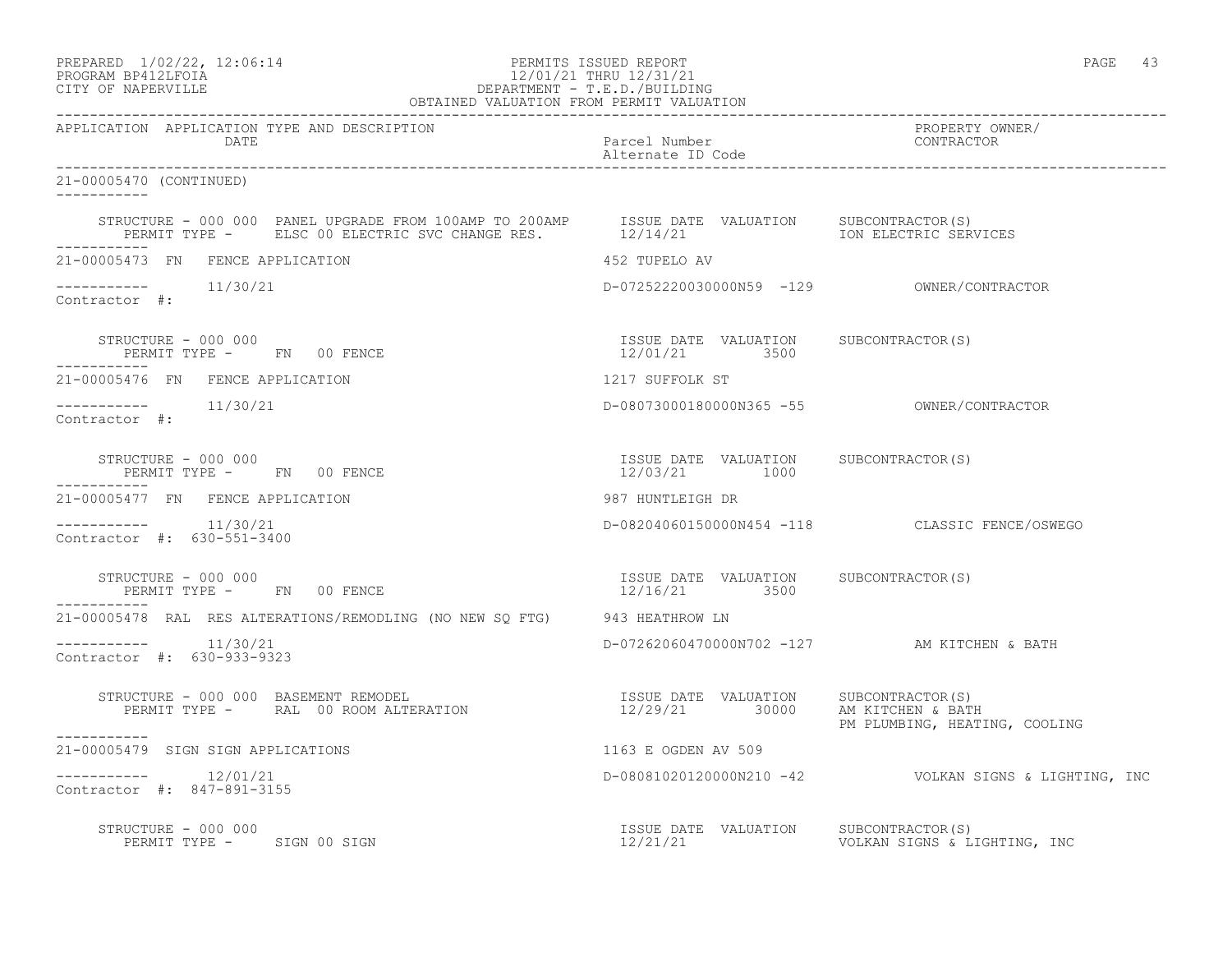PREPARED 1/02/22, 12:06:14 PERMITS ISSUED REPORT
PROGRAM BP412LFOIA 12/01/21 THRU 12/31/21
CITY OF NAPERVILLE DEPARTMENT - T.E.D./BUILDING
OBTAINED VALUATION FROM PERMIT VALUATION

| APPLICATION | APPLICATION TYPE AND DESCRIPTION / DATE | Parcel Number / Alternate ID Code | PROPERTY OWNER/ CONTRACTOR |
|---|---|---|---|

**21-00005470 (CONTINUED)**

STRUCTURE - 000 000 PANEL UPGRADE FROM 100AMP TO 200AMP
PERMIT TYPE - ELSC 00 ELECTRIC SVC CHANGE RES.
ISSUE DATE 12/14/21 VALUATION
SUBCONTRACTOR(S): ION ELECTRIC SERVICES

---

**21-00005473 FN FENCE APPLICATION** — 452 TUPELO AV
11/30/21 — D-07252220030000N59 -129 — OWNER/CONTRACTOR
Contractor #:

STRUCTURE - 000 000
PERMIT TYPE - FN 00 FENCE
ISSUE DATE 12/01/21 VALUATION 3500
SUBCONTRACTOR(S)

---

**21-00005476 FN FENCE APPLICATION** — 1217 SUFFOLK ST
11/30/21 — D-08073000180000N365 -55 — OWNER/CONTRACTOR
Contractor #:

STRUCTURE - 000 000
PERMIT TYPE - FN 00 FENCE
ISSUE DATE 12/03/21 VALUATION 1000
SUBCONTRACTOR(S)

---

**21-00005477 FN FENCE APPLICATION** — 987 HUNTLEIGH DR
11/30/21 — D-08204060150000N454 -118 — CLASSIC FENCE/OSWEGO
Contractor #: 630-551-3400

STRUCTURE - 000 000
PERMIT TYPE - FN 00 FENCE
ISSUE DATE 12/16/21 VALUATION 3500
SUBCONTRACTOR(S)

---

**21-00005478 RAL RES ALTERATIONS/REMODLING (NO NEW SQ FTG)** — 943 HEATHROW LN
11/30/21 — D-07262060470000N702 -127 — AM KITCHEN & BATH
Contractor #: 630-933-9323

STRUCTURE - 000 000 BASEMENT REMODEL
PERMIT TYPE - RAL 00 ROOM ALTERATION
ISSUE DATE 12/29/21 VALUATION 30000
SUBCONTRACTOR(S): AM KITCHEN & BATH; PM PLUMBING, HEATING, COOLING

---

**21-00005479 SIGN SIGN APPLICATIONS** — 1163 E OGDEN AV 509
12/01/21 — D-08081020120000N210 -42 — VOLKAN SIGNS & LIGHTING, INC
Contractor #: 847-891-3155

STRUCTURE - 000 000
PERMIT TYPE - SIGN 00 SIGN
ISSUE DATE 12/21/21 VALUATION
SUBCONTRACTOR(S): VOLKAN SIGNS & LIGHTING, INC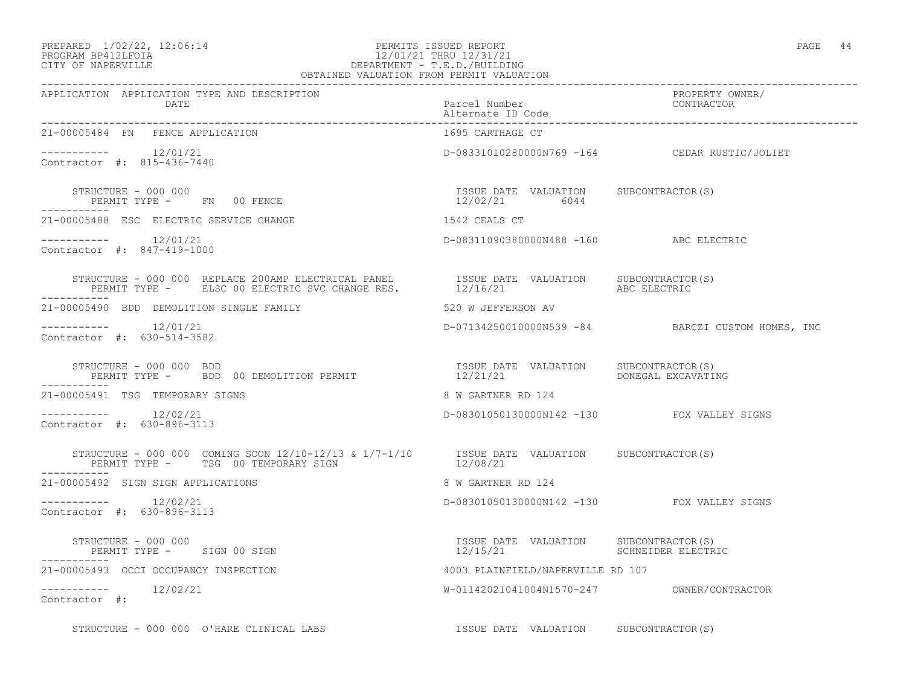PREPARED 1/02/22, 12:06:14
PROGRAM BP412LFOIA
CITY OF NAPERVILLE

PERMITS ISSUED REPORT
12/01/21 THRU 12/31/21
DEPARTMENT - T.E.D./BUILDING
OBTAINED VALUATION FROM PERMIT VALUATION

| APPLICATION | APPLICATION TYPE AND DESCRIPTION / DATE | Parcel Number / Alternate ID Code | PROPERTY OWNER/ CONTRACTOR |
|---|---|---|---|
| 21-00005484 | FN FENCE APPLICATION | 1695 CARTHAGE CT | |
| ----------- | 12/01/21 | D-08331010280000N769 -164 | CEDAR RUSTIC/JOLIET |
| Contractor #: 815-436-7440 | | | |
| | STRUCTURE - 000 000 / PERMIT TYPE - FN 00 FENCE | ISSUE DATE 12/02/21 VALUATION 6044 | SUBCONTRACTOR(S) |
| 21-00005488 | ESC ELECTRIC SERVICE CHANGE | 1542 CEALS CT | |
| ----------- | 12/01/21 | D-08311090380000N488 -160 | ABC ELECTRIC |
| Contractor #: 847-419-1000 | | | |
| | STRUCTURE - 000 000 REPLACE 200AMP ELECTRICAL PANEL / PERMIT TYPE - ELSC 00 ELECTRIC SVC CHANGE RES. | ISSUE DATE 12/16/21 VALUATION | SUBCONTRACTOR(S) ABC ELECTRIC |
| 21-00005490 | BDD DEMOLITION SINGLE FAMILY | 520 W JEFFERSON AV | |
| ----------- | 12/01/21 | D-07134250010000N539 -84 | BARCZI CUSTOM HOMES, INC |
| Contractor #: 630-514-3582 | | | |
| | STRUCTURE - 000 000 BDD / PERMIT TYPE - BDD 00 DEMOLITION PERMIT | ISSUE DATE 12/21/21 VALUATION | SUBCONTRACTOR(S) DONEGAL EXCAVATING |
| 21-00005491 | TSG TEMPORARY SIGNS | 8 W GARTNER RD 124 | |
| ----------- | 12/02/21 | D-08301050130000N142 -130 | FOX VALLEY SIGNS |
| Contractor #: 630-896-3113 | | | |
| | STRUCTURE - 000 000 COMING SOON 12/10-12/13 & 1/7-1/10 / PERMIT TYPE - TSG 00 TEMPORARY SIGN | ISSUE DATE 12/08/21 VALUATION | SUBCONTRACTOR(S) |
| 21-00005492 | SIGN SIGN APPLICATIONS | 8 W GARTNER RD 124 | |
| ----------- | 12/02/21 | D-08301050130000N142 -130 | FOX VALLEY SIGNS |
| Contractor #: 630-896-3113 | | | |
| | STRUCTURE - 000 000 / PERMIT TYPE - SIGN 00 SIGN | ISSUE DATE 12/15/21 VALUATION | SUBCONTRACTOR(S) SCHNEIDER ELECTRIC |
| 21-00005493 | OCCI OCCUPANCY INSPECTION | 4003 PLAINFIELD/NAPERVILLE RD 107 | |
| ----------- | 12/02/21 | W-01142021041004N1570-247 | OWNER/CONTRACTOR |
| Contractor #: | | | |
| | STRUCTURE - 000 000 O'HARE CLINICAL LABS | ISSUE DATE VALUATION | SUBCONTRACTOR(S) |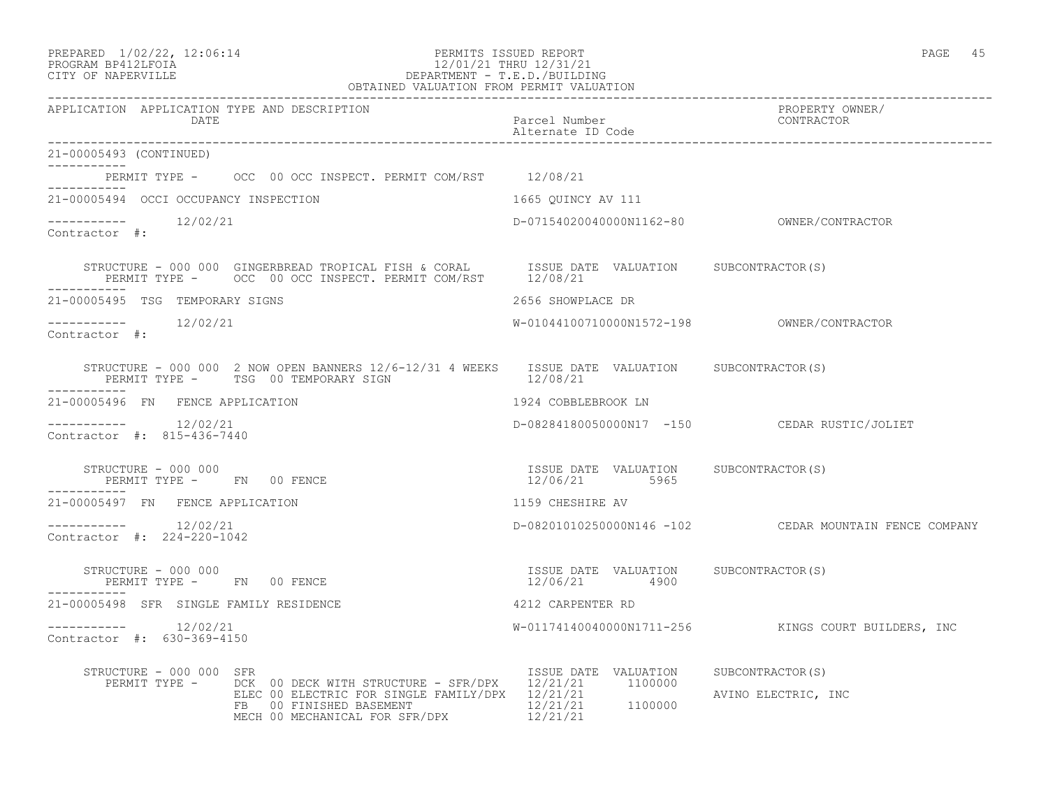PREPARED 1/02/22, 12:06:14 PERMITS ISSUED REPORT
PROGRAM BP412LFOIA 12/01/21 THRU 12/31/21
CITY OF NAPERVILLE DEPARTMENT - T.E.D./BUILDING
OBTAINED VALUATION FROM PERMIT VALUATION

| APPLICATION | APPLICATION TYPE AND DESCRIPTION / DATE | Parcel Number / Alternate ID Code | PROPERTY OWNER/ CONTRACTOR |
|---|---|---|---|

**21-00005493 (CONTINUED)**

PERMIT TYPE - OCC 00 OCC INSPECT. PERMIT COM/RST 12/08/21

---

**21-00005494 OCCI OCCUPANCY INSPECTION** — 1665 QUINCY AV 111

12/02/21 — D-07154020040000N1162-80 — OWNER/CONTRACTOR

Contractor #:

STRUCTURE - 000 000 GINGERBREAD TROPICAL FISH & CORAL — ISSUE DATE VALUATION SUBCONTRACTOR(S)

PERMIT TYPE - OCC 00 OCC INSPECT. PERMIT COM/RST 12/08/21

---

**21-00005495 TSG TEMPORARY SIGNS** — 2656 SHOWPLACE DR

12/02/21 — W-01044100710000N1572-198 — OWNER/CONTRACTOR

Contractor #:

STRUCTURE - 000 000 2 NOW OPEN BANNERS 12/6-12/31 4 WEEKS — ISSUE DATE VALUATION SUBCONTRACTOR(S)

PERMIT TYPE - TSG 00 TEMPORARY SIGN 12/08/21

---

**21-00005496 FN FENCE APPLICATION** — 1924 COBBLEBROOK LN

12/02/21 — D-08284180050000N17 -150 — CEDAR RUSTIC/JOLIET

Contractor #: 815-436-7440

STRUCTURE - 000 000 — ISSUE DATE VALUATION SUBCONTRACTOR(S)

PERMIT TYPE - FN 00 FENCE 12/06/21 5965

---

**21-00005497 FN FENCE APPLICATION** — 1159 CHESHIRE AV

12/02/21 — D-08201010250000N146 -102 — CEDAR MOUNTAIN FENCE COMPANY

Contractor #: 224-220-1042

STRUCTURE - 000 000 — ISSUE DATE VALUATION SUBCONTRACTOR(S)

PERMIT TYPE - FN 00 FENCE 12/06/21 4900

---

**21-00005498 SFR SINGLE FAMILY RESIDENCE** — 4212 CARPENTER RD

12/02/21 — W-01174140040000N1711-256 — KINGS COURT BUILDERS, INC

Contractor #: 630-369-4150

STRUCTURE - 000 000 SFR

| PERMIT TYPE | ISSUE DATE | VALUATION | SUBCONTRACTOR(S) |
|---|---|---|---|
| DCK 00 DECK WITH STRUCTURE - SFR/DPX | 12/21/21 | 1100000 | |
| ELEC 00 ELECTRIC FOR SINGLE FAMILY/DPX | 12/21/21 | | AVINO ELECTRIC, INC |
| FB 00 FINISHED BASEMENT | 12/21/21 | 1100000 | |
| MECH 00 MECHANICAL FOR SFR/DPX | 12/21/21 | | |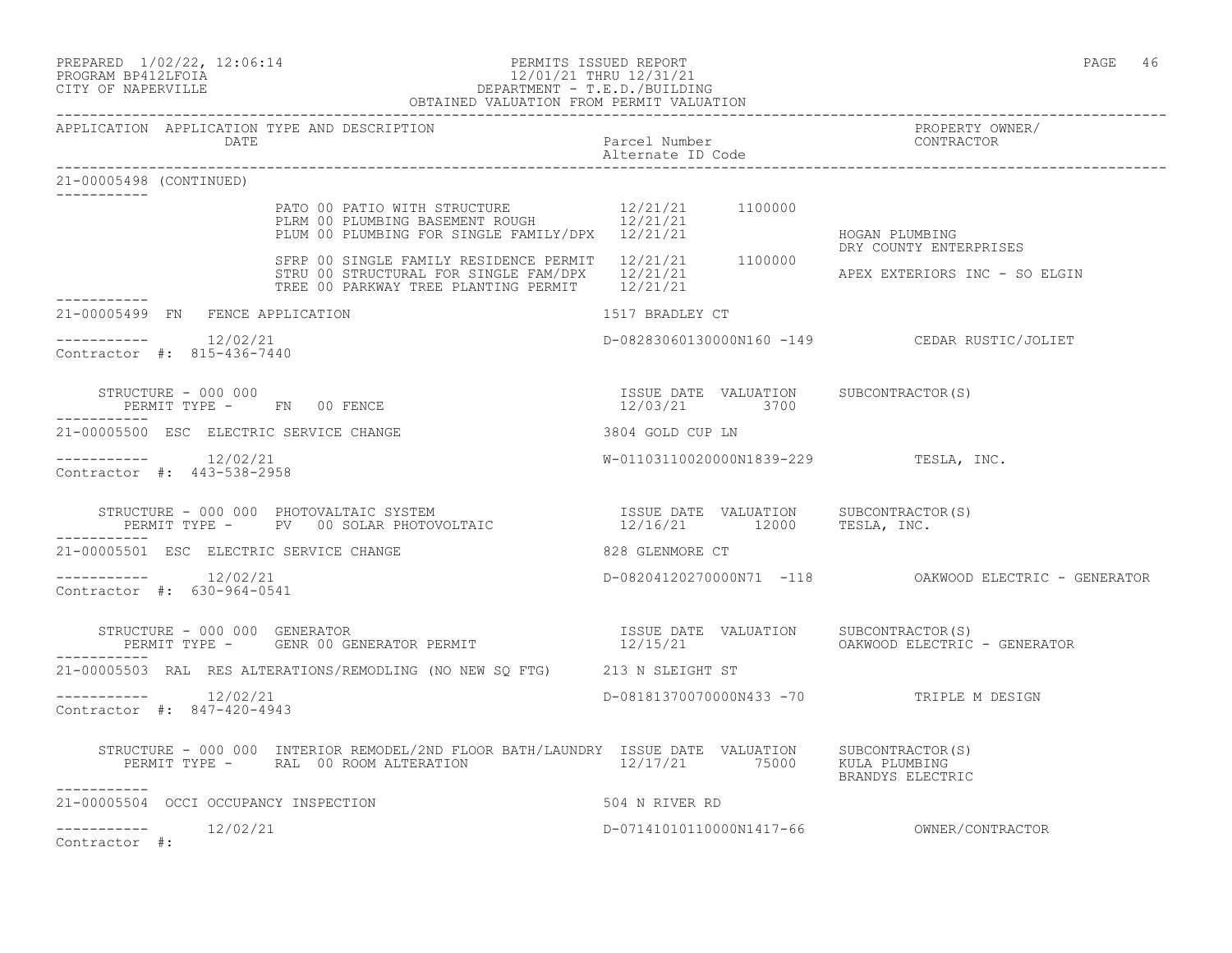APPLICATION APPLICATION TYPE AND DESCRIPTION | Parcel Number / Alternate ID Code | PROPERTY OWNER/ CONTRACTOR

**21-00005498 (CONTINUED)**

| Permit | Issue Date | Valuation | Subcontractor(s) |
|---|---|---|---|
| PATO 00 PATIO WITH STRUCTURE | 12/21/21 | 1100000 | |
| PLRM 00 PLUMBING BASEMENT ROUGH | 12/21/21 | | |
| PLUM 00 PLUMBING FOR SINGLE FAMILY/DPX | 12/21/21 | | HOGAN PLUMBING<br>DRY COUNTY ENTERPRISES |
| SFRP 00 SINGLE FAMILY RESIDENCE PERMIT | 12/21/21 | 1100000 | |
| STRU 00 STRUCTURAL FOR SINGLE FAM/DPX | 12/21/21 | | APEX EXTERIORS INC - SO ELGIN |
| TREE 00 PARKWAY TREE PLANTING PERMIT | 12/21/21 | | |

---

**21-00005499 FN FENCE APPLICATION** — 1517 BRADLEY CT

12/02/21 — D-08283060130000N160 -149 — CEDAR RUSTIC/JOLIET

Contractor #: 815-436-7440

STRUCTURE - 000 000

| Permit Type | Issue Date | Valuation | Subcontractor(s) |
|---|---|---|---|
| FN 00 FENCE | 12/03/21 | 3700 | |

---

**21-00005500 ESC ELECTRIC SERVICE CHANGE** — 3804 GOLD CUP LN

12/02/21 — W-01103110020000N1839-229 — TESLA, INC.

Contractor #: 443-538-2958

STRUCTURE - 000 000 PHOTOVALTAIC SYSTEM

| Permit Type | Issue Date | Valuation | Subcontractor(s) |
|---|---|---|---|
| PV 00 SOLAR PHOTOVOLTAIC | 12/16/21 | 12000 | TESLA, INC. |

---

**21-00005501 ESC ELECTRIC SERVICE CHANGE** — 828 GLENMORE CT

12/02/21 — D-08204120270000N71 -118 — OAKWOOD ELECTRIC - GENERATOR

Contractor #: 630-964-0541

STRUCTURE - 000 000 GENERATOR

| Permit Type | Issue Date | Valuation | Subcontractor(s) |
|---|---|---|---|
| GENR 00 GENERATOR PERMIT | 12/15/21 | | OAKWOOD ELECTRIC - GENERATOR |

---

**21-00005503 RAL RES ALTERATIONS/REMODLING (NO NEW SQ FTG)** — 213 N SLEIGHT ST

12/02/21 — D-08181370070000N433 -70 — TRIPLE M DESIGN

Contractor #: 847-420-4943

STRUCTURE - 000 000 INTERIOR REMODEL/2ND FLOOR BATH/LAUNDRY

| Permit Type | Issue Date | Valuation | Subcontractor(s) |
|---|---|---|---|
| RAL 00 ROOM ALTERATION | 12/17/21 | 75000 | KULA PLUMBING<br>BRANDYS ELECTRIC |

---

**21-00005504 OCCI OCCUPANCY INSPECTION** — 504 N RIVER RD

12/02/21 — D-07141010110000N1417-66 — OWNER/CONTRACTOR

Contractor #: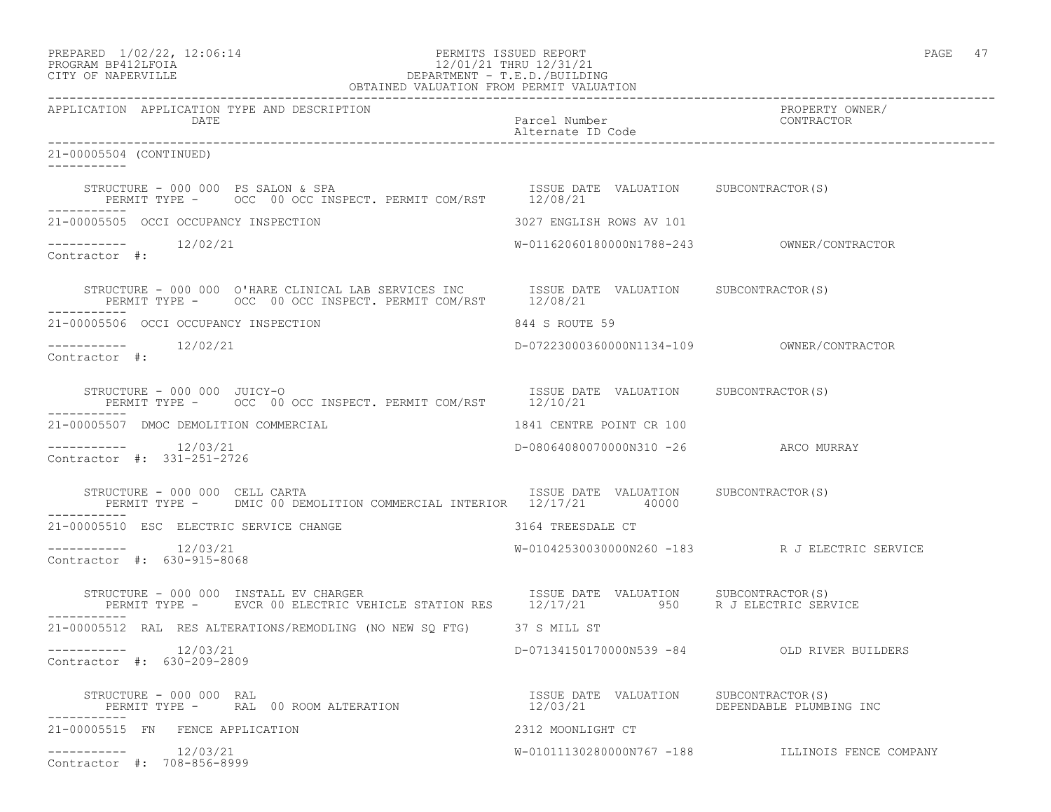APPLICATION APPLICATION TYPE AND DESCRIPTION | Parcel Number / Alternate ID Code | PROPERTY OWNER/ CONTRACTOR
DATE

21-00005504 (CONTINUED)

STRUCTURE - 000 000 PS SALON & SPA — ISSUE DATE 12/08/21 — VALUATION — SUBCONTRACTOR(S)
PERMIT TYPE - OCC 00 OCC INSPECT. PERMIT COM/RST

21-00005505 OCCI OCCUPANCY INSPECTION — 3027 ENGLISH ROWS AV 101
12/02/21 — W-01162060180000N1788-243 — OWNER/CONTRACTOR
Contractor #:

STRUCTURE - 000 000 O'HARE CLINICAL LAB SERVICES INC — ISSUE DATE 12/08/21 — VALUATION — SUBCONTRACTOR(S)
PERMIT TYPE - OCC 00 OCC INSPECT. PERMIT COM/RST

21-00005506 OCCI OCCUPANCY INSPECTION — 844 S ROUTE 59
12/02/21 — D-07223000360000N1134-109 — OWNER/CONTRACTOR
Contractor #:

STRUCTURE - 000 000 JUICY-O — ISSUE DATE 12/10/21 — VALUATION — SUBCONTRACTOR(S)
PERMIT TYPE - OCC 00 OCC INSPECT. PERMIT COM/RST

21-00005507 DMOC DEMOLITION COMMERCIAL — 1841 CENTRE POINT CR 100
12/03/21 — D-08064080070000N310 -26 — ARCO MURRAY
Contractor #: 331-251-2726

STRUCTURE - 000 000 CELL CARTA — ISSUE DATE 12/17/21 — VALUATION 40000 — SUBCONTRACTOR(S)
PERMIT TYPE - DMIC 00 DEMOLITION COMMERCIAL INTERIOR

21-00005510 ESC ELECTRIC SERVICE CHANGE — 3164 TREESDALE CT
12/03/21 — W-01042530030000N260 -183 — R J ELECTRIC SERVICE
Contractor #: 630-915-8068

STRUCTURE - 000 000 INSTALL EV CHARGER — ISSUE DATE 12/17/21 — VALUATION 950 — SUBCONTRACTOR(S) R J ELECTRIC SERVICE
PERMIT TYPE - EVCR 00 ELECTRIC VEHICLE STATION RES

21-00005512 RAL RES ALTERATIONS/REMODLING (NO NEW SQ FTG) — 37 S MILL ST
12/03/21 — D-07134150170000N539 -84 — OLD RIVER BUILDERS
Contractor #: 630-209-2809

STRUCTURE - 000 000 RAL — ISSUE DATE 12/03/21 — VALUATION — SUBCONTRACTOR(S) DEPENDABLE PLUMBING INC
PERMIT TYPE - RAL 00 ROOM ALTERATION

21-00005515 FN FENCE APPLICATION — 2312 MOONLIGHT CT
12/03/21 — W-01011130280000N767 -188 — ILLINOIS FENCE COMPANY
Contractor #: 708-856-8999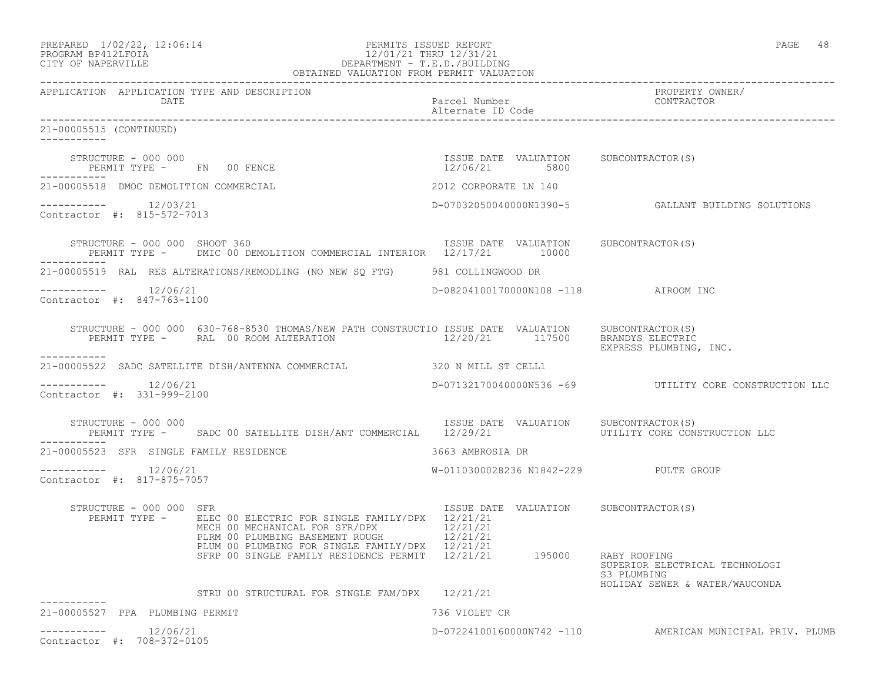APPLICATION APPLICATION TYPE AND DESCRIPTION DATE | Parcel Number / Alternate ID Code | PROPERTY OWNER/ CONTRACTOR

21-00005515 (CONTINUED)

STRUCTURE - 000 000
PERMIT TYPE - FN 00 FENCE
ISSUE DATE 12/06/21 VALUATION 5800 SUBCONTRACTOR(S)

21-00005518 DMOC DEMOLITION COMMERCIAL — 2012 CORPORATE LN 140
12/03/21 — D-07032050040000N1390-5 — GALLANT BUILDING SOLUTIONS
Contractor #: 815-572-7013

STRUCTURE - 000 000 SHOOT 360
PERMIT TYPE - DMIC 00 DEMOLITION COMMERCIAL INTERIOR — ISSUE DATE 12/17/21 VALUATION 10000 SUBCONTRACTOR(S)

21-00005519 RAL RES ALTERATIONS/REMODLING (NO NEW SQ FTG) — 981 COLLINGWOOD DR
12/06/21 — D-08204100170000N108 -118 — AIROOM INC
Contractor #: 847-763-1100

STRUCTURE - 000 000 630-768-8530 THOMAS/NEW PATH CONSTRUCTIO
PERMIT TYPE - RAL 00 ROOM ALTERATION — ISSUE DATE 12/20/21 VALUATION 117500 SUBCONTRACTOR(S) BRANDYS ELECTRIC, EXPRESS PLUMBING, INC.

21-00005522 SADC SATELLITE DISH/ANTENNA COMMERCIAL — 320 N MILL ST CELL1
12/06/21 — D-07132170040000N536 -69 — UTILITY CORE CONSTRUCTION LLC
Contractor #: 331-999-2100

STRUCTURE - 000 000
PERMIT TYPE - SADC 00 SATELLITE DISH/ANT COMMERCIAL — ISSUE DATE 12/29/21 SUBCONTRACTOR(S) UTILITY CORE CONSTRUCTION LLC

21-00005523 SFR SINGLE FAMILY RESIDENCE — 3663 AMBROSIA DR
12/06/21 — W-0110300028236 N1842-229 — PULTE GROUP
Contractor #: 817-875-7057

STRUCTURE - 000 000 SFR

| PERMIT TYPE | ISSUE DATE | VALUATION | SUBCONTRACTOR(S) |
|---|---|---|---|
| ELEC 00 ELECTRIC FOR SINGLE FAMILY/DPX | 12/21/21 | | |
| MECH 00 MECHANICAL FOR SFR/DPX | 12/21/21 | | |
| PLRM 00 PLUMBING BASEMENT ROUGH | 12/21/21 | | |
| PLUM 00 PLUMBING FOR SINGLE FAMILY/DPX | 12/21/21 | | |
| SFRP 00 SINGLE FAMILY RESIDENCE PERMIT | 12/21/21 | 195000 | RABY ROOFING<br>SUPERIOR ELECTRICAL TECHNOLOGI<br>S3 PLUMBING<br>HOLIDAY SEWER & WATER/WAUCONDA |
| STRU 00 STRUCTURAL FOR SINGLE FAM/DPX | 12/21/21 | | |

21-00005527 PPA PLUMBING PERMIT — 736 VIOLET CR
12/06/21 — D-07224100160000N742 -110 — AMERICAN MUNICIPAL PRIV. PLUMB
Contractor #: 708-372-0105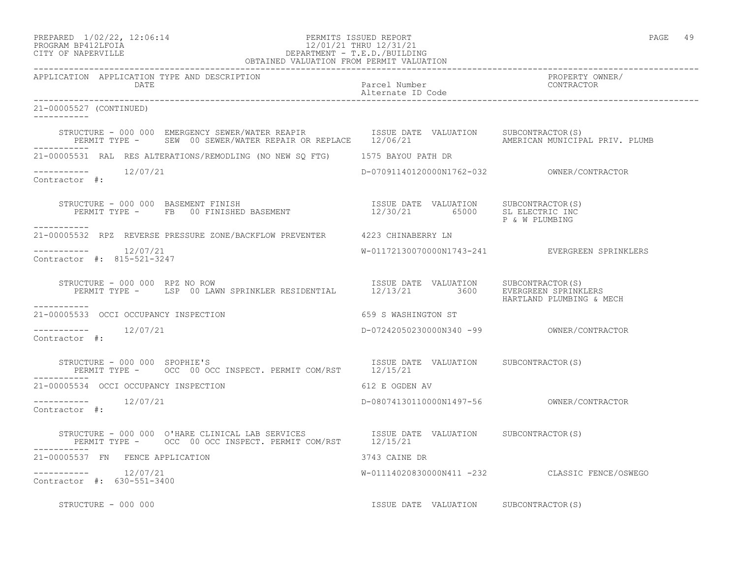21-00005527 (CONTINUED)

STRUCTURE - 000 000 EMERGENCY SEWER/WATER REAPIR — ISSUE DATE 12/06/21 — VALUATION — SUBCONTRACTOR(S): AMERICAN MUNICIPAL PRIV. PLUMB
PERMIT TYPE - SEW 00 SEWER/WATER REPAIR OR REPLACE

| APPLICATION | APPLICATION TYPE AND DESCRIPTION | DATE | Parcel Number / Alternate ID Code | PROPERTY OWNER/ CONTRACTOR |
|---|---|---|---|---|
| 21-00005531 | RAL RES ALTERATIONS/REMODLING (NO NEW SQ FTG) | 12/07/21 | 1575 BAYOU PATH DR / D-07091140120000N1762-032 | OWNER/CONTRACTOR |

Contractor #:

STRUCTURE - 000 000 BASEMENT FINISH — ISSUE DATE 12/30/21 — VALUATION 65000 — SUBCONTRACTOR(S): SL ELECTRIC INC, P & W PLUMBING
PERMIT TYPE - FB 00 FINISHED BASEMENT

| APPLICATION | APPLICATION TYPE AND DESCRIPTION | DATE | Parcel Number / Alternate ID Code | PROPERTY OWNER/ CONTRACTOR |
|---|---|---|---|---|
| 21-00005532 | RPZ REVERSE PRESSURE ZONE/BACKFLOW PREVENTER | 12/07/21 | 4223 CHINABERRY LN / W-01172130070000N1743-241 | EVERGREEN SPRINKLERS |

Contractor #: 815-521-3247

STRUCTURE - 000 000 RPZ NO ROW — ISSUE DATE 12/13/21 — VALUATION 3600 — SUBCONTRACTOR(S): EVERGREEN SPRINKLERS, HARTLAND PLUMBING & MECH
PERMIT TYPE - LSP 00 LAWN SPRINKLER RESIDENTIAL

| APPLICATION | APPLICATION TYPE AND DESCRIPTION | DATE | Parcel Number / Alternate ID Code | PROPERTY OWNER/ CONTRACTOR |
|---|---|---|---|---|
| 21-00005533 | OCCI OCCUPANCY INSPECTION | 12/07/21 | 659 S WASHINGTON ST / D-07242050230000N340 -99 | OWNER/CONTRACTOR |

Contractor #:

STRUCTURE - 000 000 SPOPHIE'S — ISSUE DATE 12/15/21 — VALUATION — SUBCONTRACTOR(S)
PERMIT TYPE - OCC 00 OCC INSPECT. PERMIT COM/RST

| APPLICATION | APPLICATION TYPE AND DESCRIPTION | DATE | Parcel Number / Alternate ID Code | PROPERTY OWNER/ CONTRACTOR |
|---|---|---|---|---|
| 21-00005534 | OCCI OCCUPANCY INSPECTION | 12/07/21 | 612 E OGDEN AV / D-08074130110000N1497-56 | OWNER/CONTRACTOR |

Contractor #:

STRUCTURE - 000 000 O'HARE CLINICAL LAB SERVICES — ISSUE DATE 12/15/21 — VALUATION — SUBCONTRACTOR(S)
PERMIT TYPE - OCC 00 OCC INSPECT. PERMIT COM/RST

| APPLICATION | APPLICATION TYPE AND DESCRIPTION | DATE | Parcel Number / Alternate ID Code | PROPERTY OWNER/ CONTRACTOR |
|---|---|---|---|---|
| 21-00005537 | FN FENCE APPLICATION | 12/07/21 | 3743 CAINE DR / W-01114020830000N411 -232 | CLASSIC FENCE/OSWEGO |

Contractor #: 630-551-3400

STRUCTURE - 000 000 — ISSUE DATE — VALUATION — SUBCONTRACTOR(S)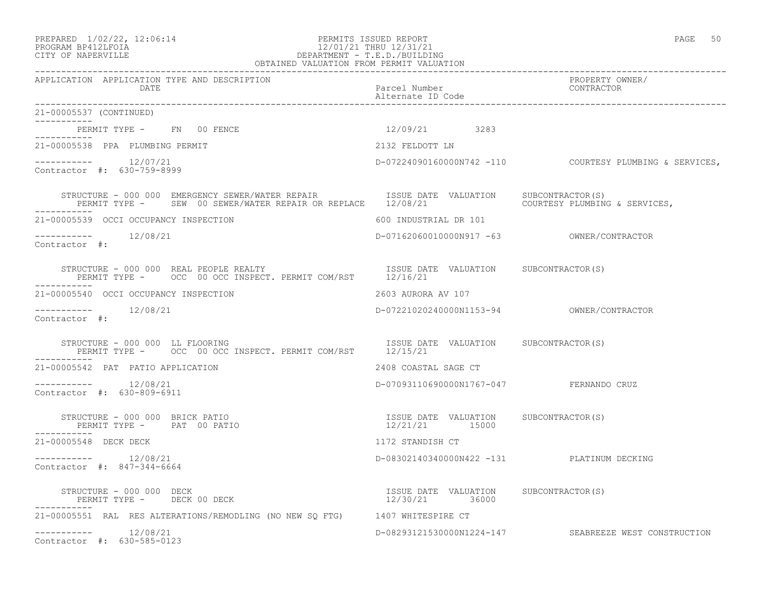PERMITS ISSUED REPORT
12/01/21 THRU 12/31/21
DEPARTMENT - T.E.D./BUILDING
OBTAINED VALUATION FROM PERMIT VALUATION

PREPARED 1/02/22, 12:06:14
PROGRAM BP412LFOIA
CITY OF NAPERVILLE

| APPLICATION | APPLICATION TYPE AND DESCRIPTION / DATE | Parcel Number / Alternate ID Code | PROPERTY OWNER/ CONTRACTOR |
|---|---|---|---|

21-00005537 (CONTINUED)

PERMIT TYPE - FN 00 FENCE 12/09/21 3283

---

**21-00005538 PPA PLUMBING PERMIT** — 2132 FELDOTT LN

12/07/21 — D-07224090160000N742 -110 — COURTESY PLUMBING & SERVICES,
Contractor #: 630-759-8999

| STRUCTURE | ISSUE DATE | VALUATION | SUBCONTRACTOR(S) |
|---|---|---|---|
| STRUCTURE - 000 000 EMERGENCY SEWER/WATER REPAIR; PERMIT TYPE - SEW 00 SEWER/WATER REPAIR OR REPLACE | 12/08/21 | | COURTESY PLUMBING & SERVICES, |

---

**21-00005539 OCCI OCCUPANCY INSPECTION** — 600 INDUSTRIAL DR 101

12/08/21 — D-07162060010000N917 -63 — OWNER/CONTRACTOR
Contractor #:

| STRUCTURE | ISSUE DATE | VALUATION | SUBCONTRACTOR(S) |
|---|---|---|---|
| STRUCTURE - 000 000 REAL PEOPLE REALTY; PERMIT TYPE - OCC 00 OCC INSPECT. PERMIT COM/RST | 12/16/21 | | |

---

**21-00005540 OCCI OCCUPANCY INSPECTION** — 2603 AURORA AV 107

12/08/21 — D-07221020240000N1153-94 — OWNER/CONTRACTOR
Contractor #:

| STRUCTURE | ISSUE DATE | VALUATION | SUBCONTRACTOR(S) |
|---|---|---|---|
| STRUCTURE - 000 000 LL FLOORING; PERMIT TYPE - OCC 00 OCC INSPECT. PERMIT COM/RST | 12/15/21 | | |

---

**21-00005542 PAT PATIO APPLICATION** — 2408 COASTAL SAGE CT

12/08/21 — D-07093110690000N1767-047 — FERNANDO CRUZ
Contractor #: 630-809-6911

| STRUCTURE | ISSUE DATE | VALUATION | SUBCONTRACTOR(S) |
|---|---|---|---|
| STRUCTURE - 000 000 BRICK PATIO; PERMIT TYPE - PAT 00 PATIO | 12/21/21 | 15000 | |

---

**21-00005548 DECK DECK** — 1172 STANDISH CT

12/08/21 — D-08302140340000N422 -131 — PLATINUM DECKING
Contractor #: 847-344-6664

| STRUCTURE | ISSUE DATE | VALUATION | SUBCONTRACTOR(S) |
|---|---|---|---|
| STRUCTURE - 000 000 DECK; PERMIT TYPE - DECK 00 DECK | 12/30/21 | 36000 | |

---

**21-00005551 RAL RES ALTERATIONS/REMODLING (NO NEW SQ FTG)** — 1407 WHITESPIRE CT

12/08/21 — D-08293121530000N1224-147 — SEABREEZE WEST CONSTRUCTION
Contractor #: 630-585-0123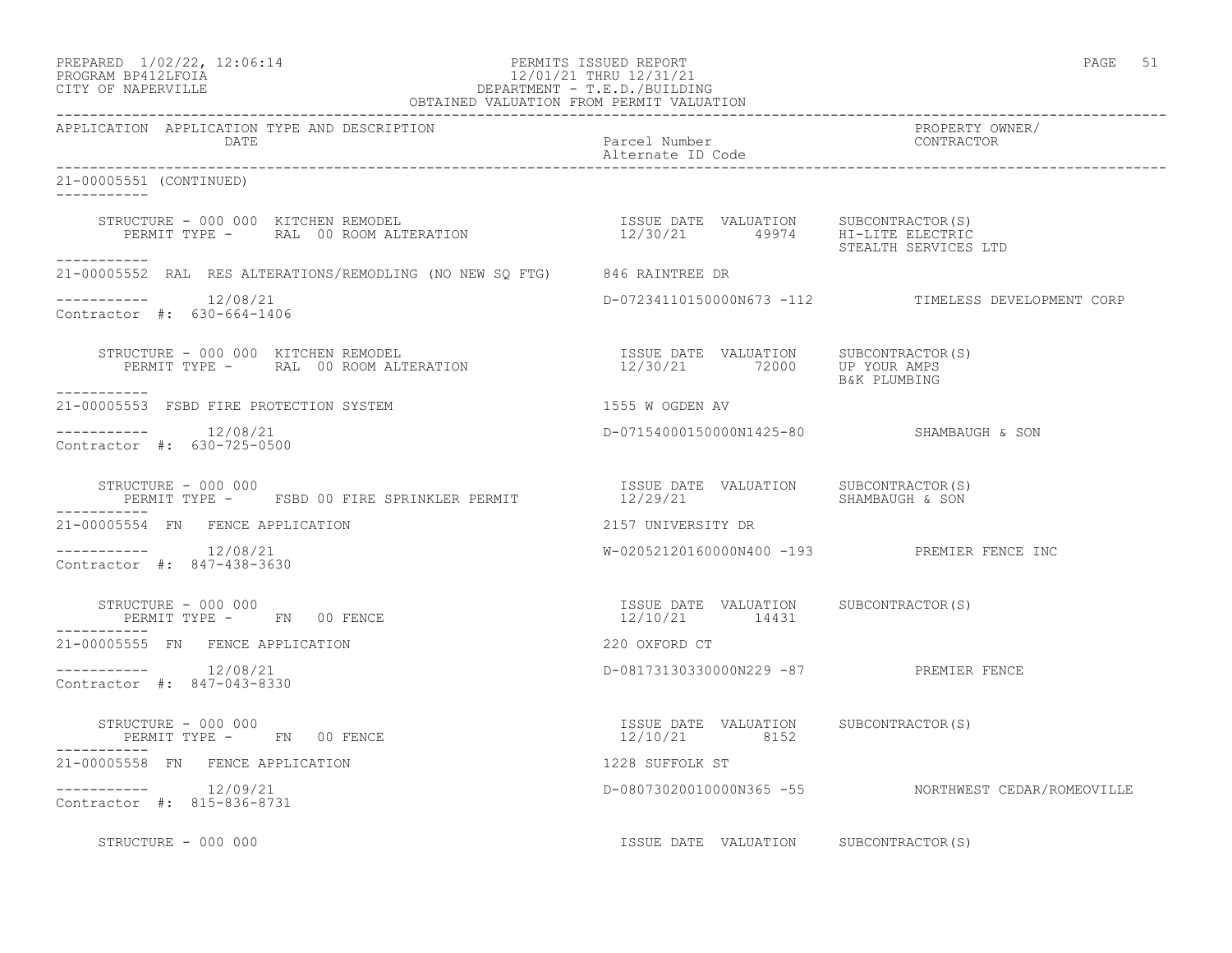PREPARED 1/02/22, 12:06:14 — PERMITS ISSUED REPORT
PROGRAM BP412LFOIA — 12/01/21 THRU 12/31/21
CITY OF NAPERVILLE — DEPARTMENT - T.E.D./BUILDING
OBTAINED VALUATION FROM PERMIT VALUATION

| APPLICATION | APPLICATION TYPE AND DESCRIPTION / DATE | Parcel Number / Alternate ID Code | PROPERTY OWNER/ CONTRACTOR |
|---|---|---|---|

**21-00005551 (CONTINUED)**

STRUCTURE - 000 000 KITCHEN REMODEL
PERMIT TYPE - RAL 00 ROOM ALTERATION
ISSUE DATE 12/30/21 VALUATION 49974
SUBCONTRACTOR(S): HI-LITE ELECTRIC; STEALTH SERVICES LTD

---

**21-00005552** RAL RES ALTERATIONS/REMODLING (NO NEW SQ FTG) — 846 RAINTREE DR
12/08/21 — D-07234110150000N673 -112 — TIMELESS DEVELOPMENT CORP
Contractor #: 630-664-1406

STRUCTURE - 000 000 KITCHEN REMODEL
PERMIT TYPE - RAL 00 ROOM ALTERATION
ISSUE DATE 12/30/21 VALUATION 72000
SUBCONTRACTOR(S): UP YOUR AMPS; B&K PLUMBING

---

**21-00005553** FSBD FIRE PROTECTION SYSTEM — 1555 W OGDEN AV
12/08/21 — D-07154000150000N1425-80 — SHAMBAUGH & SON
Contractor #: 630-725-0500

STRUCTURE - 000 000
PERMIT TYPE - FSBD 00 FIRE SPRINKLER PERMIT
ISSUE DATE 12/29/21 VALUATION
SUBCONTRACTOR(S): SHAMBAUGH & SON

---

**21-00005554** FN FENCE APPLICATION — 2157 UNIVERSITY DR
12/08/21 — W-02052120160000N400 -193 — PREMIER FENCE INC
Contractor #: 847-438-3630

STRUCTURE - 000 000
PERMIT TYPE - FN 00 FENCE
ISSUE DATE 12/10/21 VALUATION 14431
SUBCONTRACTOR(S)

---

**21-00005555** FN FENCE APPLICATION — 220 OXFORD CT
12/08/21 — D-08173130330000N229 -87 — PREMIER FENCE
Contractor #: 847-043-8330

STRUCTURE - 000 000
PERMIT TYPE - FN 00 FENCE
ISSUE DATE 12/10/21 VALUATION 8152
SUBCONTRACTOR(S)

---

**21-00005558** FN FENCE APPLICATION — 1228 SUFFOLK ST
12/09/21 — D-08073020010000N365 -55 — NORTHWEST CEDAR/ROMEOVILLE
Contractor #: 815-836-8731

STRUCTURE - 000 000
ISSUE DATE VALUATION SUBCONTRACTOR(S)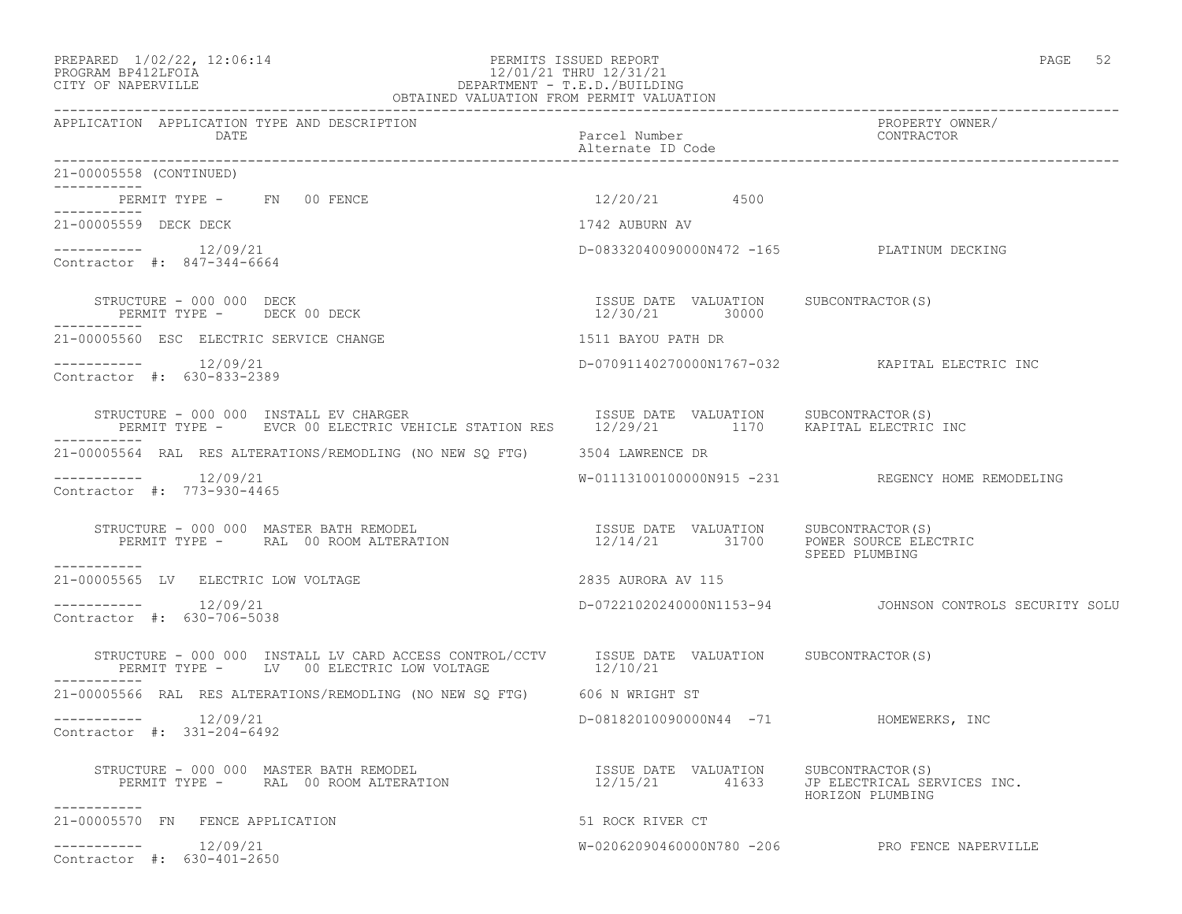PREPARED 1/02/22, 12:06:14 PERMITS ISSUED REPORT
PROGRAM BP412LFOIA 12/01/21 THRU 12/31/21
CITY OF NAPERVILLE DEPARTMENT - T.E.D./BUILDING
OBTAINED VALUATION FROM PERMIT VALUATION

| APPLICATION | APPLICATION TYPE AND DESCRIPTION / DATE | Parcel Number / Alternate ID Code | PROPERTY OWNER/ CONTRACTOR |
|---|---|---|---|

21-00005558 (CONTINUED)

PERMIT TYPE - FN 00 FENCE — 12/20/21 — 4500

---

**21-00005559 DECK DECK** — 1742 AUBURN AV
12/09/21 — D-08332040090000N472 -165 — PLATINUM DECKING
Contractor #: 847-344-6664

STRUCTURE - 000 000 DECK
PERMIT TYPE - DECK 00 DECK
ISSUE DATE 12/30/21 VALUATION 30000 SUBCONTRACTOR(S)

---

**21-00005560 ESC ELECTRIC SERVICE CHANGE** — 1511 BAYOU PATH DR
12/09/21 — D-07091140270000N1767-032 — KAPITAL ELECTRIC INC
Contractor #: 630-833-2389

STRUCTURE - 000 000 INSTALL EV CHARGER
PERMIT TYPE - EVCR 00 ELECTRIC VEHICLE STATION RES
ISSUE DATE 12/29/21 VALUATION 1170 SUBCONTRACTOR(S) KAPITAL ELECTRIC INC

---

**21-00005564 RAL RES ALTERATIONS/REMODLING (NO NEW SQ FTG)** — 3504 LAWRENCE DR
12/09/21 — W-01113100100000N915 -231 — REGENCY HOME REMODELING
Contractor #: 773-930-4465

STRUCTURE - 000 000 MASTER BATH REMODEL
PERMIT TYPE - RAL 00 ROOM ALTERATION
ISSUE DATE 12/14/21 VALUATION 31700 SUBCONTRACTOR(S) POWER SOURCE ELECTRIC, SPEED PLUMBING

---

**21-00005565 LV ELECTRIC LOW VOLTAGE** — 2835 AURORA AV 115
12/09/21 — D-07221020240000N1153-94 — JOHNSON CONTROLS SECURITY SOLU
Contractor #: 630-706-5038

STRUCTURE - 000 000 INSTALL LV CARD ACCESS CONTROL/CCTV
PERMIT TYPE - LV 00 ELECTRIC LOW VOLTAGE
ISSUE DATE 12/10/21 VALUATION SUBCONTRACTOR(S)

---

**21-00005566 RAL RES ALTERATIONS/REMODLING (NO NEW SQ FTG)** — 606 N WRIGHT ST
12/09/21 — D-08182010090000N44 -71 — HOMEWERKS, INC
Contractor #: 331-204-6492

STRUCTURE - 000 000 MASTER BATH REMODEL
PERMIT TYPE - RAL 00 ROOM ALTERATION
ISSUE DATE 12/15/21 VALUATION 41633 SUBCONTRACTOR(S) JP ELECTRICAL SERVICES INC., HORIZON PLUMBING

---

**21-00005570 FN FENCE APPLICATION** — 51 ROCK RIVER CT
12/09/21 — W-02062090460000N780 -206 — PRO FENCE NAPERVILLE
Contractor #: 630-401-2650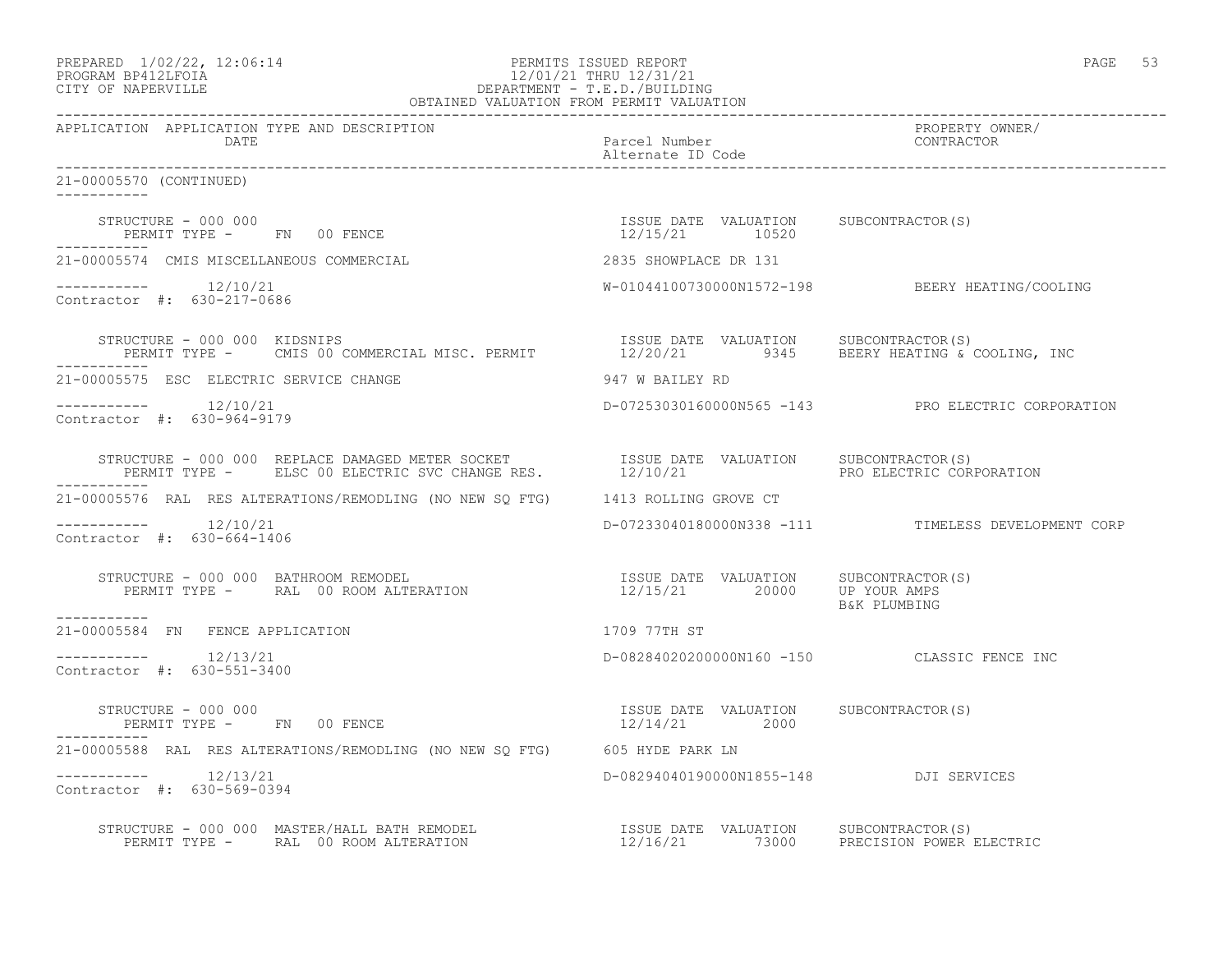PERMITS ISSUED REPORT
12/01/21 THRU 12/31/21
DEPARTMENT - T.E.D./BUILDING
OBTAINED VALUATION FROM PERMIT VALUATION

PREPARED 1/02/22, 12:06:14
PROGRAM BP412LFOIA
CITY OF NAPERVILLE

| APPLICATION | APPLICATION TYPE AND DESCRIPTION / DATE | Parcel Number / Alternate ID Code | PROPERTY OWNER/ CONTRACTOR |
|---|---|---|---|

21-00005570 (CONTINUED)

STRUCTURE - 000 000
PERMIT TYPE - FN 00 FENCE
ISSUE DATE 12/15/21 VALUATION 10520 SUBCONTRACTOR(S)

21-00005574 CMIS MISCELLANEOUS COMMERCIAL — 2835 SHOWPLACE DR 131
12/10/21 — W-01044100730000N1572-198 — BEERY HEATING/COOLING
Contractor #: 630-217-0686

STRUCTURE - 000 000 KIDSNIPS
PERMIT TYPE - CMIS 00 COMMERCIAL MISC. PERMIT
ISSUE DATE 12/20/21 VALUATION 9345 SUBCONTRACTOR(S) BEERY HEATING & COOLING, INC

21-00005575 ESC ELECTRIC SERVICE CHANGE — 947 W BAILEY RD
12/10/21 — D-07253030160000N565 -143 — PRO ELECTRIC CORPORATION
Contractor #: 630-964-9179

STRUCTURE - 000 000 REPLACE DAMAGED METER SOCKET
PERMIT TYPE - ELSC 00 ELECTRIC SVC CHANGE RES.
ISSUE DATE 12/10/21 VALUATION SUBCONTRACTOR(S) PRO ELECTRIC CORPORATION

21-00005576 RAL RES ALTERATIONS/REMODLING (NO NEW SQ FTG) — 1413 ROLLING GROVE CT
12/10/21 — D-07233040180000N338 -111 — TIMELESS DEVELOPMENT CORP
Contractor #: 630-664-1406

STRUCTURE - 000 000 BATHROOM REMODEL
PERMIT TYPE - RAL 00 ROOM ALTERATION
ISSUE DATE 12/15/21 VALUATION 20000 SUBCONTRACTOR(S) UP YOUR AMPS, B&K PLUMBING

21-00005584 FN FENCE APPLICATION — 1709 77TH ST
12/13/21 — D-08284020200000N160 -150 — CLASSIC FENCE INC
Contractor #: 630-551-3400

STRUCTURE - 000 000
PERMIT TYPE - FN 00 FENCE
ISSUE DATE 12/14/21 VALUATION 2000 SUBCONTRACTOR(S)

21-00005588 RAL RES ALTERATIONS/REMODLING (NO NEW SQ FTG) — 605 HYDE PARK LN
12/13/21 — D-08294040190000N1855-148 — DJI SERVICES
Contractor #: 630-569-0394

STRUCTURE - 000 000 MASTER/HALL BATH REMODEL
PERMIT TYPE - RAL 00 ROOM ALTERATION
ISSUE DATE 12/16/21 VALUATION 73000 SUBCONTRACTOR(S) PRECISION POWER ELECTRIC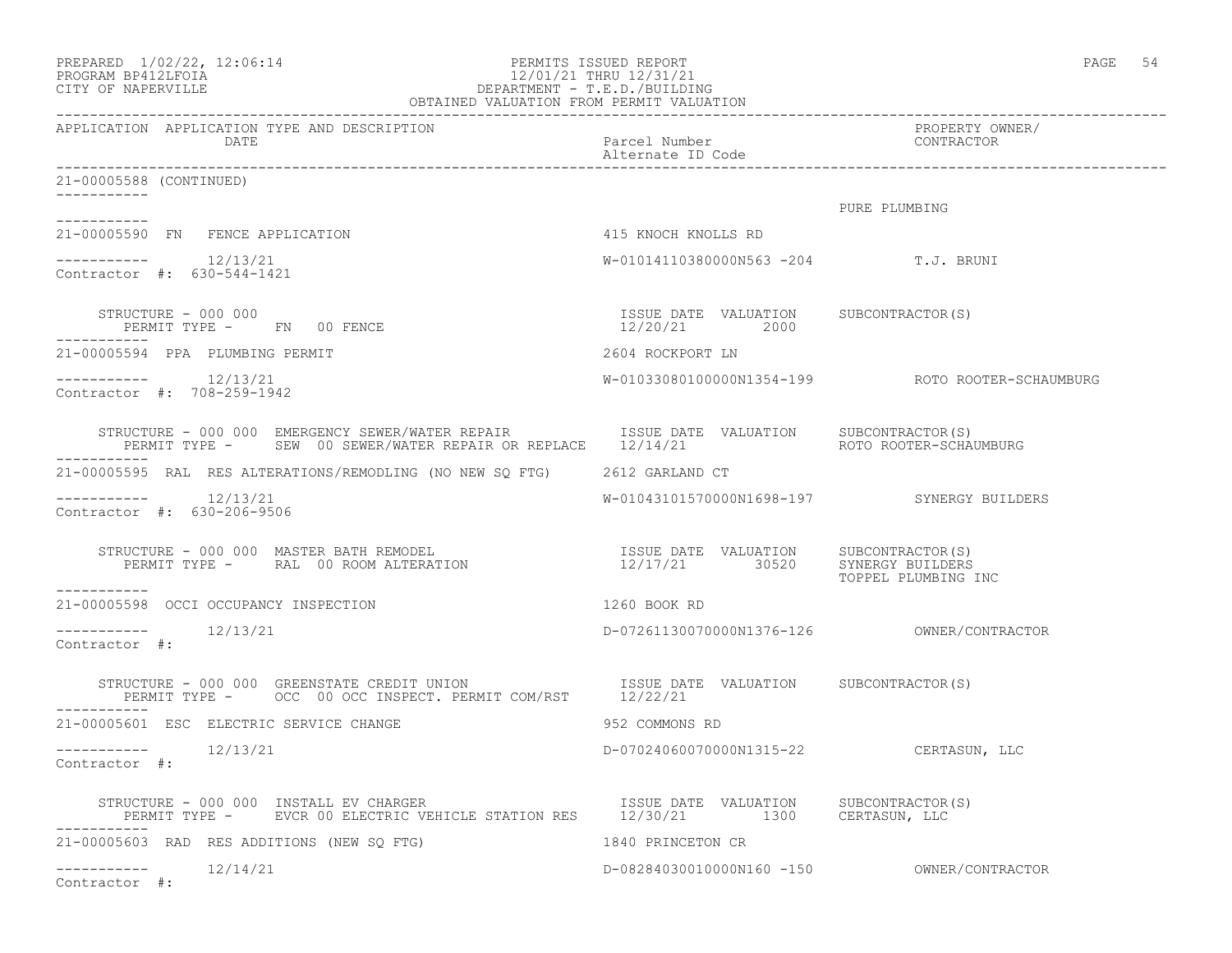APPLICATION APPLICATION TYPE AND DESCRIPTION DATE | Parcel Number / Alternate ID Code | PROPERTY OWNER/ CONTRACTOR

21-00005588 (CONTINUED)

PURE PLUMBING

---

21-00005590 FN FENCE APPLICATION — 415 KNOCH KNOLLS RD

12/13/21 — W-01014110380000N563 -204 — T.J. BRUNI

Contractor #: 630-544-1421

STRUCTURE - 000 000
PERMIT TYPE - FN 00 FENCE

| ISSUE DATE | VALUATION | SUBCONTRACTOR(S) |
| --- | --- | --- |
| 12/20/21 | 2000 | |

---

21-00005594 PPA PLUMBING PERMIT — 2604 ROCKPORT LN

12/13/21 — W-01033080100000N1354-199 — ROTO ROOTER-SCHAUMBURG

Contractor #: 708-259-1942

STRUCTURE - 000 000 EMERGENCY SEWER/WATER REPAIR
PERMIT TYPE - SEW 00 SEWER/WATER REPAIR OR REPLACE

| ISSUE DATE | VALUATION | SUBCONTRACTOR(S) |
| --- | --- | --- |
| 12/14/21 | | ROTO ROOTER-SCHAUMBURG |

---

21-00005595 RAL RES ALTERATIONS/REMODLING (NO NEW SQ FTG) — 2612 GARLAND CT

12/13/21 — W-01043101570000N1698-197 — SYNERGY BUILDERS

Contractor #: 630-206-9506

STRUCTURE - 000 000 MASTER BATH REMODEL
PERMIT TYPE - RAL 00 ROOM ALTERATION

| ISSUE DATE | VALUATION | SUBCONTRACTOR(S) |
| --- | --- | --- |
| 12/17/21 | 30520 | SYNERGY BUILDERS<br>TOPPEL PLUMBING INC |

---

21-00005598 OCCI OCCUPANCY INSPECTION — 1260 BOOK RD

12/13/21 — D-07261130070000N1376-126 — OWNER/CONTRACTOR

Contractor #:

STRUCTURE - 000 000 GREENSTATE CREDIT UNION
PERMIT TYPE - OCC 00 OCC INSPECT. PERMIT COM/RST

| ISSUE DATE | VALUATION | SUBCONTRACTOR(S) |
| --- | --- | --- |
| 12/22/21 | | |

---

21-00005601 ESC ELECTRIC SERVICE CHANGE — 952 COMMONS RD

12/13/21 — D-07024060070000N1315-22 — CERTASUN, LLC

Contractor #:

STRUCTURE - 000 000 INSTALL EV CHARGER
PERMIT TYPE - EVCR 00 ELECTRIC VEHICLE STATION RES

| ISSUE DATE | VALUATION | SUBCONTRACTOR(S) |
| --- | --- | --- |
| 12/30/21 | 1300 | CERTASUN, LLC |

---

21-00005603 RAD RES ADDITIONS (NEW SQ FTG) — 1840 PRINCETON CR

12/14/21 — D-08284030010000N160 -150 — OWNER/CONTRACTOR

Contractor #: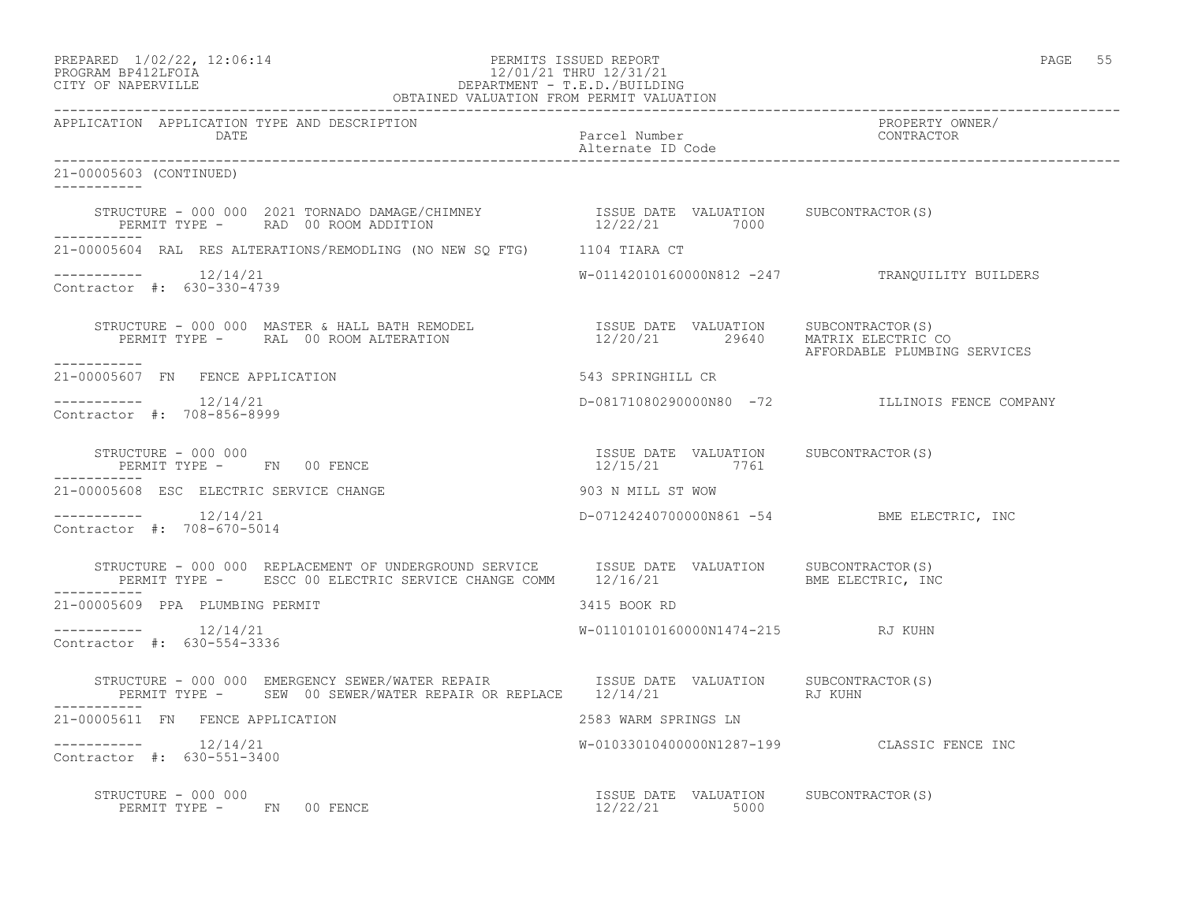PREPARED 1/02/22, 12:06:14
PROGRAM BP412LFOIA
CITY OF NAPERVILLE

PERMITS ISSUED REPORT
12/01/21 THRU 12/31/21
DEPARTMENT - T.E.D./BUILDING
OBTAINED VALUATION FROM PERMIT VALUATION

| APPLICATION | APPLICATION TYPE AND DESCRIPTION / DATE | Parcel Number / Alternate ID Code | PROPERTY OWNER/ CONTRACTOR |
|---|---|---|---|

21-00005603 (CONTINUED)

STRUCTURE - 000 000 2021 TORNADO DAMAGE/CHIMNEY — ISSUE DATE 12/22/21 — VALUATION 7000 — SUBCONTRACTOR(S)
PERMIT TYPE - RAD 00 ROOM ADDITION

---

21-00005604 RAL RES ALTERATIONS/REMODLING (NO NEW SQ FTG) — 1104 TIARA CT
12/14/21 — W-01142010160000N812 -247 — TRANQUILITY BUILDERS
Contractor #: 630-330-4739

STRUCTURE - 000 000 MASTER & HALL BATH REMODEL — ISSUE DATE 12/20/21 — VALUATION 29640 — SUBCONTRACTOR(S): MATRIX ELECTRIC CO, AFFORDABLE PLUMBING SERVICES
PERMIT TYPE - RAL 00 ROOM ALTERATION

---

21-00005607 FN FENCE APPLICATION — 543 SPRINGHILL CR
12/14/21 — D-08171080290000N80 -72 — ILLINOIS FENCE COMPANY
Contractor #: 708-856-8999

STRUCTURE - 000 000 — ISSUE DATE 12/15/21 — VALUATION 7761 — SUBCONTRACTOR(S)
PERMIT TYPE - FN 00 FENCE

---

21-00005608 ESC ELECTRIC SERVICE CHANGE — 903 N MILL ST WOW
12/14/21 — D-07124240700000N861 -54 — BME ELECTRIC, INC
Contractor #: 708-670-5014

STRUCTURE - 000 000 REPLACEMENT OF UNDERGROUND SERVICE — ISSUE DATE 12/16/21 — VALUATION — SUBCONTRACTOR(S): BME ELECTRIC, INC
PERMIT TYPE - ESCC 00 ELECTRIC SERVICE CHANGE COMM

---

21-00005609 PPA PLUMBING PERMIT — 3415 BOOK RD
12/14/21 — W-01101010160000N1474-215 — RJ KUHN
Contractor #: 630-554-3336

STRUCTURE - 000 000 EMERGENCY SEWER/WATER REPAIR — ISSUE DATE 12/14/21 — VALUATION — SUBCONTRACTOR(S): RJ KUHN
PERMIT TYPE - SEW 00 SEWER/WATER REPAIR OR REPLACE

---

21-00005611 FN FENCE APPLICATION — 2583 WARM SPRINGS LN
12/14/21 — W-01033010400000N1287-199 — CLASSIC FENCE INC
Contractor #: 630-551-3400

STRUCTURE - 000 000 — ISSUE DATE 12/22/21 — VALUATION 5000 — SUBCONTRACTOR(S)
PERMIT TYPE - FN 00 FENCE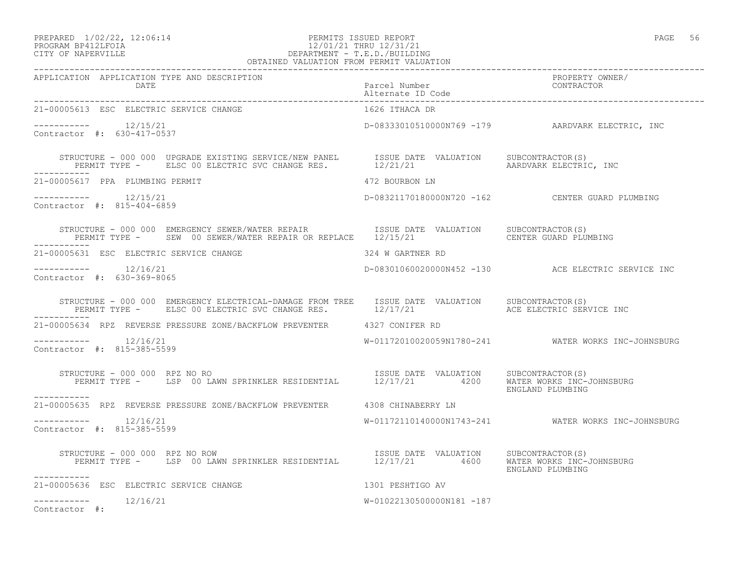OBTAINED VALUATION FROM PERMIT VALUATION

| APPLICATION | APPLICATION TYPE AND DESCRIPTION / DATE | Parcel Number / Alternate ID Code | PROPERTY OWNER/ CONTRACTOR |
|---|---|---|---|

21-00005613 ESC ELECTRIC SERVICE CHANGE — 1626 ITHACA DR

----------- 12/15/21 — D-08333010510000N769 -179 — AARDVARK ELECTRIC, INC
Contractor #: 630-417-0537

STRUCTURE - 000 000 UPGRADE EXISTING SERVICE/NEW PANEL — ISSUE DATE 12/21/21 — VALUATION — SUBCONTRACTOR(S): AARDVARK ELECTRIC, INC
PERMIT TYPE - ELSC 00 ELECTRIC SVC CHANGE RES.

-----------

21-00005617 PPA PLUMBING PERMIT — 472 BOURBON LN

----------- 12/15/21 — D-08321170180000N720 -162 — CENTER GUARD PLUMBING
Contractor #: 815-404-6859

STRUCTURE - 000 000 EMERGENCY SEWER/WATER REPAIR — ISSUE DATE 12/15/21 — VALUATION — SUBCONTRACTOR(S): CENTER GUARD PLUMBING
PERMIT TYPE - SEW 00 SEWER/WATER REPAIR OR REPLACE

-----------

21-00005631 ESC ELECTRIC SERVICE CHANGE — 324 W GARTNER RD

----------- 12/16/21 — D-08301060020000N452 -130 — ACE ELECTRIC SERVICE INC
Contractor #: 630-369-8065

STRUCTURE - 000 000 EMERGENCY ELECTRICAL-DAMAGE FROM TREE — ISSUE DATE 12/17/21 — VALUATION — SUBCONTRACTOR(S): ACE ELECTRIC SERVICE INC
PERMIT TYPE - ELSC 00 ELECTRIC SVC CHANGE RES.

-----------

21-00005634 RPZ REVERSE PRESSURE ZONE/BACKFLOW PREVENTER — 4327 CONIFER RD

----------- 12/16/21 — W-01172010020059N1780-241 — WATER WORKS INC-JOHNSBURG
Contractor #: 815-385-5599

STRUCTURE - 000 000 RPZ NO RO — ISSUE DATE 12/17/21 — VALUATION 4200 — SUBCONTRACTOR(S): WATER WORKS INC-JOHNSBURG, ENGLAND PLUMBING
PERMIT TYPE - LSP 00 LAWN SPRINKLER RESIDENTIAL

-----------

21-00005635 RPZ REVERSE PRESSURE ZONE/BACKFLOW PREVENTER — 4308 CHINABERRY LN

----------- 12/16/21 — W-01172110140000N1743-241 — WATER WORKS INC-JOHNSBURG
Contractor #: 815-385-5599

STRUCTURE - 000 000 RPZ NO ROW — ISSUE DATE 12/17/21 — VALUATION 4600 — SUBCONTRACTOR(S): WATER WORKS INC-JOHNSBURG, ENGLAND PLUMBING
PERMIT TYPE - LSP 00 LAWN SPRINKLER RESIDENTIAL

-----------

21-00005636 ESC ELECTRIC SERVICE CHANGE — 1301 PESHTIGO AV

----------- 12/16/21 — W-01022130500000N181 -187
Contractor #: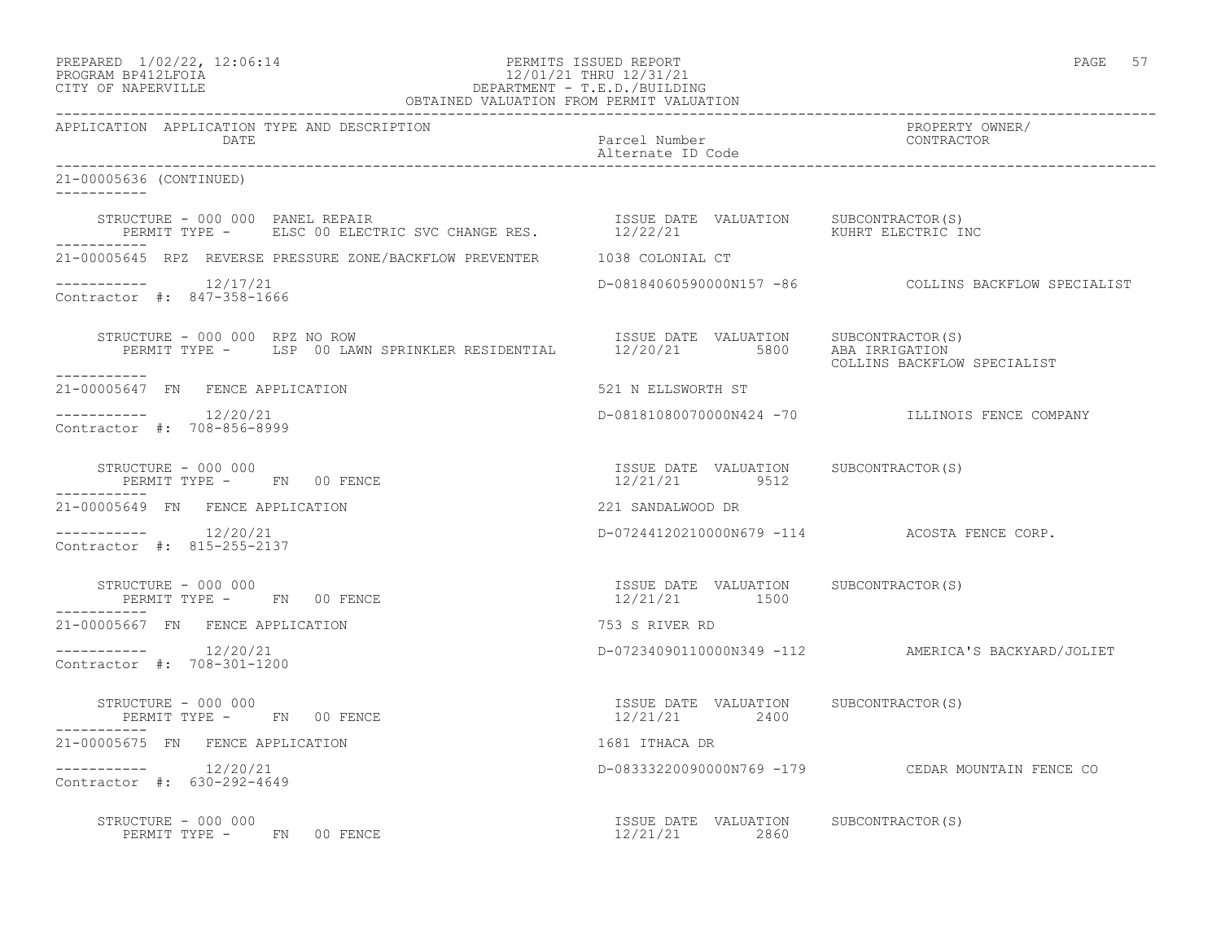PREPARED 1/02/22, 12:06:14 PERMITS ISSUED REPORT
PROGRAM BP412LFOIA 12/01/21 THRU 12/31/21
CITY OF NAPERVILLE DEPARTMENT - T.E.D./BUILDING
OBTAINED VALUATION FROM PERMIT VALUATION

| APPLICATION | APPLICATION TYPE AND DESCRIPTION / DATE | Parcel Number / Alternate ID Code | PROPERTY OWNER/ CONTRACTOR |
|---|---|---|---|

**21-00005636 (CONTINUED)**

STRUCTURE - 000 000 PANEL REPAIR
PERMIT TYPE - ELSC 00 ELECTRIC SVC CHANGE RES.
ISSUE DATE 12/22/21 VALUATION
SUBCONTRACTOR(S): KUHRT ELECTRIC INC

---

**21-00005645** RPZ REVERSE PRESSURE ZONE/BACKFLOW PREVENTER — 1038 COLONIAL CT
12/17/21 — D-08184060590000N157 -86 — COLLINS BACKFLOW SPECIALIST
Contractor #: 847-358-1666

STRUCTURE - 000 000 RPZ NO ROW
PERMIT TYPE - LSP 00 LAWN SPRINKLER RESIDENTIAL
ISSUE DATE 12/20/21 VALUATION 5800
SUBCONTRACTOR(S): ABA IRRIGATION; COLLINS BACKFLOW SPECIALIST

---

**21-00005647** FN FENCE APPLICATION — 521 N ELLSWORTH ST
12/20/21 — D-08181080070000N424 -70 — ILLINOIS FENCE COMPANY
Contractor #: 708-856-8999

STRUCTURE - 000 000
PERMIT TYPE - FN 00 FENCE
ISSUE DATE 12/21/21 VALUATION 9512
SUBCONTRACTOR(S)

---

**21-00005649** FN FENCE APPLICATION — 221 SANDALWOOD DR
12/20/21 — D-07244120210000N679 -114 — ACOSTA FENCE CORP.
Contractor #: 815-255-2137

STRUCTURE - 000 000
PERMIT TYPE - FN 00 FENCE
ISSUE DATE 12/21/21 VALUATION 1500
SUBCONTRACTOR(S)

---

**21-00005667** FN FENCE APPLICATION — 753 S RIVER RD
12/20/21 — D-07234090110000N349 -112 — AMERICA'S BACKYARD/JOLIET
Contractor #: 708-301-1200

STRUCTURE - 000 000
PERMIT TYPE - FN 00 FENCE
ISSUE DATE 12/21/21 VALUATION 2400
SUBCONTRACTOR(S)

---

**21-00005675** FN FENCE APPLICATION — 1681 ITHACA DR
12/20/21 — D-08333220090000N769 -179 — CEDAR MOUNTAIN FENCE CO
Contractor #: 630-292-4649

STRUCTURE - 000 000
PERMIT TYPE - FN 00 FENCE
ISSUE DATE 12/21/21 VALUATION 2860
SUBCONTRACTOR(S)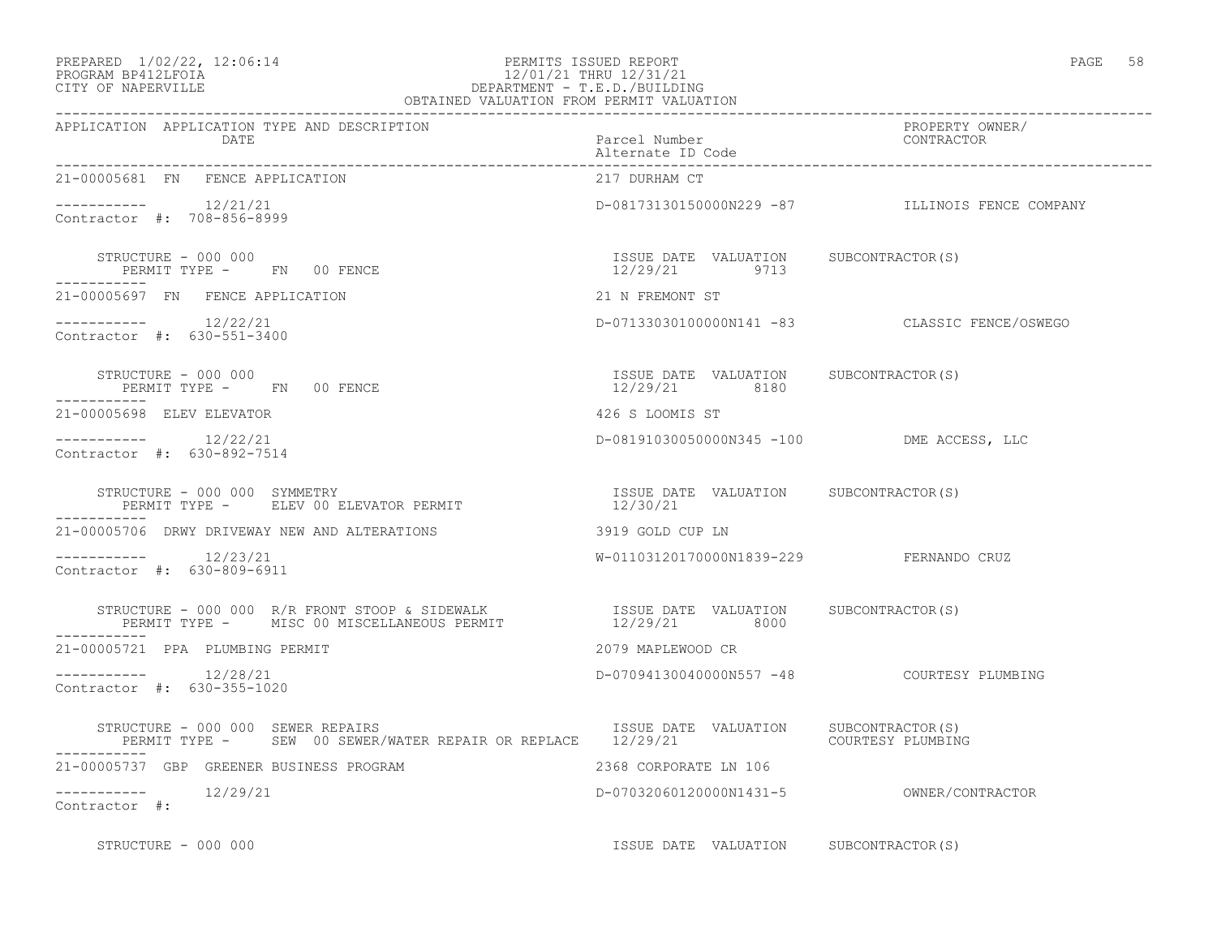| APPLICATION | APPLICATION TYPE AND DESCRIPTION DATE | Parcel Number Alternate ID Code | PROPERTY OWNER/ CONTRACTOR |
|---|---|---|---|
| 21-00005681 FN | FENCE APPLICATION | 217 DURHAM CT | |
| ----------- | 12/21/21 | D-08173130150000N229 -87 | ILLINOIS FENCE COMPANY |
| Contractor #: 708-856-8999 | | | |
| | STRUCTURE - 000 000<br>PERMIT TYPE - FN 00 FENCE | ISSUE DATE VALUATION<br>12/29/21 9713 | SUBCONTRACTOR(S) |
| 21-00005697 FN | FENCE APPLICATION | 21 N FREMONT ST | |
| ----------- | 12/22/21 | D-07133030100000N141 -83 | CLASSIC FENCE/OSWEGO |
| Contractor #: 630-551-3400 | | | |
| | STRUCTURE - 000 000<br>PERMIT TYPE - FN 00 FENCE | ISSUE DATE VALUATION<br>12/29/21 8180 | SUBCONTRACTOR(S) |
| 21-00005698 ELEV | ELEVATOR | 426 S LOOMIS ST | |
| ----------- | 12/22/21 | D-08191030050000N345 -100 | DME ACCESS, LLC |
| Contractor #: 630-892-7514 | | | |
| | STRUCTURE - 000 000 SYMMETRY<br>PERMIT TYPE - ELEV 00 ELEVATOR PERMIT | ISSUE DATE VALUATION<br>12/30/21 | SUBCONTRACTOR(S) |
| 21-00005706 DRWY | DRIVEWAY NEW AND ALTERATIONS | 3919 GOLD CUP LN | |
| ----------- | 12/23/21 | W-01103120170000N1839-229 | FERNANDO CRUZ |
| Contractor #: 630-809-6911 | | | |
| | STRUCTURE - 000 000 R/R FRONT STOOP & SIDEWALK<br>PERMIT TYPE - MISC 00 MISCELLANEOUS PERMIT | ISSUE DATE VALUATION<br>12/29/21 8000 | SUBCONTRACTOR(S) |
| 21-00005721 PPA | PLUMBING PERMIT | 2079 MAPLEWOOD CR | |
| ----------- | 12/28/21 | D-07094130040000N557 -48 | COURTESY PLUMBING |
| Contractor #: 630-355-1020 | | | |
| | STRUCTURE - 000 000 SEWER REPAIRS<br>PERMIT TYPE - SEW 00 SEWER/WATER REPAIR OR REPLACE | ISSUE DATE VALUATION<br>12/29/21 | SUBCONTRACTOR(S)<br>COURTESY PLUMBING |
| 21-00005737 GBP | GREENER BUSINESS PROGRAM | 2368 CORPORATE LN 106 | |
| ----------- | 12/29/21 | D-07032060120000N1431-5 | OWNER/CONTRACTOR |
| Contractor #: | | | |
| | STRUCTURE - 000 000 | ISSUE DATE VALUATION | SUBCONTRACTOR(S) |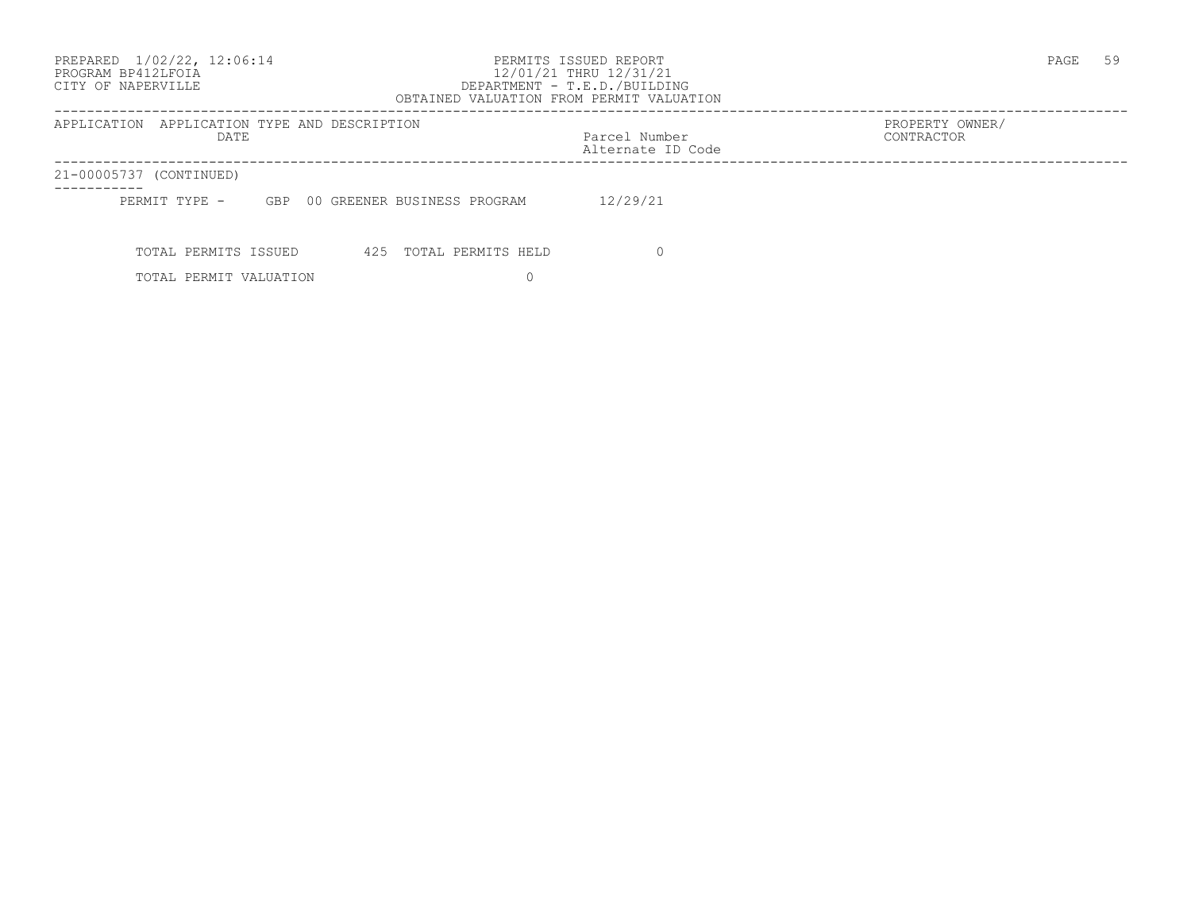PREPARED 1/02/22, 12:06:14
PROGRAM BP412LFOIA
CITY OF NAPERVILLE

PERMITS ISSUED REPORT
12/01/21 THRU 12/31/21
DEPARTMENT - T.E.D./BUILDING
OBTAINED VALUATION FROM PERMIT VALUATION

| APPLICATION | APPLICATION TYPE AND DESCRIPTION DATE | Parcel Number Alternate ID Code | PROPERTY OWNER/ CONTRACTOR |
|---|---|---|---|
| 21-00005737 (CONTINUED) | | | |
| | PERMIT TYPE - GBP 00 GREENER BUSINESS PROGRAM | 12/29/21 | |

TOTAL PERMITS ISSUED 425 TOTAL PERMITS HELD 0

TOTAL PERMIT VALUATION 0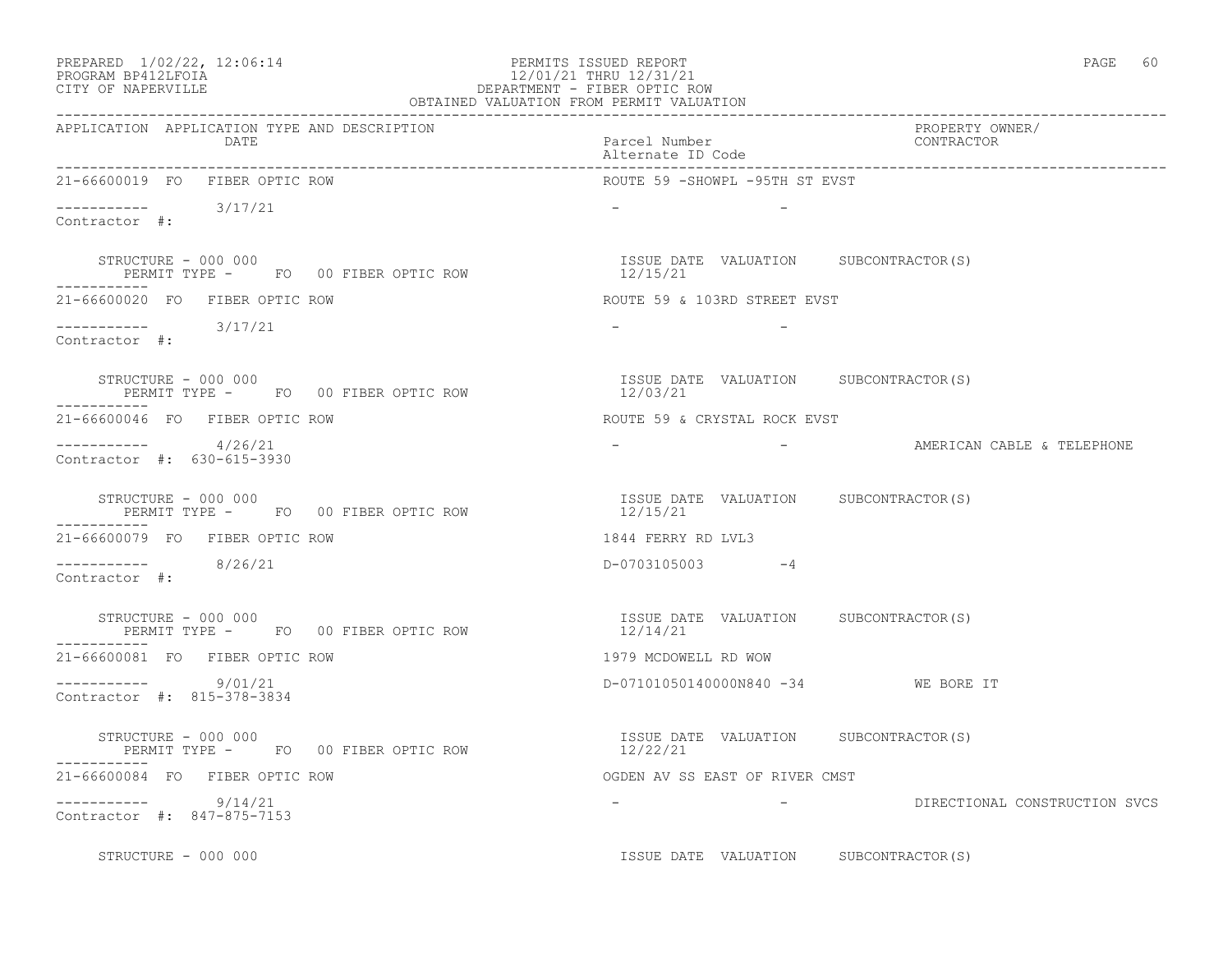PREPARED 1/02/22, 12:06:14 PERMITS ISSUED REPORT
PROGRAM BP412LFOIA 12/01/21 THRU 12/31/21
CITY OF NAPERVILLE DEPARTMENT - FIBER OPTIC ROW
OBTAINED VALUATION FROM PERMIT VALUATION

| APPLICATION | APPLICATION TYPE AND DESCRIPTION DATE | Parcel Number Alternate ID Code | PROPERTY OWNER/ CONTRACTOR |
|---|---|---|---|
| 21-66600019 FO | FIBER OPTIC ROW | ROUTE 59 -SHOWPL -95TH ST EVST | |
| ----------- | 3/17/21 | - - | |
| Contractor #: | | | |
| STRUCTURE - 000 000 | PERMIT TYPE - FO 00 FIBER OPTIC ROW | ISSUE DATE 12/15/21 VALUATION | SUBCONTRACTOR(S) |
| 21-66600020 FO | FIBER OPTIC ROW | ROUTE 59 & 103RD STREET EVST | |
| ----------- | 3/17/21 | - - | |
| Contractor #: | | | |
| STRUCTURE - 000 000 | PERMIT TYPE - FO 00 FIBER OPTIC ROW | ISSUE DATE 12/03/21 VALUATION | SUBCONTRACTOR(S) |
| 21-66600046 FO | FIBER OPTIC ROW | ROUTE 59 & CRYSTAL ROCK EVST | |
| ----------- | 4/26/21 | - - | AMERICAN CABLE & TELEPHONE |
| Contractor #: 630-615-3930 | | | |
| STRUCTURE - 000 000 | PERMIT TYPE - FO 00 FIBER OPTIC ROW | ISSUE DATE 12/15/21 VALUATION | SUBCONTRACTOR(S) |
| 21-66600079 FO | FIBER OPTIC ROW | 1844 FERRY RD LVL3 | |
| ----------- | 8/26/21 | D-0703105003 -4 | |
| Contractor #: | | | |
| STRUCTURE - 000 000 | PERMIT TYPE - FO 00 FIBER OPTIC ROW | ISSUE DATE 12/14/21 VALUATION | SUBCONTRACTOR(S) |
| 21-66600081 FO | FIBER OPTIC ROW | 1979 MCDOWELL RD WOW | |
| ----------- | 9/01/21 | D-07101050140000N840 -34 | WE BORE IT |
| Contractor #: 815-378-3834 | | | |
| STRUCTURE - 000 000 | PERMIT TYPE - FO 00 FIBER OPTIC ROW | ISSUE DATE 12/22/21 VALUATION | SUBCONTRACTOR(S) |
| 21-66600084 FO | FIBER OPTIC ROW | OGDEN AV SS EAST OF RIVER CMST | |
| ----------- | 9/14/21 | - - | DIRECTIONAL CONSTRUCTION SVCS |
| Contractor #: 847-875-7153 | | | |
| STRUCTURE - 000 000 | | ISSUE DATE VALUATION | SUBCONTRACTOR(S) |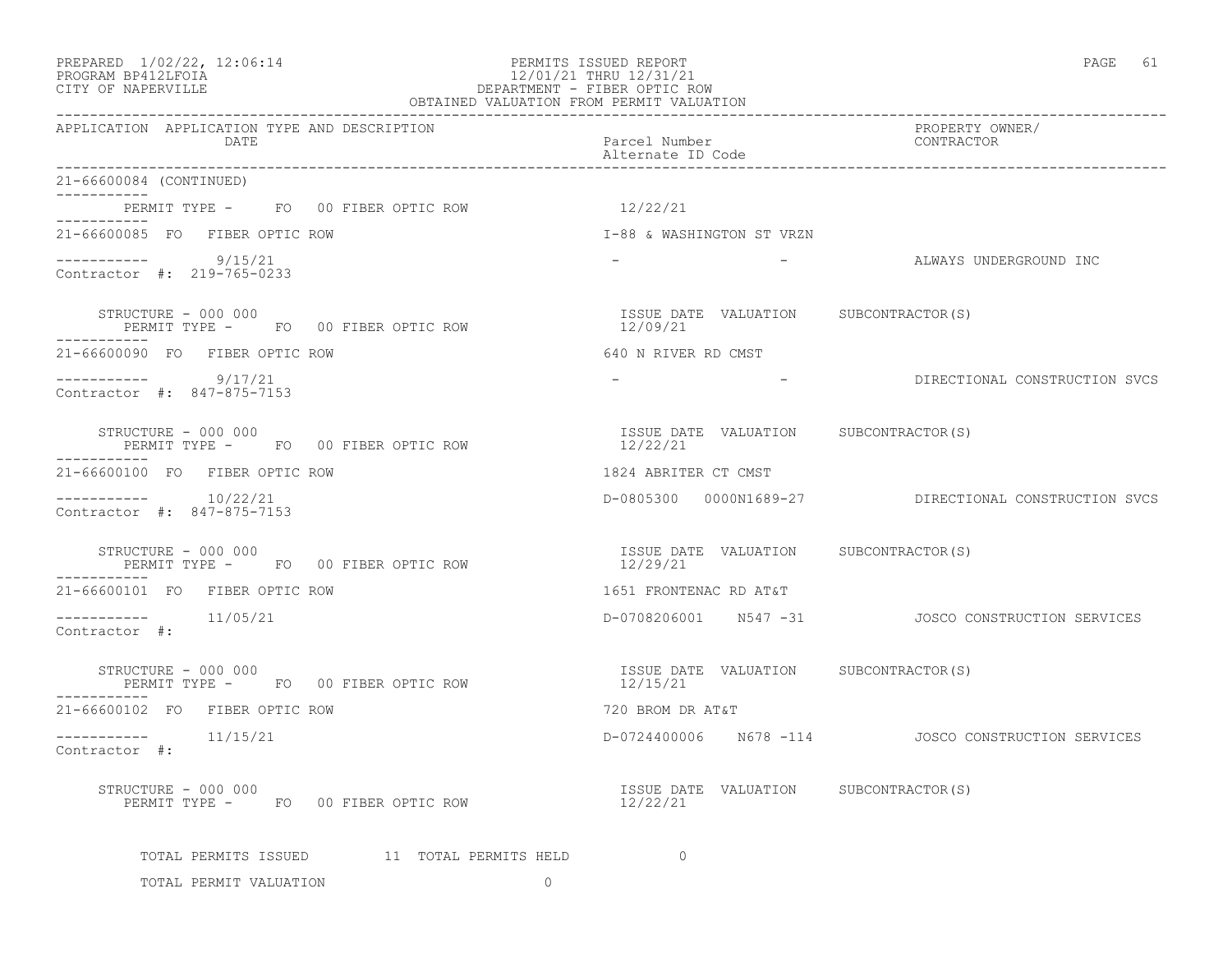PREPARED 1/02/22, 12:06:14 
PROGRAM BP412LFOIA 
CITY OF NAPERVILLE

PERMITS ISSUED REPORT 
12/01/21 THRU 12/31/21 
DEPARTMENT - FIBER OPTIC ROW 
OBTAINED VALUATION FROM PERMIT VALUATION

| APPLICATION | APPLICATION TYPE AND DESCRIPTION DATE | Parcel Number Alternate ID Code | PROPERTY OWNER/ CONTRACTOR |
|---|---|---|---|

21-66600084 (CONTINUED)

PERMIT TYPE - FO 00 FIBER OPTIC ROW 12/22/21

---

21-66600085 FO FIBER OPTIC ROW — I-88 & WASHINGTON ST VRZN

9/15/21 — - - — ALWAYS UNDERGROUND INC

Contractor #: 219-765-0233

STRUCTURE - 000 000 — ISSUE DATE VALUATION SUBCONTRACTOR(S)

PERMIT TYPE - FO 00 FIBER OPTIC ROW 12/09/21

---

21-66600090 FO FIBER OPTIC ROW — 640 N RIVER RD CMST

9/17/21 — - - — DIRECTIONAL CONSTRUCTION SVCS

Contractor #: 847-875-7153

STRUCTURE - 000 000 — ISSUE DATE VALUATION SUBCONTRACTOR(S)

PERMIT TYPE - FO 00 FIBER OPTIC ROW 12/22/21

---

21-66600100 FO FIBER OPTIC ROW — 1824 ABRITER CT CMST

10/22/21 — D-0805300 0000N1689-27 — DIRECTIONAL CONSTRUCTION SVCS

Contractor #: 847-875-7153

STRUCTURE - 000 000 — ISSUE DATE VALUATION SUBCONTRACTOR(S)

PERMIT TYPE - FO 00 FIBER OPTIC ROW 12/29/21

---

21-66600101 FO FIBER OPTIC ROW — 1651 FRONTENAC RD AT&T

11/05/21 — D-0708206001 N547 -31 — JOSCO CONSTRUCTION SERVICES

Contractor #:

STRUCTURE - 000 000 — ISSUE DATE VALUATION SUBCONTRACTOR(S)

PERMIT TYPE - FO 00 FIBER OPTIC ROW 12/15/21

---

21-66600102 FO FIBER OPTIC ROW — 720 BROM DR AT&T

11/15/21 — D-0724400006 N678 -114 — JOSCO CONSTRUCTION SERVICES

Contractor #:

STRUCTURE - 000 000 — ISSUE DATE VALUATION SUBCONTRACTOR(S)

PERMIT TYPE - FO 00 FIBER OPTIC ROW 12/22/21

TOTAL PERMITS ISSUED 11 TOTAL PERMITS HELD 0

TOTAL PERMIT VALUATION 0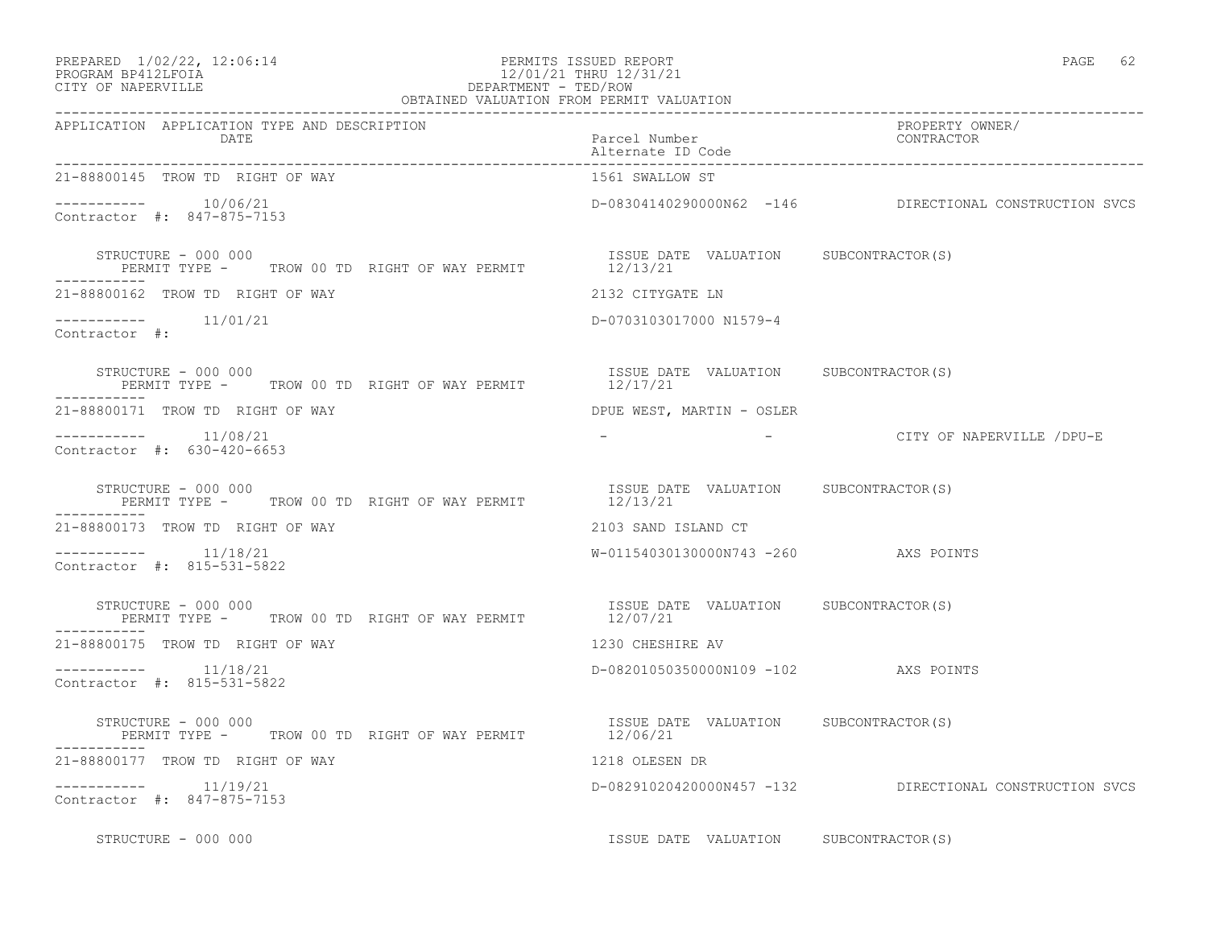PREPARED 1/02/22, 12:06:14 — PERMITS ISSUED REPORT
PROGRAM BP412LFOIA — 12/01/21 THRU 12/31/21
CITY OF NAPERVILLE — DEPARTMENT - TED/ROW
OBTAINED VALUATION FROM PERMIT VALUATION

| APPLICATION | APPLICATION TYPE AND DESCRIPTION / DATE | Parcel Number / Alternate ID Code | PROPERTY OWNER/ CONTRACTOR |
|---|---|---|---|
| 21-88800145 | TROW TD RIGHT OF WAY | 1561 SWALLOW ST | |
| ----------- | 10/06/21 | D-08304140290000N62 -146 | DIRECTIONAL CONSTRUCTION SVCS |
| Contractor #: 847-875-7153 | | | |
| STRUCTURE - 000 000 | PERMIT TYPE - TROW 00 TD RIGHT OF WAY PERMIT | ISSUE DATE 12/13/21 VALUATION | SUBCONTRACTOR(S) |
| 21-88800162 | TROW TD RIGHT OF WAY | 2132 CITYGATE LN | |
| ----------- | 11/01/21 | D-0703103017000 N1579-4 | |
| Contractor #: | | | |
| STRUCTURE - 000 000 | PERMIT TYPE - TROW 00 TD RIGHT OF WAY PERMIT | ISSUE DATE 12/17/21 VALUATION | SUBCONTRACTOR(S) |
| 21-88800171 | TROW TD RIGHT OF WAY | DPUE WEST, MARTIN - OSLER | |
| ----------- | 11/08/21 | - - | CITY OF NAPERVILLE /DPU-E |
| Contractor #: 630-420-6653 | | | |
| STRUCTURE - 000 000 | PERMIT TYPE - TROW 00 TD RIGHT OF WAY PERMIT | ISSUE DATE 12/13/21 VALUATION | SUBCONTRACTOR(S) |
| 21-88800173 | TROW TD RIGHT OF WAY | 2103 SAND ISLAND CT | |
| ----------- | 11/18/21 | W-01154030130000N743 -260 | AXS POINTS |
| Contractor #: 815-531-5822 | | | |
| STRUCTURE - 000 000 | PERMIT TYPE - TROW 00 TD RIGHT OF WAY PERMIT | ISSUE DATE 12/07/21 VALUATION | SUBCONTRACTOR(S) |
| 21-88800175 | TROW TD RIGHT OF WAY | 1230 CHESHIRE AV | |
| ----------- | 11/18/21 | D-08201050350000N109 -102 | AXS POINTS |
| Contractor #: 815-531-5822 | | | |
| STRUCTURE - 000 000 | PERMIT TYPE - TROW 00 TD RIGHT OF WAY PERMIT | ISSUE DATE 12/06/21 VALUATION | SUBCONTRACTOR(S) |
| 21-88800177 | TROW TD RIGHT OF WAY | 1218 OLESEN DR | |
| ----------- | 11/19/21 | D-08291020420000N457 -132 | DIRECTIONAL CONSTRUCTION SVCS |
| Contractor #: 847-875-7153 | | | |
| STRUCTURE - 000 000 | | ISSUE DATE VALUATION | SUBCONTRACTOR(S) |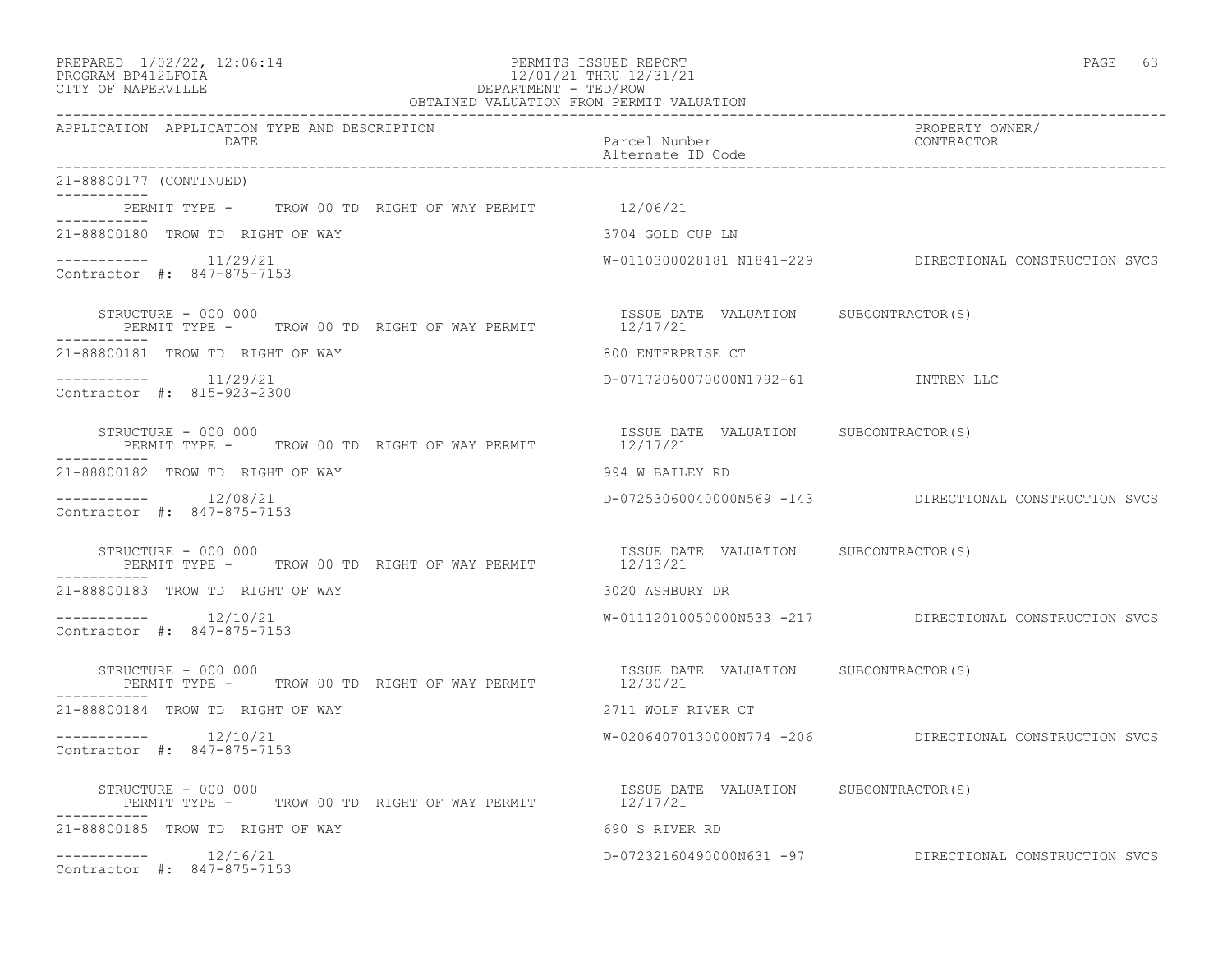OBTAINED VALUATION FROM PERMIT VALUATION

| APPLICATION | APPLICATION TYPE AND DESCRIPTION / DATE | Parcel Number / Alternate ID Code | PROPERTY OWNER/ CONTRACTOR |
|---|---|---|---|

21-88800177 (CONTINUED)

PERMIT TYPE - TROW 00 TD RIGHT OF WAY PERMIT 12/06/21

---

21-88800180 TROW TD RIGHT OF WAY — 3704 GOLD CUP LN

11/29/21 — W-0110300028181 N1841-229 — DIRECTIONAL CONSTRUCTION SVCS

Contractor #: 847-875-7153

STRUCTURE - 000 000 — ISSUE DATE VALUATION SUBCONTRACTOR(S)
PERMIT TYPE - TROW 00 TD RIGHT OF WAY PERMIT 12/17/21

---

21-88800181 TROW TD RIGHT OF WAY — 800 ENTERPRISE CT

11/29/21 — D-07172060070000N1792-61 — INTREN LLC

Contractor #: 815-923-2300

STRUCTURE - 000 000 — ISSUE DATE VALUATION SUBCONTRACTOR(S)
PERMIT TYPE - TROW 00 TD RIGHT OF WAY PERMIT 12/17/21

---

21-88800182 TROW TD RIGHT OF WAY — 994 W BAILEY RD

12/08/21 — D-07253060040000N569 -143 — DIRECTIONAL CONSTRUCTION SVCS

Contractor #: 847-875-7153

STRUCTURE - 000 000 — ISSUE DATE VALUATION SUBCONTRACTOR(S)
PERMIT TYPE - TROW 00 TD RIGHT OF WAY PERMIT 12/13/21

---

21-88800183 TROW TD RIGHT OF WAY — 3020 ASHBURY DR

12/10/21 — W-01112010050000N533 -217 — DIRECTIONAL CONSTRUCTION SVCS

Contractor #: 847-875-7153

STRUCTURE - 000 000 — ISSUE DATE VALUATION SUBCONTRACTOR(S)
PERMIT TYPE - TROW 00 TD RIGHT OF WAY PERMIT 12/30/21

---

21-88800184 TROW TD RIGHT OF WAY — 2711 WOLF RIVER CT

12/10/21 — W-02064070130000N774 -206 — DIRECTIONAL CONSTRUCTION SVCS

Contractor #: 847-875-7153

STRUCTURE - 000 000 — ISSUE DATE VALUATION SUBCONTRACTOR(S)
PERMIT TYPE - TROW 00 TD RIGHT OF WAY PERMIT 12/17/21

---

21-88800185 TROW TD RIGHT OF WAY — 690 S RIVER RD

12/16/21 — D-07232160490000N631 -97 — DIRECTIONAL CONSTRUCTION SVCS

Contractor #: 847-875-7153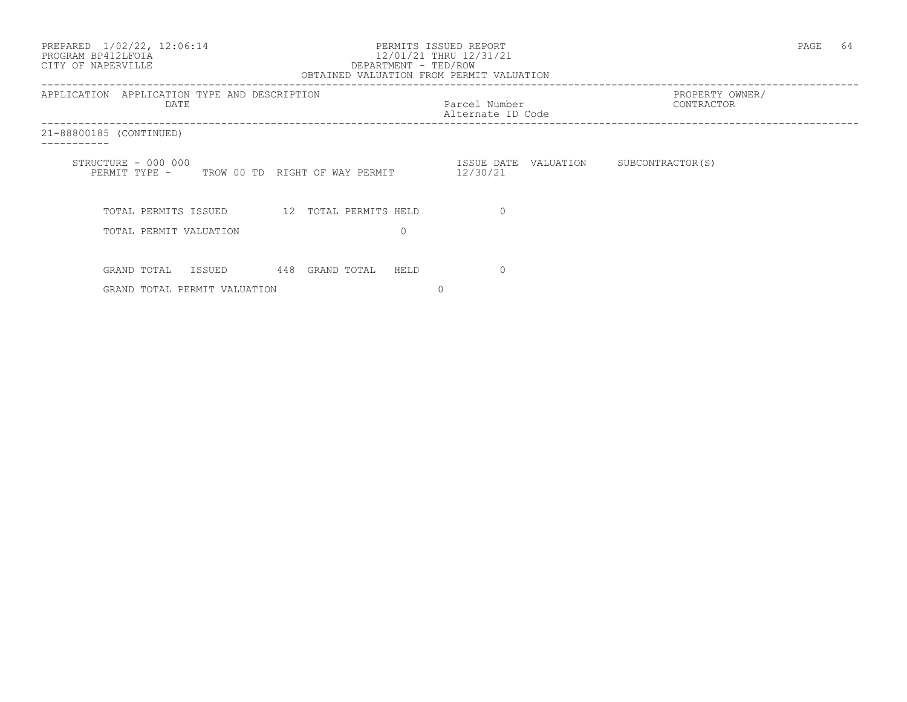PREPARED 1/02/22, 12:06:14
PROGRAM BP412LFOIA
CITY OF NAPERVILLE

PERMITS ISSUED REPORT
12/01/21 THRU 12/31/21
DEPARTMENT - TED/ROW
OBTAINED VALUATION FROM PERMIT VALUATION

| APPLICATION | APPLICATION TYPE AND DESCRIPTION DATE | Parcel Number Alternate ID Code | PROPERTY OWNER/ CONTRACTOR |
|---|---|---|---|

21-88800185 (CONTINUED)

STRUCTURE - 000 000
PERMIT TYPE - TROW 00 TD RIGHT OF WAY PERMIT

ISSUE DATE VALUATION SUBCONTRACTOR(S)
12/30/21

TOTAL PERMITS ISSUED 12 TOTAL PERMITS HELD 0

TOTAL PERMIT VALUATION 0

GRAND TOTAL ISSUED 448 GRAND TOTAL HELD 0

GRAND TOTAL PERMIT VALUATION 0